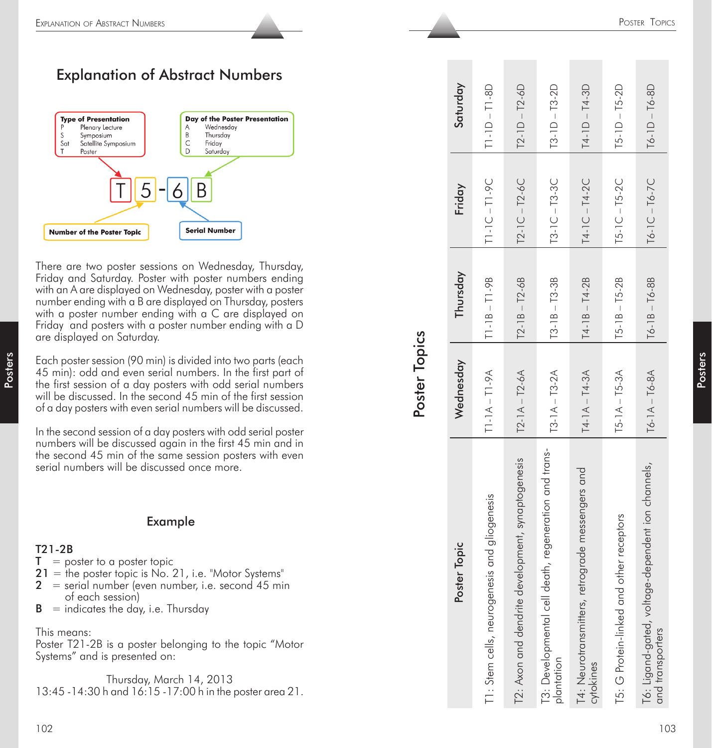# Explanation of Abstract Numbers

**Type of Presentation**
- P Plenary Lecture
- S Symposium
- Sat Satellite Symposium
- T Poster

**Day of the Poster Presentation**
- A Wednesday
- B Thursday
- C Friday
- D Saturday

T 5 - 6 B

- T: Type of Presentation
- 5: Number of the Poster Topic
- 6: Serial Number
- B: Day of the Poster Presentation

There are two poster sessions on Wednesday, Thursday, Friday and Saturday. Poster with poster numbers ending with an A are displayed on Wednesday, poster with a poster number ending with a B are displayed on Thursday, posters with a poster number ending with a C are displayed on Friday and posters with a poster number ending with a D are displayed on Saturday.

Each poster session (90 min) is divided into two parts (each 45 min): odd and even serial numbers. In the first part of the first session of a day posters with odd serial numbers will be discussed. In the second 45 min of the first session of a day posters with even serial numbers will be discussed.

In the second session of a day posters with odd serial poster numbers will be discussed again in the first 45 min and in the second 45 min of the same session posters with even serial numbers will be discussed once more.

## Example

**T21-2B**

**T** = poster to a poster topic
**21** = the poster topic is No. 21, i.e. "Motor Systems"
**2** = serial number (even number, i.e. second 45 min of each session)
**B** = indicates the day, i.e. Thursday

This means:
Poster T21-2B is a poster belonging to the topic "Motor Systems" and is presented on:

Thursday, March 14, 2013
13:45 -14:30 h and 16:15 -17:00 h in the poster area 21.

# Poster Topics

| Poster Topic | Wednesday | Thursday | Friday | Saturday |
|---|---|---|---|---|
| T1: Stem cells, neurogenesis and gliogenesis | T1-1A – T1-9A | T1-1B – T1-9B | T1-1C – T1-9C | T1-1D – T1-8D |
| T2: Axon and dendrite development, synaptogenesis | T2-1A – T2-6A | T2-1B – T2-6B | T2-1C – T2-6C | T2-1D – T2-6D |
| T3: Developmental cell death, regeneration and transplantation | T3-1A – T3-2A | T3-1B – T3-3B | T3-1C – T3-3C | T3-1D – T3-2D |
| T4: Neurotransmitters, retrograde messengers and cytokines | T4-1A – T4-3A | T4-1B – T4-2B | T4-1C – T4-2C | T4-1D – T4-3D |
| T5: G Protein-linked and other receptors | T5-1A – T5-3A | T5-1B – T5-2B | T5-1C – T5-2C | T5-1D – T5-2D |
| T6: Ligand-gated, voltage-dependent ion channels, and transporters | T6-1A – T6-8A | T6-1B – T6-8B | T6-1C – T6-7C | T6-1D – T6-8D |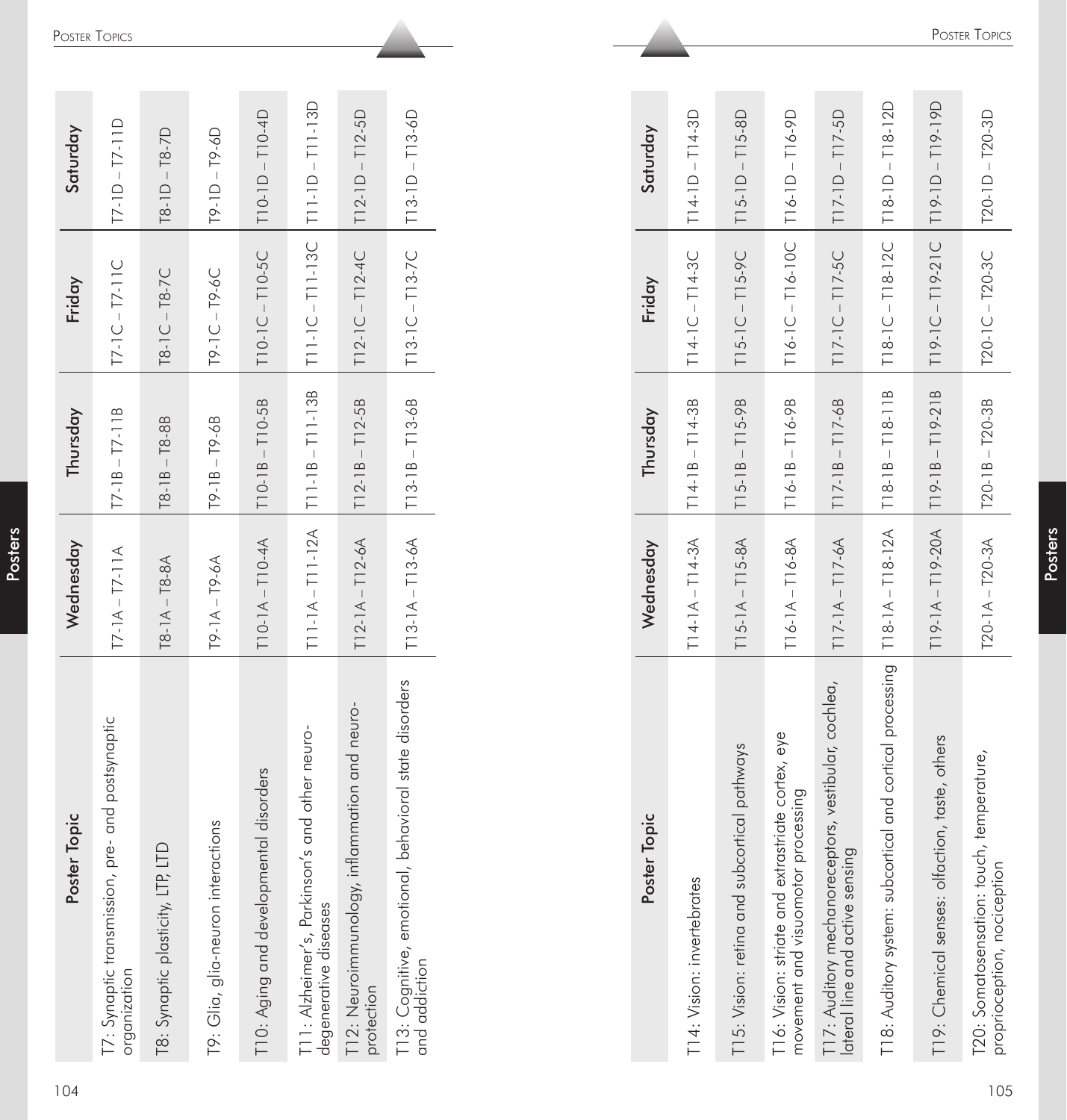| Poster Topic | Wednesday | Thursday | Friday | Saturday |
|---|---|---|---|---|
| T7: Synaptic transmission, pre- and postsynaptic organization | T7-1A – T7-11A | T7-1B – T7-11B | T7-1C – T7-11C | T7-1D – T7-11D |
| T8: Synaptic plasticity, LTP, LTD | T8-1A – T8-8A | T8-1B – T8-8B | T8-1C – T8-7C | T8-1D – T8-7D |
| T9: Glia, glia-neuron interactions | T9-1A – T9-6A | T9-1B – T9-6B | T9-1C – T9-6C | T9-1D – T9-6D |
| T10: Aging and developmental disorders | T10-1A – T10-4A | T10-1B – T10-5B | T10-1C – T10-5C | T10-1D – T10-4D |
| T11: Alzheimer's, Parkinson's and other neuro-degenerative diseases | T11-1A – T11-12A | T11-1B – T11-13B | T11-1C – T11-13C | T11-1D – T11-13D |
| T12: Neuroimmunology, inflammation and neuro-protection | T12-1A – T12-6A | T12-1B – T12-5B | T12-1C – T12-4C | T12-1D – T12-5D |
| T13: Cognitive, emotional, behavioral state disorders and addiction | T13-1A – T13-6A | T13-1B – T13-6B | T13-1C – T13-7C | T13-1D – T13-6D |

| Poster Topic | Wednesday | Thursday | Friday | Saturday |
|---|---|---|---|---|
| T14: Vision: invertebrates | T14-1A – T14-3A | T14-1B – T14-3B | T14-1C – T14-3C | T14-1D – T14-3D |
| T15: Vision: retina and subcortical pathways | T15-1A – T15-8A | T15-1B – T15-9B | T15-1C – T15-9C | T15-1D – T15-8D |
| T16: Vision: striate and extrastriate cortex, eye movement and visuomotor processing | T16-1A – T16-8A | T16-1B – T16-9B | T16-1C – T16-10C | T16-1D – T16-9D |
| T17: Auditory mechanoreceptors, vestibular, cochlea, lateral line and active sensing | T17-1A – T17-6A | T17-1B – T17-6B | T17-1C – T17-5C | T17-1D – T17-5D |
| T18: Auditory system: subcortical and cortical processing | T18-1A – T18-12A | T18-1B – T18-11B | T18-1C – T18-12C | T18-1D – T18-12D |
| T19: Chemical senses: olfaction, taste, others | T19-1A – T19-20A | T19-1B – T19-21B | T19-1C – T19-21C | T19-1D – T19-19D |
| T20: Somatosensation: touch, temperature, proprioception, nociception | T20-1A – T20-3A | T20-1B – T20-3B | T20-1C – T20-3C | T20-1D – T20-3D |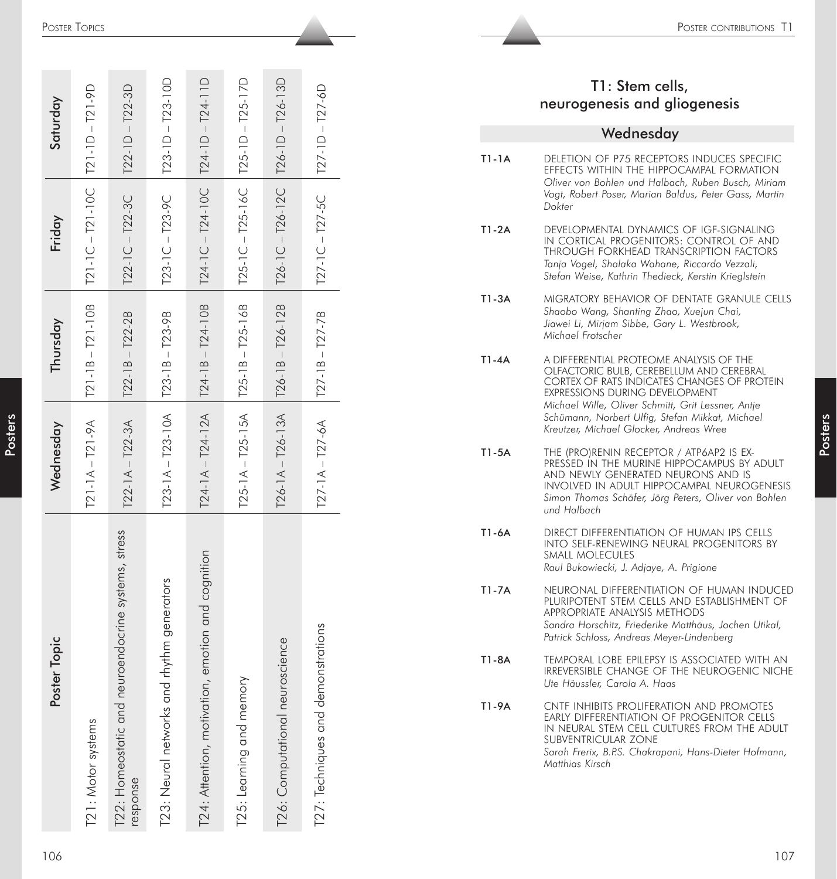| Poster Topic | Wednesday | Thursday | Friday | Saturday |
| --- | --- | --- | --- | --- |
| T21: Motor systems | T21-1A – T21-9A | T21-1B – T21-10B | T21-1C – T21-10C | T21-1D – T21-9D |
| T22: Homeostatic and neuroendocrine systems, stress response | T22-1A – T22-3A | T22-1B – T22-2B | T22-1C – T22-3C | T22-1D – T22-3D |
| T23: Neural networks and rhythm generators | T23-1A – T23-10A | T23-1B – T23-9B | T23-1C – T23-9C | T23-1D – T23-10D |
| T24: Attention, motivation, emotion and cognition | T24-1A – T24-12A | T24-1B – T24-10B | T24-1C – T24-10C | T24-1D – T24-11D |
| T25: Learning and memory | T25-1A – T25-15A | T25-1B – T25-16B | T25-1C – T25-16C | T25-1D – T25-17D |
| T26: Computational neuroscience | T26-1A – T26-13A | T26-1B – T26-12B | T26-1C – T26-12C | T26-1D – T26-13D |
| T27: Techniques and demonstrations | T27-1A – T27-6A | T27-1B – T27-7B | T27-1C – T27-5C | T27-1D – T27-6D |

# T1: Stem cells, neurogenesis and gliogenesis

## Wednesday

**T1-1A** DELETION OF P75 RECEPTORS INDUCES SPECIFIC EFFECTS WITHIN THE HIPPOCAMPAL FORMATION
*Oliver von Bohlen und Halbach, Ruben Busch, Miriam Vogt, Robert Poser, Marian Baldus, Peter Gass, Martin Dokter*

**T1-2A** DEVELOPMENTAL DYNAMICS OF IGF-SIGNALING IN CORTICAL PROGENITORS: CONTROL OF AND THROUGH FORKHEAD TRANSCRIPTION FACTORS
*Tanja Vogel, Shalaka Wahane, Riccardo Vezzali, Stefan Weise, Kathrin Thedieck, Kerstin Krieglstein*

**T1-3A** MIGRATORY BEHAVIOR OF DENTATE GRANULE CELLS
*Shaobo Wang, Shanting Zhao, Xuejun Chai, Jiawei Li, Mirjam Sibbe, Gary L. Westbrook, Michael Frotscher*

**T1-4A** A DIFFERENTIAL PROTEOME ANALYSIS OF THE OLFACTORIC BULB, CEREBELLUM AND CEREBRAL CORTEX OF RATS INDICATES CHANGES OF PROTEIN EXPRESSIONS DURING DEVELOPMENT
*Michael Wille, Oliver Schmitt, Grit Lessner, Antje Schümann, Norbert Ulfig, Stefan Mikkat, Michael Kreutzer, Michael Glocker, Andreas Wree*

**T1-5A** THE (PRO)RENIN RECEPTOR / ATP6AP2 IS EXPRESSED IN THE MURINE HIPPOCAMPUS BY ADULT AND NEWLY GENERATED NEURONS AND IS INVOLVED IN ADULT HIPPOCAMPAL NEUROGENESIS
*Simon Thomas Schäfer, Jörg Peters, Oliver von Bohlen und Halbach*

**T1-6A** DIRECT DIFFERENTIATION OF HUMAN IPS CELLS INTO SELF-RENEWING NEURAL PROGENITORS BY SMALL MOLECULES
*Raul Bukowiecki, J. Adjaye, A. Prigione*

**T1-7A** NEURONAL DIFFERENTIATION OF HUMAN INDUCED PLURIPOTENT STEM CELLS AND ESTABLISHMENT OF APPROPRIATE ANALYSIS METHODS
*Sandra Horschitz, Friederike Matthäus, Jochen Utikal, Patrick Schloss, Andreas Meyer-Lindenberg*

**T1-8A** TEMPORAL LOBE EPILEPSY IS ASSOCIATED WITH AN IRREVERSIBLE CHANGE OF THE NEUROGENIC NICHE
*Ute Häussler, Carola A. Haas*

**T1-9A** CNTF INHIBITS PROLIFERATION AND PROMOTES EARLY DIFFERENTIATION OF PROGENITOR CELLS IN NEURAL STEM CELL CULTURES FROM THE ADULT SUBVENTRICULAR ZONE
*Sarah Frerix, B.P.S. Chakrapani, Hans-Dieter Hofmann, Matthias Kirsch*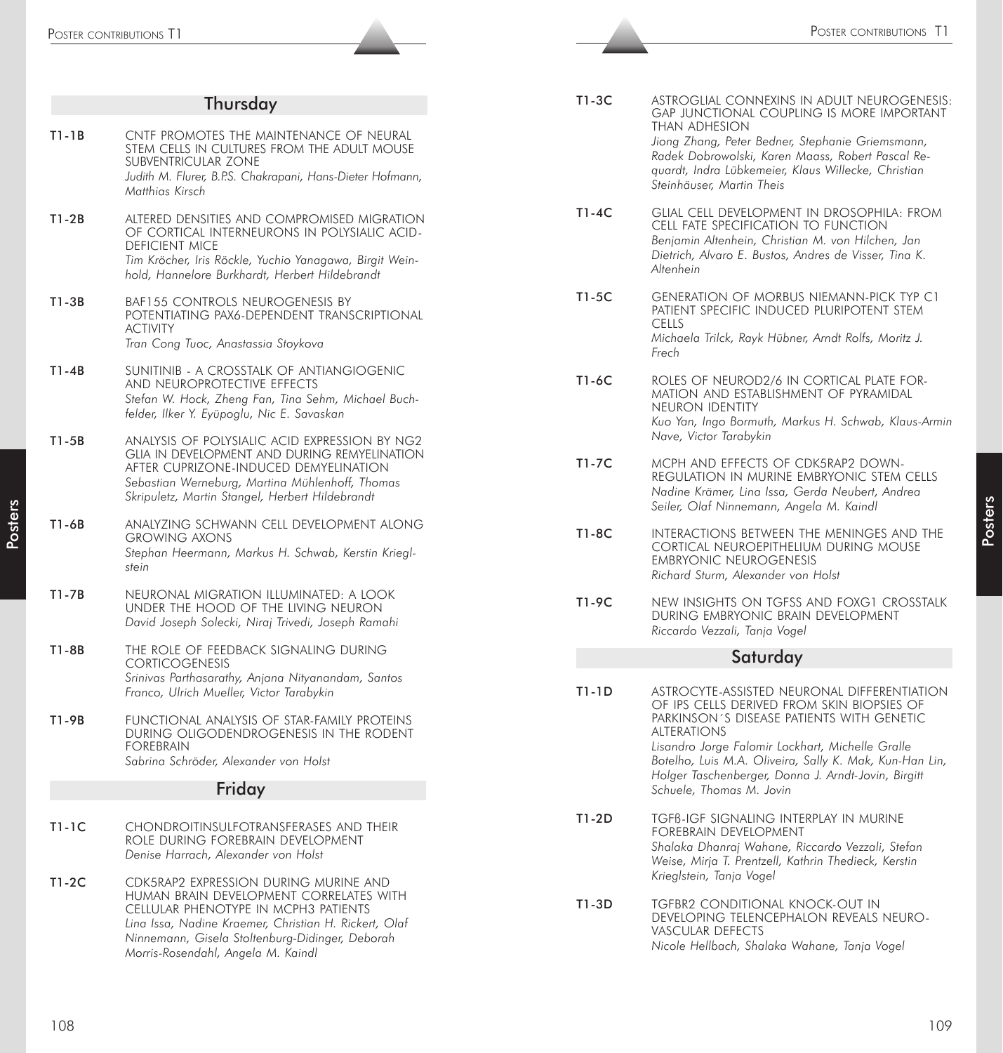## Thursday

**T1-1B** CNTF PROMOTES THE MAINTENANCE OF NEURAL STEM CELLS IN CULTURES FROM THE ADULT MOUSE SUBVENTRICULAR ZONE
*Judith M. Flurer, B.P.S. Chakrapani, Hans-Dieter Hofmann, Matthias Kirsch*

**T1-2B** ALTERED DENSITIES AND COMPROMISED MIGRATION OF CORTICAL INTERNEURONS IN POLYSIALIC ACID-DEFICIENT MICE
*Tim Kröcher, Iris Röckle, Yuchio Yanagawa, Birgit Weinhold, Hannelore Burkhardt, Herbert Hildebrandt*

**T1-3B** BAF155 CONTROLS NEUROGENESIS BY POTENTIATING PAX6-DEPENDENT TRANSCRIPTIONAL ACTIVITY
*Tran Cong Tuoc, Anastassia Stoykova*

**T1-4B** SUNITINIB - A CROSSTALK OF ANTIANGIOGENIC AND NEUROPROTECTIVE EFFECTS
*Stefan W. Hock, Zheng Fan, Tina Sehm, Michael Buchfelder, Ilker Y. Eyüpoglu, Nic E. Savaskan*

**T1-5B** ANALYSIS OF POLYSIALIC ACID EXPRESSION BY NG2 GLIA IN DEVELOPMENT AND DURING REMYELINATION AFTER CUPRIZONE-INDUCED DEMYELINATION
*Sebastian Werneburg, Martina Mühlenhoff, Thomas Skripuletz, Martin Stangel, Herbert Hildebrandt*

**T1-6B** ANALYZING SCHWANN CELL DEVELOPMENT ALONG GROWING AXONS
*Stephan Heermann, Markus H. Schwab, Kerstin Krieglstein*

**T1-7B** NEURONAL MIGRATION ILLUMINATED: A LOOK UNDER THE HOOD OF THE LIVING NEURON
*David Joseph Solecki, Niraj Trivedi, Joseph Ramahi*

**T1-8B** THE ROLE OF FEEDBACK SIGNALING DURING CORTICOGENESIS
*Srinivas Parthasarathy, Anjana Nityanandam, Santos Franco, Ulrich Mueller, Victor Tarabykin*

**T1-9B** FUNCTIONAL ANALYSIS OF STAR-FAMILY PROTEINS DURING OLIGODENDROGENESIS IN THE RODENT FOREBRAIN
*Sabrina Schröder, Alexander von Holst*

## Friday

**T1-1C** CHONDROITINSULFOTRANSFERASES AND THEIR ROLE DURING FOREBRAIN DEVELOPMENT
*Denise Harrach, Alexander von Holst*

**T1-2C** CDK5RAP2 EXPRESSION DURING MURINE AND HUMAN BRAIN DEVELOPMENT CORRELATES WITH CELLULAR PHENOTYPE IN MCPH3 PATIENTS
*Lina Issa, Nadine Kraemer, Christian H. Rickert, Olaf Ninnemann, Gisela Stoltenburg-Didinger, Deborah Morris-Rosendahl, Angela M. Kaindl*

**T1-3C** ASTROGLIAL CONNEXINS IN ADULT NEUROGENESIS: GAP JUNCTIONAL COUPLING IS MORE IMPORTANT THAN ADHESION
*Jiong Zhang, Peter Bedner, Stephanie Griemsmann, Radek Dobrowolski, Karen Maass, Robert Pascal Requardt, Indra Lübkemeier, Klaus Willecke, Christian Steinhäuser, Martin Theis*

**T1-4C** GLIAL CELL DEVELOPMENT IN DROSOPHILA: FROM CELL FATE SPECIFICATION TO FUNCTION
*Benjamin Altenhein, Christian M. von Hilchen, Jan Dietrich, Alvaro E. Bustos, Andres de Visser, Tina K. Altenhein*

**T1-5C** GENERATION OF MORBUS NIEMANN-PICK TYP C1 PATIENT SPECIFIC INDUCED PLURIPOTENT STEM CELLS
*Michaela Trilck, Rayk Hübner, Arndt Rolfs, Moritz J. Frech*

**T1-6C** ROLES OF NEUROD2/6 IN CORTICAL PLATE FORMATION AND ESTABLISHMENT OF PYRAMIDAL NEURON IDENTITY
*Kuo Yan, Ingo Bormuth, Markus H. Schwab, Klaus-Armin Nave, Victor Tarabykin*

**T1-7C** MCPH AND EFFECTS OF CDK5RAP2 DOWN-REGULATION IN MURINE EMBRYONIC STEM CELLS
*Nadine Krämer, Lina Issa, Gerda Neubert, Andrea Seiler, Olaf Ninnemann, Angela M. Kaindl*

**T1-8C** INTERACTIONS BETWEEN THE MENINGES AND THE CORTICAL NEUROEPITHELIUM DURING MOUSE EMBRYONIC NEUROGENESIS
*Richard Sturm, Alexander von Holst*

**T1-9C** NEW INSIGHTS ON TGFSS AND FOXG1 CROSSTALK DURING EMBRYONIC BRAIN DEVELOPMENT
*Riccardo Vezzali, Tanja Vogel*

## Saturday

**T1-1D** ASTROCYTE-ASSISTED NEURONAL DIFFERENTIATION OF IPS CELLS DERIVED FROM SKIN BIOPSIES OF PARKINSON´S DISEASE PATIENTS WITH GENETIC ALTERATIONS
*Lisandro Jorge Falomir Lockhart, Michelle Gralle Botelho, Luis M.A. Oliveira, Sally K. Mak, Kun-Han Lin, Holger Taschenberger, Donna J. Arndt-Jovin, Birgitt Schuele, Thomas M. Jovin*

**T1-2D** TGFß-IGF SIGNALING INTERPLAY IN MURINE FOREBRAIN DEVELOPMENT
*Shalaka Dhanraj Wahane, Riccardo Vezzali, Stefan Weise, Mirja T. Prentzell, Kathrin Thedieck, Kerstin Krieglstein, Tanja Vogel*

**T1-3D** TGFBR2 CONDITIONAL KNOCK-OUT IN DEVELOPING TELENCEPHALON REVEALS NEURO-VASCULAR DEFECTS
*Nicole Hellbach, Shalaka Wahane, Tanja Vogel*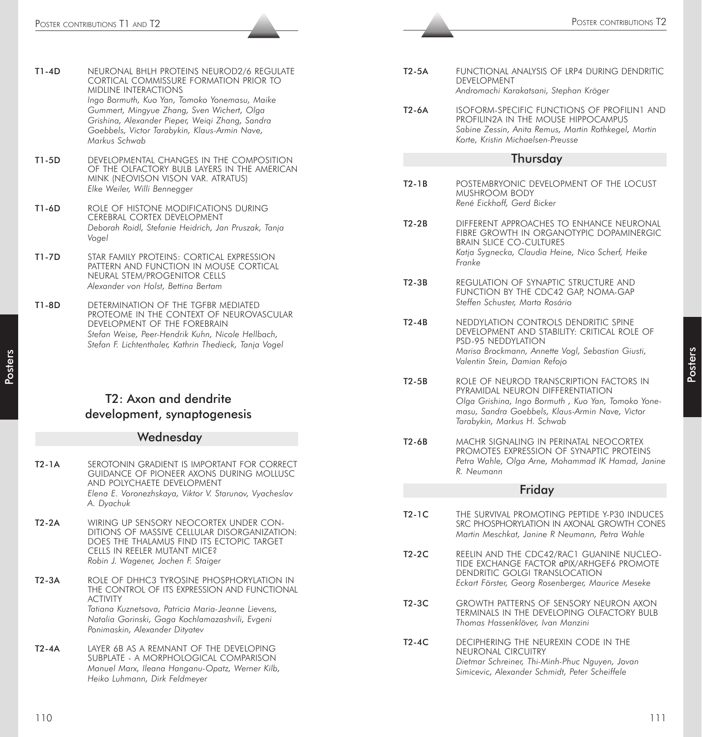**T1-4D** NEURONAL BHLH PROTEINS NEUROD2/6 REGULATE CORTICAL COMMISSURE FORMATION PRIOR TO MIDLINE INTERACTIONS
*Ingo Bormuth, Kuo Yan, Tomoko Yonemasu, Maike Gummert, Mingyue Zhang, Sven Wichert, Olga Grishina, Alexander Pieper, Weiqi Zhang, Sandra Goebbels, Victor Tarabykin, Klaus-Armin Nave, Markus Schwab*

**T1-5D** DEVELOPMENTAL CHANGES IN THE COMPOSITION OF THE OLFACTORY BULB LAYERS IN THE AMERICAN MINK (NEOVISON VISON VAR. ATRATUS)
*Elke Weiler, Willi Bennegger*

**T1-6D** ROLE OF HISTONE MODIFICATIONS DURING CEREBRAL CORTEX DEVELOPMENT
*Deborah Roidl, Stefanie Heidrich, Jan Pruszak, Tanja Vogel*

**T1-7D** STAR FAMILY PROTEINS: CORTICAL EXPRESSION PATTERN AND FUNCTION IN MOUSE CORTICAL NEURAL STEM/PROGENITOR CELLS
*Alexander von Holst, Bettina Bertam*

**T1-8D** DETERMINATION OF THE TGFBR MEDIATED PROTEOME IN THE CONTEXT OF NEUROVASCULAR DEVELOPMENT OF THE FOREBRAIN
*Stefan Weise, Peer-Hendrik Kuhn, Nicole Hellbach, Stefan F. Lichtenthaler, Kathrin Thedieck, Tanja Vogel*

## T2: Axon and dendrite development, synaptogenesis

### Wednesday

**T2-1A** SEROTONIN GRADIENT IS IMPORTANT FOR CORRECT GUIDANCE OF PIONEER AXONS DURING MOLLUSC AND POLYCHAETE DEVELOPMENT
*Elena E. Voronezhskaya, Viktor V. Starunov, Vyacheslav A. Dyachuk*

**T2-2A** WIRING UP SENSORY NEOCORTEX UNDER CONDITIONS OF MASSIVE CELLULAR DISORGANIZATION: DOES THE THALAMUS FIND ITS ECTOPIC TARGET CELLS IN REELER MUTANT MICE?
*Robin J. Wagener, Jochen F. Staiger*

**T2-3A** ROLE OF DHHC3 TYROSINE PHOSPHORYLATION IN THE CONTROL OF ITS EXPRESSION AND FUNCTIONAL ACTIVITY
*Tatiana Kuznetsova, Patricia Maria-Jeanne Lievens, Natalia Gorinski, Gaga Kochlamazashvili, Evgeni Ponimaskin, Alexander Dityatev*

**T2-4A** LAYER 6B AS A REMNANT OF THE DEVELOPING SUBPLATE - A MORPHOLOGICAL COMPARISON
*Manuel Marx, Ileana Hanganu-Opatz, Werner Kilb, Heiko Luhmann, Dirk Feldmeyer*

**T2-5A** FUNCTIONAL ANALYSIS OF LRP4 DURING DENDRITIC DEVELOPMENT
*Andromachi Karakatsani, Stephan Kröger*

**T2-6A** ISOFORM-SPECIFIC FUNCTIONS OF PROFILIN1 AND PROFILIN2A IN THE MOUSE HIPPOCAMPUS
*Sabine Zessin, Anita Remus, Martin Rothkegel, Martin Korte, Kristin Michaelsen-Preusse*

### Thursday

**T2-1B** POSTEMBRYONIC DEVELOPMENT OF THE LOCUST MUSHROOM BODY
*René Eickhoff, Gerd Bicker*

**T2-2B** DIFFERENT APPROACHES TO ENHANCE NEURONAL FIBRE GROWTH IN ORGANOTYPIC DOPAMINERGIC BRAIN SLICE CO-CULTURES
*Katja Sygnecka, Claudia Heine, Nico Scherf, Heike Franke*

**T2-3B** REGULATION OF SYNAPTIC STRUCTURE AND FUNCTION BY THE CDC42 GAP, NOMA-GAP
*Steffen Schuster, Marta Rosário*

**T2-4B** NEDDYLATION CONTROLS DENDRITIC SPINE DEVELOPMENT AND STABILITY: CRITICAL ROLE OF PSD-95 NEDDYLATION
*Marisa Brockmann, Annette Vogl, Sebastian Giusti, Valentin Stein, Damian Refojo*

**T2-5B** ROLE OF NEUROD TRANSCRIPTION FACTORS IN PYRAMIDAL NEURON DIFFERENTIATION
*Olga Grishina, Ingo Bormuth , Kuo Yan, Tomoko Yonemasu, Sandra Goebbels, Klaus-Armin Nave, Victor Tarabykin, Markus H. Schwab*

**T2-6B** MACHR SIGNALING IN PERINATAL NEOCORTEX PROMOTES EXPRESSION OF SYNAPTIC PROTEINS
*Petra Wahle, Olga Arne, Mohammad IK Hamad, Janine R. Neumann*

### Friday

**T2-1C** THE SURVIVAL PROMOTING PEPTIDE Y-P30 INDUCES SRC PHOSPHORYLATION IN AXONAL GROWTH CONES
*Martin Meschkat, Janine R Neumann, Petra Wahle*

**T2-2C** REELIN AND THE CDC42/RAC1 GUANINE NUCLEOTIDE EXCHANGE FACTOR αPIX/ARHGEF6 PROMOTE DENDRITIC GOLGI TRANSLOCATION
*Eckart Förster, Georg Rosenberger, Maurice Meseke*

**T2-3C** GROWTH PATTERNS OF SENSORY NEURON AXON TERMINALS IN THE DEVELOPING OLFACTORY BULB
*Thomas Hassenklöver, Ivan Manzini*

**T2-4C** DECIPHERING THE NEUREXIN CODE IN THE NEURONAL CIRCUITRY
*Dietmar Schreiner, Thi-Minh-Phuc Nguyen, Jovan Simicevic, Alexander Schmidt, Peter Scheiffele*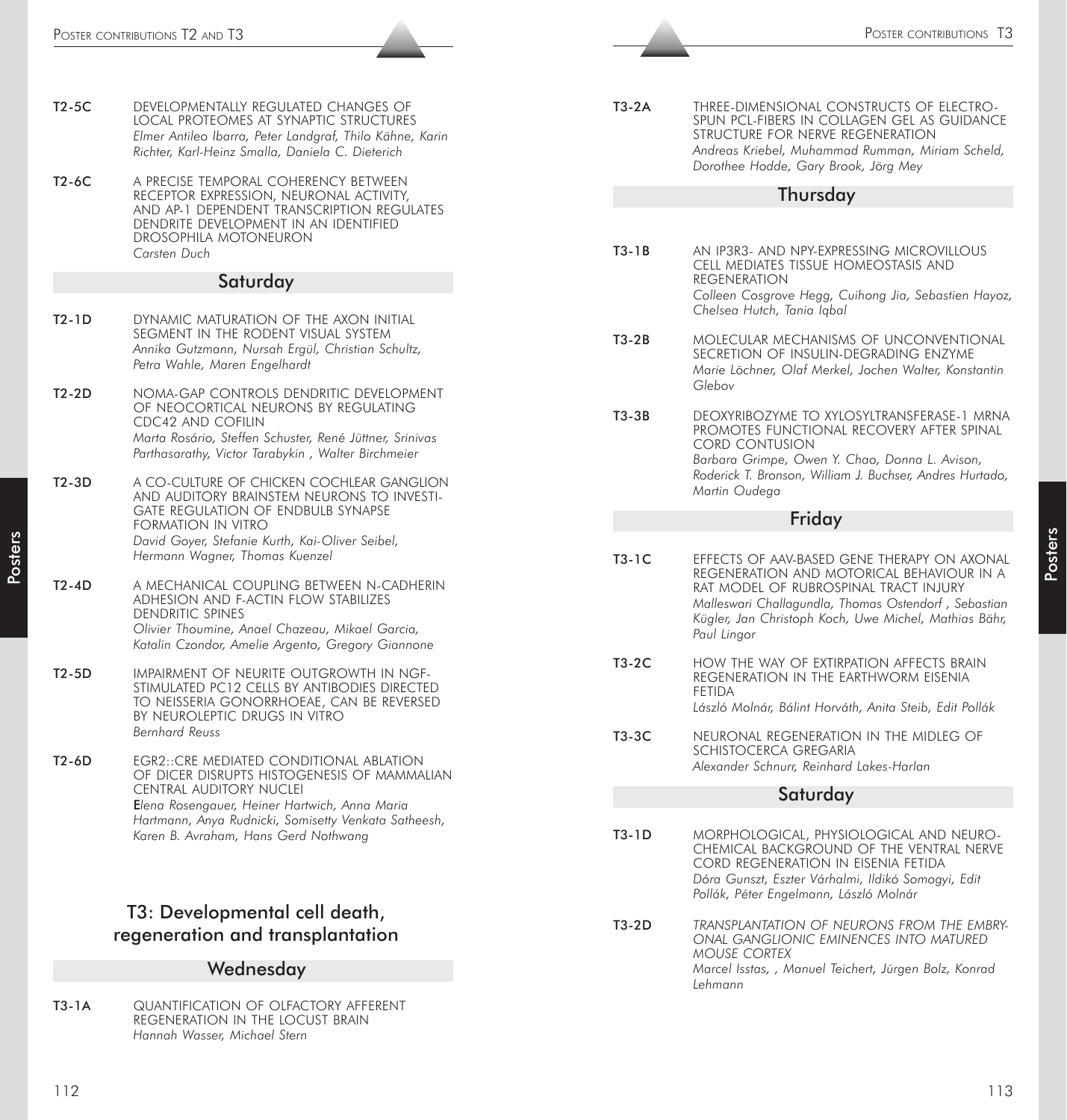**T2-5C** DEVELOPMENTALLY REGULATED CHANGES OF LOCAL PROTEOMES AT SYNAPTIC STRUCTURES
*Elmer Antileo Ibarra, Peter Landgraf, Thilo Kähne, Karin Richter, Karl-Heinz Smalla, Daniela C. Dieterich*

**T2-6C** A PRECISE TEMPORAL COHERENCY BETWEEN RECEPTOR EXPRESSION, NEURONAL ACTIVITY, AND AP-1 DEPENDENT TRANSCRIPTION REGULATES DENDRITE DEVELOPMENT IN AN IDENTIFIED DROSOPHILA MOTONEURON
*Carsten Duch*

## Saturday

**T2-1D** DYNAMIC MATURATION OF THE AXON INITIAL SEGMENT IN THE RODENT VISUAL SYSTEM
*Annika Gutzmann, Nursah Ergül, Christian Schultz, Petra Wahle, Maren Engelhardt*

**T2-2D** NOMA-GAP CONTROLS DENDRITIC DEVELOPMENT OF NEOCORTICAL NEURONS BY REGULATING CDC42 AND COFILIN
*Marta Rosário, Steffen Schuster, René Jüttner, Srinivas Parthasarathy, Victor Tarabykin , Walter Birchmeier*

**T2-3D** A CO-CULTURE OF CHICKEN COCHLEAR GANGLION AND AUDITORY BRAINSTEM NEURONS TO INVESTIGATE REGULATION OF ENDBULB SYNAPSE FORMATION IN VITRO
*David Goyer, Stefanie Kurth, Kai-Oliver Seibel, Hermann Wagner, Thomas Kuenzel*

**T2-4D** A MECHANICAL COUPLING BETWEEN N-CADHERIN ADHESION AND F-ACTIN FLOW STABILIZES DENDRITIC SPINES
*Olivier Thoumine, Anael Chazeau, Mikael Garcia, Katalin Czondor, Amelie Argento, Gregory Giannone*

**T2-5D** IMPAIRMENT OF NEURITE OUTGROWTH IN NGF-STIMULATED PC12 CELLS BY ANTIBODIES DIRECTED TO NEISSERIA GONORRHOEAE, CAN BE REVERSED BY NEUROLEPTIC DRUGS IN VITRO
*Bernhard Reuss*

**T2-6D** EGR2::CRE MEDIATED CONDITIONAL ABLATION OF DICER DISRUPTS HISTOGENESIS OF MAMMALIAN CENTRAL AUDITORY NUCLEI
*Elena Rosengauer, Heiner Hartwich, Anna Maria Hartmann, Anya Rudnicki, Somisetty Venkata Satheesh, Karen B. Avraham, Hans Gerd Nothwang*

# T3: Developmental cell death, regeneration and transplantation

## Wednesday

**T3-1A** QUANTIFICATION OF OLFACTORY AFFERENT REGENERATION IN THE LOCUST BRAIN
*Hannah Wasser, Michael Stern*

**T3-2A** THREE-DIMENSIONAL CONSTRUCTS OF ELECTROSPUN PCL-FIBERS IN COLLAGEN GEL AS GUIDANCE STRUCTURE FOR NERVE REGENERATION
*Andreas Kriebel, Muhammad Rumman, Miriam Scheld, Dorothee Hodde, Gary Brook, Jörg Mey*

## Thursday

**T3-1B** AN IP3R3- AND NPY-EXPRESSING MICROVILLOUS CELL MEDIATES TISSUE HOMEOSTASIS AND REGENERATION
*Colleen Cosgrove Hegg, Cuihong Jia, Sebastien Hayoz, Chelsea Hutch, Tania Iqbal*

**T3-2B** MOLECULAR MECHANISMS OF UNCONVENTIONAL SECRETION OF INSULIN-DEGRADING ENZYME
*Marie Löchner, Olaf Merkel, Jochen Walter, Konstantin Glebov*

**T3-3B** DEOXYRIBOZYME TO XYLOSYLTRANSFERASE-1 MRNA PROMOTES FUNCTIONAL RECOVERY AFTER SPINAL CORD CONTUSION
*Barbara Grimpe, Owen Y. Chao, Donna L. Avison, Roderick T. Bronson, William J. Buchser, Andres Hurtado, Martin Oudega*

## Friday

**T3-1C** EFFECTS OF AAV-BASED GENE THERAPY ON AXONAL REGENERATION AND MOTORICAL BEHAVIOUR IN A RAT MODEL OF RUBROSPINAL TRACT INJURY
*Malleswari Challagundla, Thomas Ostendorf , Sebastian Kügler, Jan Christoph Koch, Uwe Michel, Mathias Bähr, Paul Lingor*

**T3-2C** HOW THE WAY OF EXTIRPATION AFFECTS BRAIN REGENERATION IN THE EARTHWORM EISENIA FETIDA
*László Molnár, Bálint Horváth, Anita Steib, Edit Pollák*

**T3-3C** NEURONAL REGENERATION IN THE MIDLEG OF SCHISTOCERCA GREGARIA
*Alexander Schnurr, Reinhard Lakes-Harlan*

## Saturday

**T3-1D** MORPHOLOGICAL, PHYSIOLOGICAL AND NEUROCHEMICAL BACKGROUND OF THE VENTRAL NERVE CORD REGENERATION IN EISENIA FETIDA
*Dóra Gunszt, Eszter Várhalmi, Ildikó Somogyi, Edit Pollák, Péter Engelmann, László Molnár*

**T3-2D** *TRANSPLANTATION OF NEURONS FROM THE EMBRYONAL GANGLIONIC EMINENCES INTO MATURED MOUSE CORTEX*
*Marcel Isstas, , Manuel Teichert, Jürgen Bolz, Konrad Lehmann*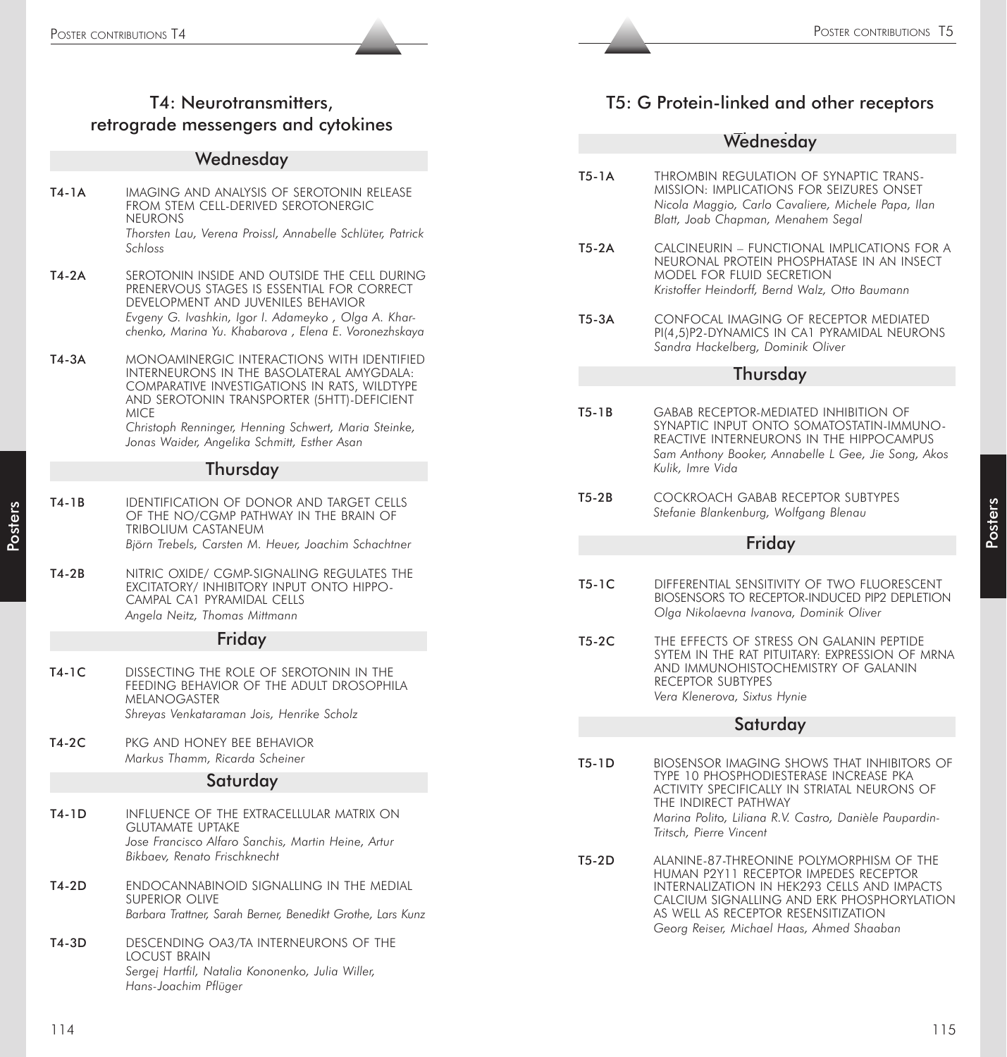# T4: Neurotransmitters, retrograde messengers and cytokines

## Wednesday

**T4-1A** IMAGING AND ANALYSIS OF SEROTONIN RELEASE FROM STEM CELL-DERIVED SEROTONERGIC NEURONS
*Thorsten Lau, Verena Proissl, Annabelle Schlüter, Patrick Schloss*

**T4-2A** SEROTONIN INSIDE AND OUTSIDE THE CELL DURING PRENERVOUS STAGES IS ESSENTIAL FOR CORRECT DEVELOPMENT AND JUVENILES BEHAVIOR
*Evgeny G. Ivashkin, Igor I. Adameyko , Olga A. Kharchenko, Marina Yu. Khabarova , Elena E. Voronezhskaya*

**T4-3A** MONOAMINERGIC INTERACTIONS WITH IDENTIFIED INTERNEURONS IN THE BASOLATERAL AMYGDALA: COMPARATIVE INVESTIGATIONS IN RATS, WILDTYPE AND SEROTONIN TRANSPORTER (5HTT)-DEFICIENT MICE
*Christoph Renninger, Henning Schwert, Maria Steinke, Jonas Waider, Angelika Schmitt, Esther Asan*

## Thursday

**T4-1B** IDENTIFICATION OF DONOR AND TARGET CELLS OF THE NO/CGMP PATHWAY IN THE BRAIN OF TRIBOLIUM CASTANEUM
*Björn Trebels, Carsten M. Heuer, Joachim Schachtner*

**T4-2B** NITRIC OXIDE/ CGMP-SIGNALING REGULATES THE EXCITATORY/ INHIBITORY INPUT ONTO HIPPOCAMPAL CA1 PYRAMIDAL CELLS
*Angela Neitz, Thomas Mittmann*

## Friday

**T4-1C** DISSECTING THE ROLE OF SEROTONIN IN THE FEEDING BEHAVIOR OF THE ADULT DROSOPHILA MELANOGASTER
*Shreyas Venkataraman Jois, Henrike Scholz*

**T4-2C** PKG AND HONEY BEE BEHAVIOR
*Markus Thamm, Ricarda Scheiner*

## Saturday

**T4-1D** INFLUENCE OF THE EXTRACELLULAR MATRIX ON GLUTAMATE UPTAKE
*Jose Francisco Alfaro Sanchis, Martin Heine, Artur Bikbaev, Renato Frischknecht*

**T4-2D** ENDOCANNABINOID SIGNALLING IN THE MEDIAL SUPERIOR OLIVE
*Barbara Trattner, Sarah Berner, Benedikt Grothe, Lars Kunz*

**T4-3D** DESCENDING OA3/TA INTERNEURONS OF THE LOCUST BRAIN
*Sergej Hartfil, Natalia Kononenko, Julia Willer, Hans-Joachim Pflüger*

# T5: G Protein-linked and other receptors

## Wednesday

**T5-1A** THROMBIN REGULATION OF SYNAPTIC TRANSMISSION: IMPLICATIONS FOR SEIZURES ONSET
*Nicola Maggio, Carlo Cavaliere, Michele Papa, Ilan Blatt, Joab Chapman, Menahem Segal*

**T5-2A** CALCINEURIN – FUNCTIONAL IMPLICATIONS FOR A NEURONAL PROTEIN PHOSPHATASE IN AN INSECT MODEL FOR FLUID SECRETION
*Kristoffer Heindorff, Bernd Walz, Otto Baumann*

**T5-3A** CONFOCAL IMAGING OF RECEPTOR MEDIATED PI(4,5)P2-DYNAMICS IN CA1 PYRAMIDAL NEURONS
*Sandra Hackelberg, Dominik Oliver*

## Thursday

**T5-1B** GABAB RECEPTOR-MEDIATED INHIBITION OF SYNAPTIC INPUT ONTO SOMATOSTATIN-IMMUNOREACTIVE INTERNEURONS IN THE HIPPOCAMPUS
*Sam Anthony Booker, Annabelle L Gee, Jie Song, Akos Kulik, Imre Vida*

**T5-2B** COCKROACH GABAB RECEPTOR SUBTYPES
*Stefanie Blankenburg, Wolfgang Blenau*

## Friday

**T5-1C** DIFFERENTIAL SENSITIVITY OF TWO FLUORESCENT BIOSENSORS TO RECEPTOR-INDUCED PIP2 DEPLETION
*Olga Nikolaevna Ivanova, Dominik Oliver*

**T5-2C** THE EFFECTS OF STRESS ON GALANIN PEPTIDE SYTEM IN THE RAT PITUITARY: EXPRESSION OF MRNA AND IMMUNOHISTOCHEMISTRY OF GALANIN RECEPTOR SUBTYPES
*Vera Klenerova, Sixtus Hynie*

## Saturday

**T5-1D** BIOSENSOR IMAGING SHOWS THAT INHIBITORS OF TYPE 10 PHOSPHODIESTERASE INCREASE PKA ACTIVITY SPECIFICALLY IN STRIATAL NEURONS OF THE INDIRECT PATHWAY
*Marina Polito, Liliana R.V. Castro, Danièle Paupardin-Tritsch, Pierre Vincent*

**T5-2D** ALANINE-87-THREONINE POLYMORPHISM OF THE HUMAN P2Y11 RECEPTOR IMPEDES RECEPTOR INTERNALIZATION IN HEK293 CELLS AND IMPACTS CALCIUM SIGNALLING AND ERK PHOSPHORYLATION AS WELL AS RECEPTOR RESENSITIZATION
*Georg Reiser, Michael Haas, Ahmed Shaaban*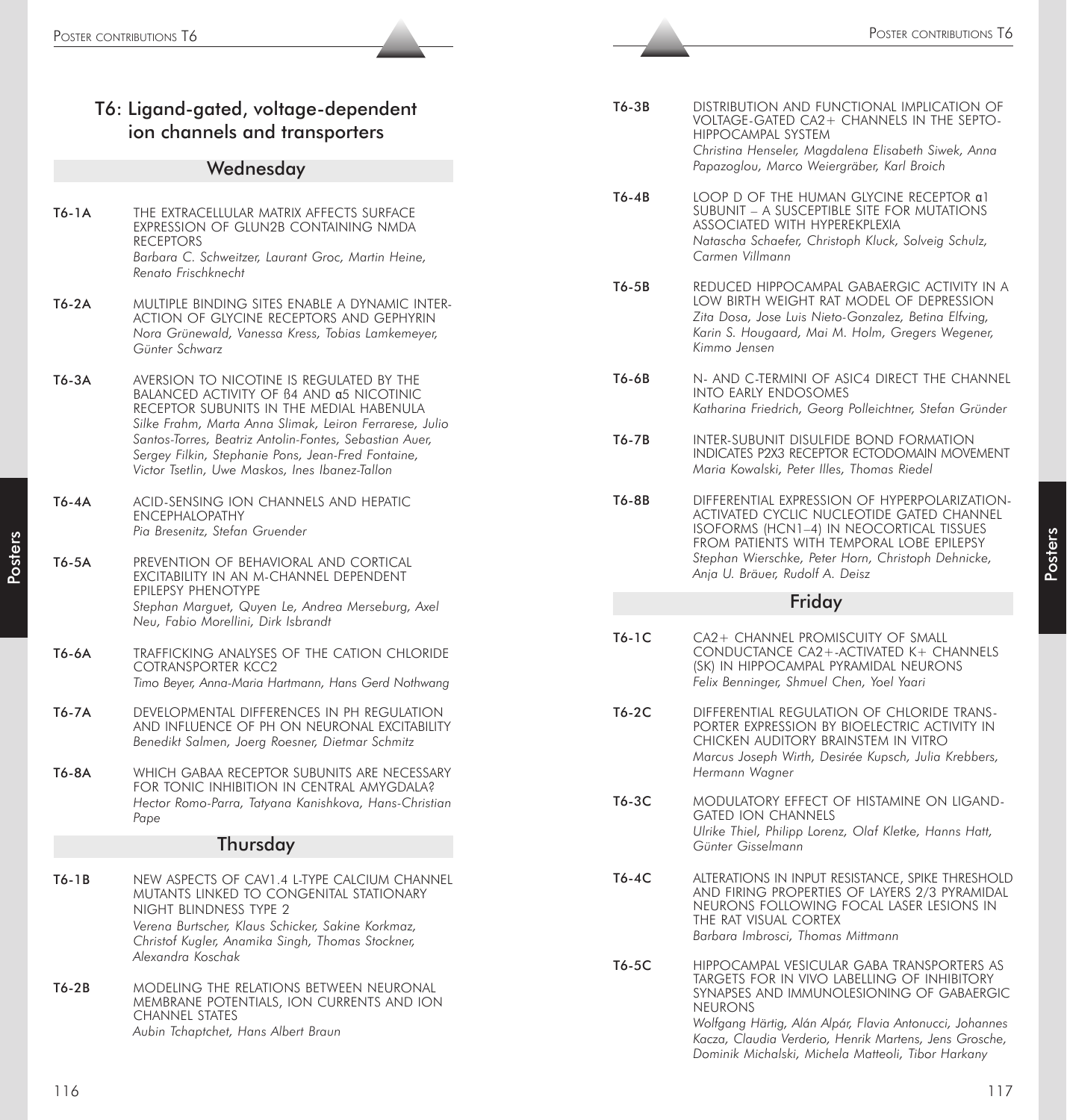## T6: Ligand-gated, voltage-dependent ion channels and transporters

### Wednesday

**T6-1A** THE EXTRACELLULAR MATRIX AFFECTS SURFACE EXPRESSION OF GLUN2B CONTAINING NMDA RECEPTORS
*Barbara C. Schweitzer, Laurant Groc, Martin Heine, Renato Frischknecht*

**T6-2A** MULTIPLE BINDING SITES ENABLE A DYNAMIC INTERACTION OF GLYCINE RECEPTORS AND GEPHYRIN
*Nora Grünewald, Vanessa Kress, Tobias Lamkemeyer, Günter Schwarz*

**T6-3A** AVERSION TO NICOTINE IS REGULATED BY THE BALANCED ACTIVITY OF ß4 AND α5 NICOTINIC RECEPTOR SUBUNITS IN THE MEDIAL HABENULA
*Silke Frahm, Marta Anna Slimak, Leiron Ferrarese, Julio Santos-Torres, Beatriz Antolin-Fontes, Sebastian Auer, Sergey Filkin, Stephanie Pons, Jean-Fred Fontaine, Victor Tsetlin, Uwe Maskos, Ines Ibanez-Tallon*

**T6-4A** ACID-SENSING ION CHANNELS AND HEPATIC ENCEPHALOPATHY
*Pia Bresenitz, Stefan Gruender*

**T6-5A** PREVENTION OF BEHAVIORAL AND CORTICAL EXCITABILITY IN AN M-CHANNEL DEPENDENT EPILEPSY PHENOTYPE
*Stephan Marguet, Quyen Le, Andrea Merseburg, Axel Neu, Fabio Morellini, Dirk Isbrandt*

**T6-6A** TRAFFICKING ANALYSES OF THE CATION CHLORIDE COTRANSPORTER KCC2
*Timo Beyer, Anna-Maria Hartmann, Hans Gerd Nothwang*

**T6-7A** DEVELOPMENTAL DIFFERENCES IN PH REGULATION AND INFLUENCE OF PH ON NEURONAL EXCITABILITY
*Benedikt Salmen, Joerg Roesner, Dietmar Schmitz*

**T6-8A** WHICH GABAA RECEPTOR SUBUNITS ARE NECESSARY FOR TONIC INHIBITION IN CENTRAL AMYGDALA?
*Hector Romo-Parra, Tatyana Kanishkova, Hans-Christian Pape*

### Thursday

**T6-1B** NEW ASPECTS OF CAV1.4 L-TYPE CALCIUM CHANNEL MUTANTS LINKED TO CONGENITAL STATIONARY NIGHT BLINDNESS TYPE 2
*Verena Burtscher, Klaus Schicker, Sakine Korkmaz, Christof Kugler, Anamika Singh, Thomas Stockner, Alexandra Koschak*

**T6-2B** MODELING THE RELATIONS BETWEEN NEURONAL MEMBRANE POTENTIALS, ION CURRENTS AND ION CHANNEL STATES
*Aubin Tchaptchet, Hans Albert Braun*

**T6-3B** DISTRIBUTION AND FUNCTIONAL IMPLICATION OF VOLTAGE-GATED CA2+ CHANNELS IN THE SEPTO-HIPPOCAMPAL SYSTEM
*Christina Henseler, Magdalena Elisabeth Siwek, Anna Papazoglou, Marco Weiergräber, Karl Broich*

**T6-4B** LOOP D OF THE HUMAN GLYCINE RECEPTOR α1 SUBUNIT – A SUSCEPTIBLE SITE FOR MUTATIONS ASSOCIATED WITH HYPEREKPLEXIA
*Natascha Schaefer, Christoph Kluck, Solveig Schulz, Carmen Villmann*

**T6-5B** REDUCED HIPPOCAMPAL GABAERGIC ACTIVITY IN A LOW BIRTH WEIGHT RAT MODEL OF DEPRESSION
*Zita Dosa, Jose Luis Nieto-Gonzalez, Betina Elfving, Karin S. Hougaard, Mai M. Holm, Gregers Wegener, Kimmo Jensen*

**T6-6B** N- AND C-TERMINI OF ASIC4 DIRECT THE CHANNEL INTO EARLY ENDOSOMES
*Katharina Friedrich, Georg Polleichtner, Stefan Gründer*

**T6-7B** INTER-SUBUNIT DISULFIDE BOND FORMATION INDICATES P2X3 RECEPTOR ECTODOMAIN MOVEMENT
*Maria Kowalski, Peter Illes, Thomas Riedel*

**T6-8B** DIFFERENTIAL EXPRESSION OF HYPERPOLARIZATION-ACTIVATED CYCLIC NUCLEOTIDE GATED CHANNEL ISOFORMS (HCN1–4) IN NEOCORTICAL TISSUES FROM PATIENTS WITH TEMPORAL LOBE EPILEPSY
*Stephan Wierschke, Peter Horn, Christoph Dehnicke, Anja U. Bräuer, Rudolf A. Deisz*

### Friday

**T6-1C** CA2+ CHANNEL PROMISCUITY OF SMALL CONDUCTANCE CA2+-ACTIVATED K+ CHANNELS (SK) IN HIPPOCAMPAL PYRAMIDAL NEURONS
*Felix Benninger, Shmuel Chen, Yoel Yaari*

**T6-2C** DIFFERENTIAL REGULATION OF CHLORIDE TRANSPORTER EXPRESSION BY BIOELECTRIC ACTIVITY IN CHICKEN AUDITORY BRAINSTEM IN VITRO
*Marcus Joseph Wirth, Desirée Kupsch, Julia Krebbers, Hermann Wagner*

**T6-3C** MODULATORY EFFECT OF HISTAMINE ON LIGAND-GATED ION CHANNELS
*Ulrike Thiel, Philipp Lorenz, Olaf Kletke, Hanns Hatt, Günter Gisselmann*

**T6-4C** ALTERATIONS IN INPUT RESISTANCE, SPIKE THRESHOLD AND FIRING PROPERTIES OF LAYERS 2/3 PYRAMIDAL NEURONS FOLLOWING FOCAL LASER LESIONS IN THE RAT VISUAL CORTEX
*Barbara Imbrosci, Thomas Mittmann*

**T6-5C** HIPPOCAMPAL VESICULAR GABA TRANSPORTERS AS TARGETS FOR IN VIVO LABELLING OF INHIBITORY SYNAPSES AND IMMUNOLESIONING OF GABAERGIC NEURONS
*Wolfgang Härtig, Alán Alpár, Flavia Antonucci, Johannes Kacza, Claudia Verderio, Henrik Martens, Jens Grosche, Dominik Michalski, Michela Matteoli, Tibor Harkany*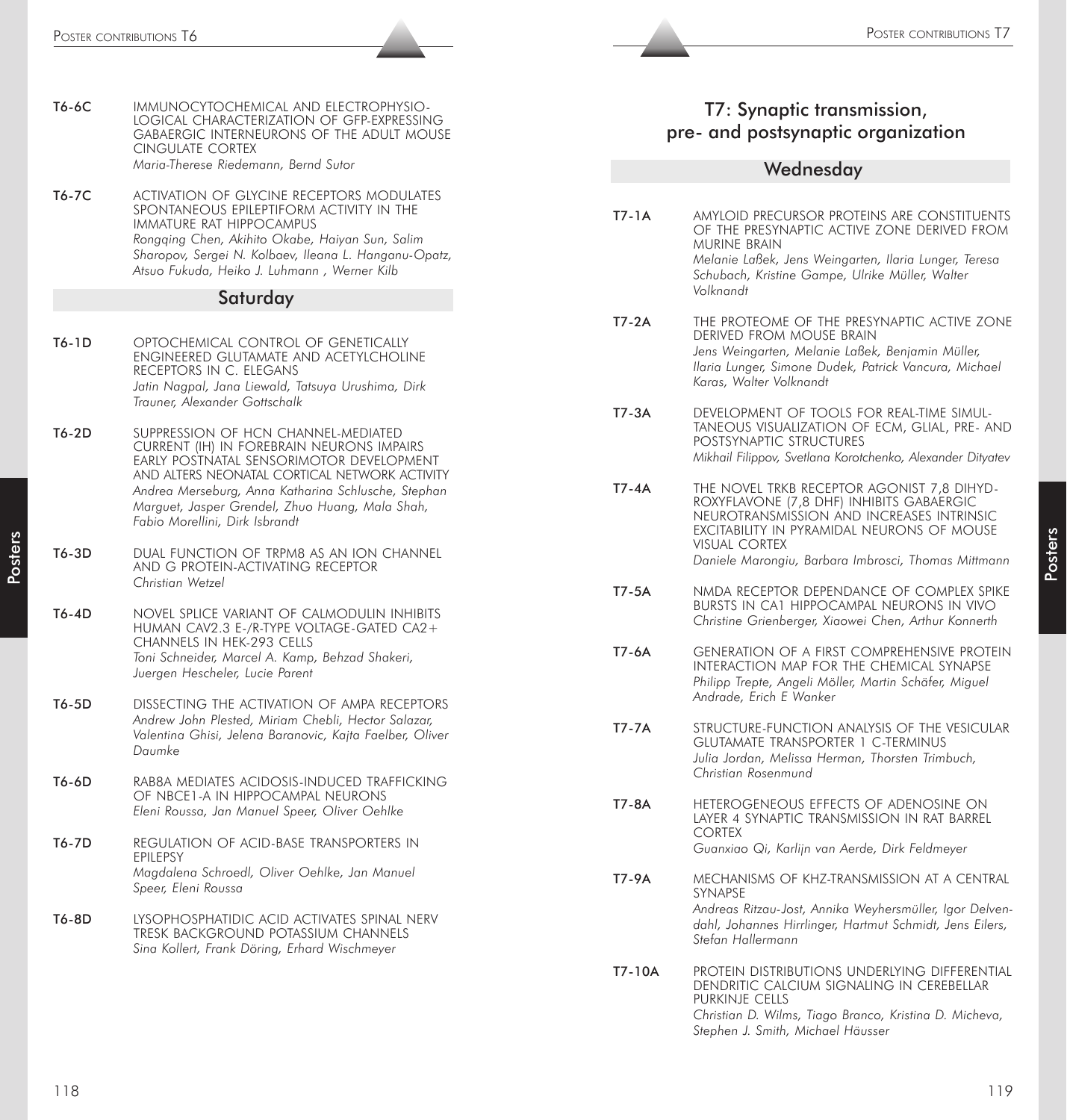**T6-6C** IMMUNOCYTOCHEMICAL AND ELECTROPHYSIOLOGICAL CHARACTERIZATION OF GFP-EXPRESSING GABAERGIC INTERNEURONS OF THE ADULT MOUSE CINGULATE CORTEX
*Maria-Therese Riedemann, Bernd Sutor*

**T6-7C** ACTIVATION OF GLYCINE RECEPTORS MODULATES SPONTANEOUS EPILEPTIFORM ACTIVITY IN THE IMMATURE RAT HIPPOCAMPUS
*Rongqing Chen, Akihito Okabe, Haiyan Sun, Salim Sharopov, Sergei N. Kolbaev, Ileana L. Hanganu-Opatz, Atsuo Fukuda, Heiko J. Luhmann , Werner Kilb*

## Saturday

**T6-1D** OPTOCHEMICAL CONTROL OF GENETICALLY ENGINEERED GLUTAMATE AND ACETYLCHOLINE RECEPTORS IN C. ELEGANS
*Jatin Nagpal, Jana Liewald, Tatsuya Urushima, Dirk Trauner, Alexander Gottschalk*

**T6-2D** SUPPRESSION OF HCN CHANNEL-MEDIATED CURRENT (IH) IN FOREBRAIN NEURONS IMPAIRS EARLY POSTNATAL SENSORIMOTOR DEVELOPMENT AND ALTERS NEONATAL CORTICAL NETWORK ACTIVITY
*Andrea Merseburg, Anna Katharina Schlusche, Stephan Marguet, Jasper Grendel, Zhuo Huang, Mala Shah, Fabio Morellini, Dirk Isbrandt*

**T6-3D** DUAL FUNCTION OF TRPM8 AS AN ION CHANNEL AND G PROTEIN-ACTIVATING RECEPTOR
*Christian Wetzel*

**T6-4D** NOVEL SPLICE VARIANT OF CALMODULIN INHIBITS HUMAN CAV2.3 E-/R-TYPE VOLTAGE-GATED CA2+ CHANNELS IN HEK-293 CELLS
*Toni Schneider, Marcel A. Kamp, Behzad Shakeri, Juergen Hescheler, Lucie Parent*

**T6-5D** DISSECTING THE ACTIVATION OF AMPA RECEPTORS
*Andrew John Plested, Miriam Chebli, Hector Salazar, Valentina Ghisi, Jelena Baranovic, Kajta Faelber, Oliver Daumke*

**T6-6D** RAB8A MEDIATES ACIDOSIS-INDUCED TRAFFICKING OF NBCE1-A IN HIPPOCAMPAL NEURONS
*Eleni Roussa, Jan Manuel Speer, Oliver Oehlke*

**T6-7D** REGULATION OF ACID-BASE TRANSPORTERS IN EPILEPSY
*Magdalena Schroedl, Oliver Oehlke, Jan Manuel Speer, Eleni Roussa*

**T6-8D** LYSOPHOSPHATIDIC ACID ACTIVATES SPINAL NERV TRESK BACKGROUND POTASSIUM CHANNELS
*Sina Kollert, Frank Döring, Erhard Wischmeyer*

# T7: Synaptic transmission, pre- and postsynaptic organization

## Wednesday

**T7-1A** AMYLOID PRECURSOR PROTEINS ARE CONSTITUENTS OF THE PRESYNAPTIC ACTIVE ZONE DERIVED FROM MURINE BRAIN
*Melanie Laßek, Jens Weingarten, Ilaria Lunger, Teresa Schubach, Kristine Gampe, Ulrike Müller, Walter Volknandt*

**T7-2A** THE PROTEOME OF THE PRESYNAPTIC ACTIVE ZONE DERIVED FROM MOUSE BRAIN
*Jens Weingarten, Melanie Laßek, Benjamin Müller, Ilaria Lunger, Simone Dudek, Patrick Vancura, Michael Karas, Walter Volknandt*

**T7-3A** DEVELOPMENT OF TOOLS FOR REAL-TIME SIMULTANEOUS VISUALIZATION OF ECM, GLIAL, PRE- AND POSTSYNAPTIC STRUCTURES
*Mikhail Filippov, Svetlana Korotchenko, Alexander Dityatev*

**T7-4A** THE NOVEL TRKB RECEPTOR AGONIST 7,8 DIHYDROXYFLAVONE (7,8 DHF) INHIBITS GABAERGIC NEUROTRANSMISSION AND INCREASES INTRINSIC EXCITABILITY IN PYRAMIDAL NEURONS OF MOUSE VISUAL CORTEX
*Daniele Marongiu, Barbara Imbrosci, Thomas Mittmann*

**T7-5A** NMDA RECEPTOR DEPENDANCE OF COMPLEX SPIKE BURSTS IN CA1 HIPPOCAMPAL NEURONS IN VIVO
*Christine Grienberger, Xiaowei Chen, Arthur Konnerth*

**T7-6A** GENERATION OF A FIRST COMPREHENSIVE PROTEIN INTERACTION MAP FOR THE CHEMICAL SYNAPSE
*Philipp Trepte, Angeli Möller, Martin Schäfer, Miguel Andrade, Erich E Wanker*

**T7-7A** STRUCTURE-FUNCTION ANALYSIS OF THE VESICULAR GLUTAMATE TRANSPORTER 1 C-TERMINUS
*Julia Jordan, Melissa Herman, Thorsten Trimbuch, Christian Rosenmund*

**T7-8A** HETEROGENEOUS EFFECTS OF ADENOSINE ON LAYER 4 SYNAPTIC TRANSMISSION IN RAT BARREL CORTEX
*Guanxiao Qi, Karlijn van Aerde, Dirk Feldmeyer*

**T7-9A** MECHANISMS OF KHZ-TRANSMISSION AT A CENTRAL SYNAPSE
*Andreas Ritzau-Jost, Annika Weyhersmüller, Igor Delvendahl, Johannes Hirrlinger, Hartmut Schmidt, Jens Eilers, Stefan Hallermann*

**T7-10A** PROTEIN DISTRIBUTIONS UNDERLYING DIFFERENTIAL DENDRITIC CALCIUM SIGNALING IN CEREBELLAR PURKINJE CELLS
*Christian D. Wilms, Tiago Branco, Kristina D. Micheva, Stephen J. Smith, Michael Häusser*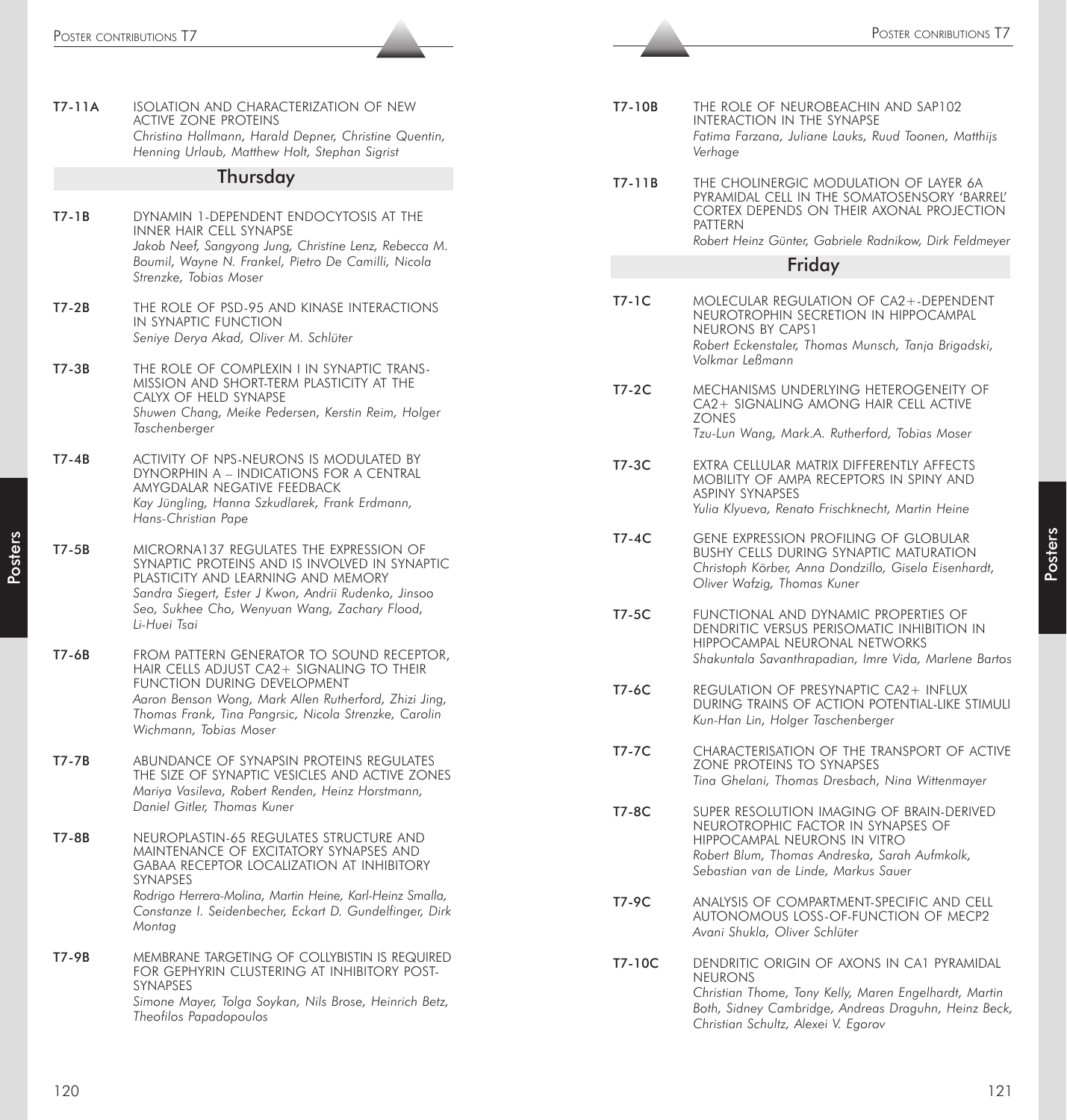**T7-11A** ISOLATION AND CHARACTERIZATION OF NEW ACTIVE ZONE PROTEINS
*Christina Hollmann, Harald Depner, Christine Quentin, Henning Urlaub, Matthew Holt, Stephan Sigrist*

## Thursday

**T7-1B** DYNAMIN 1-DEPENDENT ENDOCYTOSIS AT THE INNER HAIR CELL SYNAPSE
*Jakob Neef, Sangyong Jung, Christine Lenz, Rebecca M. Boumil, Wayne N. Frankel, Pietro De Camilli, Nicola Strenzke, Tobias Moser*

**T7-2B** THE ROLE OF PSD-95 AND KINASE INTERACTIONS IN SYNAPTIC FUNCTION
*Seniye Derya Akad, Oliver M. Schlüter*

**T7-3B** THE ROLE OF COMPLEXIN I IN SYNAPTIC TRANSMISSION AND SHORT-TERM PLASTICITY AT THE CALYX OF HELD SYNAPSE
*Shuwen Chang, Meike Pedersen, Kerstin Reim, Holger Taschenberger*

**T7-4B** ACTIVITY OF NPS-NEURONS IS MODULATED BY DYNORPHIN A – INDICATIONS FOR A CENTRAL AMYGDALAR NEGATIVE FEEDBACK
*Kay Jüngling, Hanna Szkudlarek, Frank Erdmann, Hans-Christian Pape*

**T7-5B** MICRORNA137 REGULATES THE EXPRESSION OF SYNAPTIC PROTEINS AND IS INVOLVED IN SYNAPTIC PLASTICITY AND LEARNING AND MEMORY
*Sandra Siegert, Ester J Kwon, Andrii Rudenko, Jinsoo Seo, Sukhee Cho, Wenyuan Wang, Zachary Flood, Li-Huei Tsai*

**T7-6B** FROM PATTERN GENERATOR TO SOUND RECEPTOR, HAIR CELLS ADJUST CA2+ SIGNALING TO THEIR FUNCTION DURING DEVELOPMENT
*Aaron Benson Wong, Mark Allen Rutherford, Zhizi Jing, Thomas Frank, Tina Pangrsic, Nicola Strenzke, Carolin Wichmann, Tobias Moser*

**T7-7B** ABUNDANCE OF SYNAPSIN PROTEINS REGULATES THE SIZE OF SYNAPTIC VESICLES AND ACTIVE ZONES
*Mariya Vasileva, Robert Renden, Heinz Horstmann, Daniel Gitler, Thomas Kuner*

**T7-8B** NEUROPLASTIN-65 REGULATES STRUCTURE AND MAINTENANCE OF EXCITATORY SYNAPSES AND GABAA RECEPTOR LOCALIZATION AT INHIBITORY SYNAPSES
*Rodrigo Herrera-Molina, Martin Heine, Karl-Heinz Smalla, Constanze I. Seidenbecher, Eckart D. Gundelfinger, Dirk Montag*

**T7-9B** MEMBRANE TARGETING OF COLLYBISTIN IS REQUIRED FOR GEPHYRIN CLUSTERING AT INHIBITORY POST-SYNAPSES
*Simone Mayer, Tolga Soykan, Nils Brose, Heinrich Betz, Theofilos Papadopoulos*

**T7-10B** THE ROLE OF NEUROBEACHIN AND SAP102 INTERACTION IN THE SYNAPSE
*Fatima Farzana, Juliane Lauks, Ruud Toonen, Matthijs Verhage*

**T7-11B** THE CHOLINERGIC MODULATION OF LAYER 6A PYRAMIDAL CELL IN THE SOMATOSENSORY 'BARREL' CORTEX DEPENDS ON THEIR AXONAL PROJECTION PATTERN
*Robert Heinz Günter, Gabriele Radnikow, Dirk Feldmeyer*

## Friday

**T7-1C** MOLECULAR REGULATION OF CA2+-DEPENDENT NEUROTROPHIN SECRETION IN HIPPOCAMPAL NEURONS BY CAPS1
*Robert Eckenstaler, Thomas Munsch, Tanja Brigadski, Volkmar Leßmann*

**T7-2C** MECHANISMS UNDERLYING HETEROGENEITY OF CA2+ SIGNALING AMONG HAIR CELL ACTIVE ZONES
*Tzu-Lun Wang, Mark.A. Rutherford, Tobias Moser*

**T7-3C** EXTRA CELLULAR MATRIX DIFFERENTLY AFFECTS MOBILITY OF AMPA RECEPTORS IN SPINY AND ASPINY SYNAPSES
*Yulia Klyueva, Renato Frischknecht, Martin Heine*

**T7-4C** GENE EXPRESSION PROFILING OF GLOBULAR BUSHY CELLS DURING SYNAPTIC MATURATION
*Christoph Körber, Anna Dondzillo, Gisela Eisenhardt, Oliver Wafzig, Thomas Kuner*

**T7-5C** FUNCTIONAL AND DYNAMIC PROPERTIES OF DENDRITIC VERSUS PERISOMATIC INHIBITION IN HIPPOCAMPAL NEURONAL NETWORKS
*Shakuntala Savanthrapadian, Imre Vida, Marlene Bartos*

**T7-6C** REGULATION OF PRESYNAPTIC CA2+ INFLUX DURING TRAINS OF ACTION POTENTIAL-LIKE STIMULI
*Kun-Han Lin, Holger Taschenberger*

**T7-7C** CHARACTERISATION OF THE TRANSPORT OF ACTIVE ZONE PROTEINS TO SYNAPSES
*Tina Ghelani, Thomas Dresbach, Nina Wittenmayer*

**T7-8C** SUPER RESOLUTION IMAGING OF BRAIN-DERIVED NEUROTROPHIC FACTOR IN SYNAPSES OF HIPPOCAMPAL NEURONS IN VITRO
*Robert Blum, Thomas Andreska, Sarah Aufmkolk, Sebastian van de Linde, Markus Sauer*

**T7-9C** ANALYSIS OF COMPARTMENT-SPECIFIC AND CELL AUTONOMOUS LOSS-OF-FUNCTION OF MECP2
*Avani Shukla, Oliver Schlüter*

**T7-10C** DENDRITIC ORIGIN OF AXONS IN CA1 PYRAMIDAL NEURONS
*Christian Thome, Tony Kelly, Maren Engelhardt, Martin Both, Sidney Cambridge, Andreas Draguhn, Heinz Beck, Christian Schultz, Alexei V. Egorov*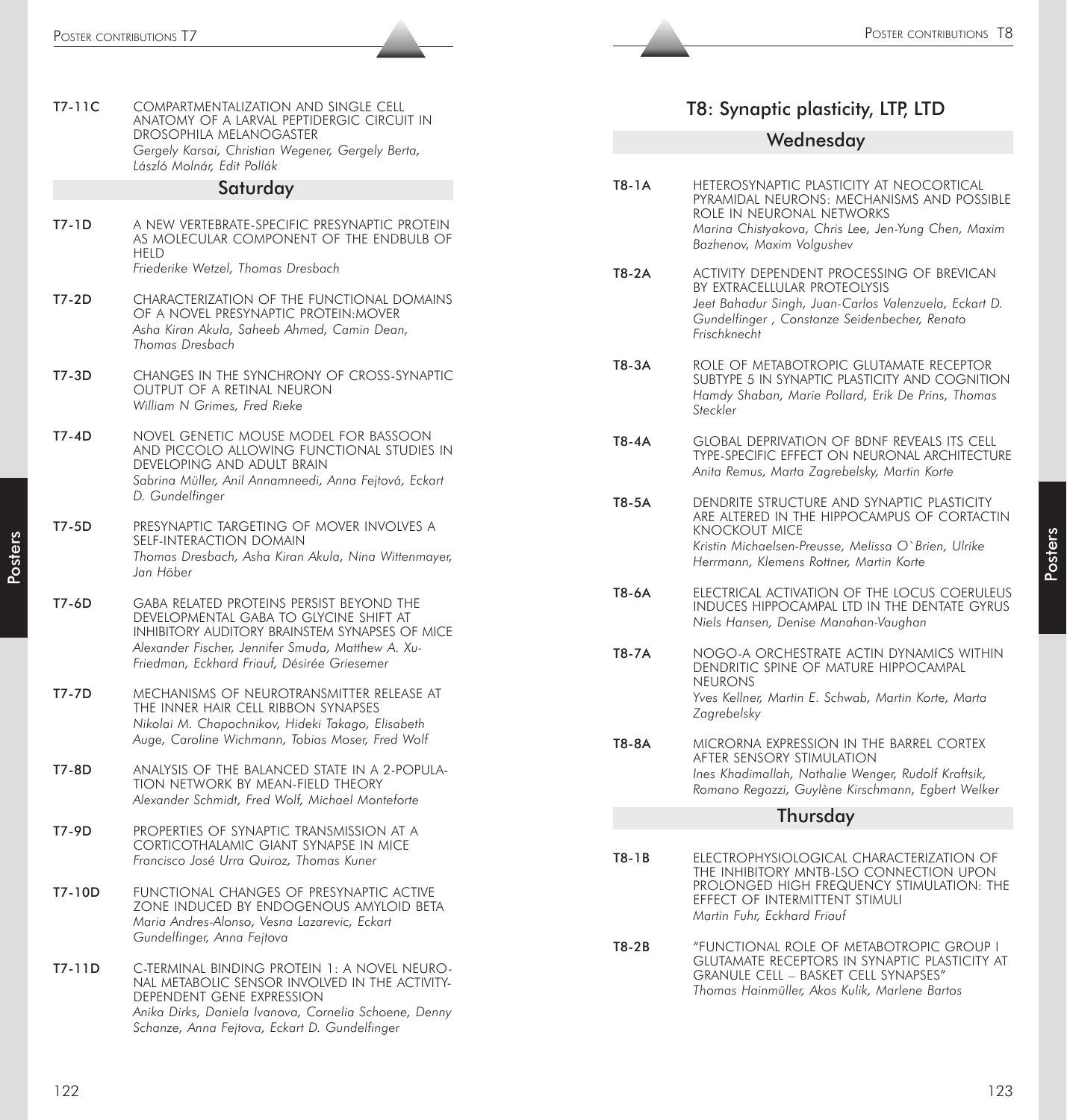**T7-11C** COMPARTMENTALIZATION AND SINGLE CELL ANATOMY OF A LARVAL PEPTIDERGIC CIRCUIT IN DROSOPHILA MELANOGASTER
*Gergely Karsai, Christian Wegener, Gergely Berta, László Molnár, Edit Pollák*

### Saturday

**T7-1D** A NEW VERTEBRATE-SPECIFIC PRESYNAPTIC PROTEIN AS MOLECULAR COMPONENT OF THE ENDBULB OF HELD
*Friederike Wetzel, Thomas Dresbach*

**T7-2D** CHARACTERIZATION OF THE FUNCTIONAL DOMAINS OF A NOVEL PRESYNAPTIC PROTEIN:MOVER
*Asha Kiran Akula, Saheeb Ahmed, Camin Dean, Thomas Dresbach*

**T7-3D** CHANGES IN THE SYNCHRONY OF CROSS-SYNAPTIC OUTPUT OF A RETINAL NEURON
*William N Grimes, Fred Rieke*

**T7-4D** NOVEL GENETIC MOUSE MODEL FOR BASSOON AND PICCOLO ALLOWING FUNCTIONAL STUDIES IN DEVELOPING AND ADULT BRAIN
*Sabrina Müller, Anil Annamneedi, Anna Fejtová, Eckart D. Gundelfinger*

**T7-5D** PRESYNAPTIC TARGETING OF MOVER INVOLVES A SELF-INTERACTION DOMAIN
*Thomas Dresbach, Asha Kiran Akula, Nina Wittenmayer, Jan Höber*

**T7-6D** GABA RELATED PROTEINS PERSIST BEYOND THE DEVELOPMENTAL GABA TO GLYCINE SHIFT AT INHIBITORY AUDITORY BRAINSTEM SYNAPSES OF MICE
*Alexander Fischer, Jennifer Smuda, Matthew A. Xu-Friedman, Eckhard Friauf, Désirée Griesemer*

**T7-7D** MECHANISMS OF NEUROTRANSMITTER RELEASE AT THE INNER HAIR CELL RIBBON SYNAPSES
*Nikolai M. Chapochnikov, Hideki Takago, Elisabeth Auge, Caroline Wichmann, Tobias Moser, Fred Wolf*

**T7-8D** ANALYSIS OF THE BALANCED STATE IN A 2-POPULATION NETWORK BY MEAN-FIELD THEORY
*Alexander Schmidt, Fred Wolf, Michael Monteforte*

**T7-9D** PROPERTIES OF SYNAPTIC TRANSMISSION AT A CORTICOTHALAMIC GIANT SYNAPSE IN MICE
*Francisco José Urra Quiroz, Thomas Kuner*

**T7-10D** FUNCTIONAL CHANGES OF PRESYNAPTIC ACTIVE ZONE INDUCED BY ENDOGENOUS AMYLOID BETA
*Maria Andres-Alonso, Vesna Lazarevic, Eckart Gundelfinger, Anna Fejtova*

**T7-11D** C-TERMINAL BINDING PROTEIN 1: A NOVEL NEURONAL METABOLIC SENSOR INVOLVED IN THE ACTIVITY-DEPENDENT GENE EXPRESSION
*Anika Dirks, Daniela Ivanova, Cornelia Schoene, Denny Schanze, Anna Fejtova, Eckart D. Gundelfinger*

## T8: Synaptic plasticity, LTP, LTD

### Wednesday

**T8-1A** HETEROSYNAPTIC PLASTICITY AT NEOCORTICAL PYRAMIDAL NEURONS: MECHANISMS AND POSSIBLE ROLE IN NEURONAL NETWORKS
*Marina Chistyakova, Chris Lee, Jen-Yung Chen, Maxim Bazhenov, Maxim Volgushev*

**T8-2A** ACTIVITY DEPENDENT PROCESSING OF BREVICAN BY EXTRACELLULAR PROTEOLYSIS
*Jeet Bahadur Singh, Juan-Carlos Valenzuela, Eckart D. Gundelfinger , Constanze Seidenbecher, Renato Frischknecht*

**T8-3A** ROLE OF METABOTROPIC GLUTAMATE RECEPTOR SUBTYPE 5 IN SYNAPTIC PLASTICITY AND COGNITION
*Hamdy Shaban, Marie Pollard, Erik De Prins, Thomas Steckler*

**T8-4A** GLOBAL DEPRIVATION OF BDNF REVEALS ITS CELL TYPE-SPECIFIC EFFECT ON NEURONAL ARCHITECTURE
*Anita Remus, Marta Zagrebelsky, Martin Korte*

**T8-5A** DENDRITE STRUCTURE AND SYNAPTIC PLASTICITY ARE ALTERED IN THE HIPPOCAMPUS OF CORTACTIN KNOCKOUT MICE
*Kristin Michaelsen-Preusse, Melissa O`Brien, Ulrike Herrmann, Klemens Rottner, Martin Korte*

**T8-6A** ELECTRICAL ACTIVATION OF THE LOCUS COERULEUS INDUCES HIPPOCAMPAL LTD IN THE DENTATE GYRUS
*Niels Hansen, Denise Manahan-Vaughan*

**T8-7A** NOGO-A ORCHESTRATE ACTIN DYNAMICS WITHIN DENDRITIC SPINE OF MATURE HIPPOCAMPAL NEURONS
*Yves Kellner, Martin E. Schwab, Martin Korte, Marta Zagrebelsky*

**T8-8A** MICRORNA EXPRESSION IN THE BARREL CORTEX AFTER SENSORY STIMULATION
*Ines Khadimallah, Nathalie Wenger, Rudolf Kraftsik, Romano Regazzi, Guylène Kirschmann, Egbert Welker*

### Thursday

**T8-1B** ELECTROPHYSIOLOGICAL CHARACTERIZATION OF THE INHIBITORY MNTB-LSO CONNECTION UPON PROLONGED HIGH FREQUENCY STIMULATION: THE EFFECT OF INTERMITTENT STIMULI
*Martin Fuhr, Eckhard Friauf*

**T8-2B** "FUNCTIONAL ROLE OF METABOTROPIC GROUP I GLUTAMATE RECEPTORS IN SYNAPTIC PLASTICITY AT GRANULE CELL – BASKET CELL SYNAPSES"
*Thomas Hainmüller, Akos Kulik, Marlene Bartos*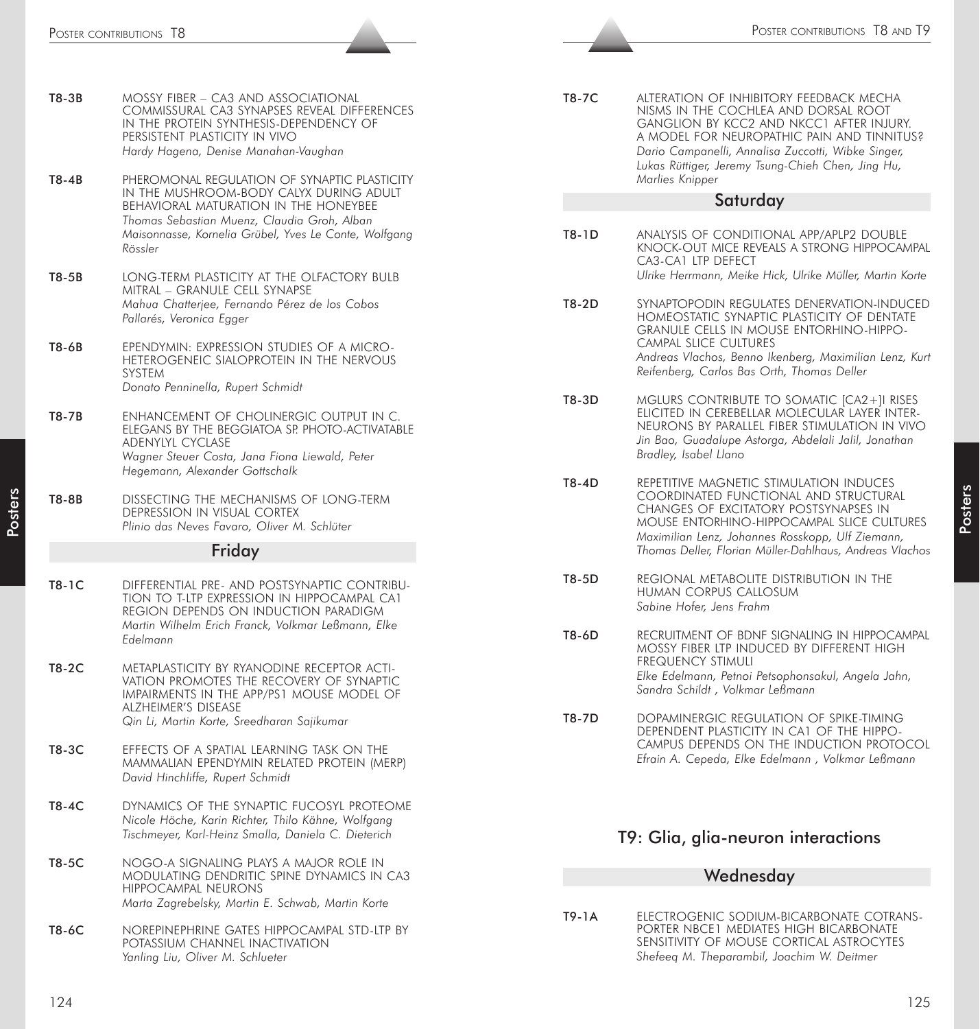**T8-3B** MOSSY FIBER – CA3 AND ASSOCIATIONAL COMMISSURAL CA3 SYNAPSES REVEAL DIFFERENCES IN THE PROTEIN SYNTHESIS-DEPENDENCY OF PERSISTENT PLASTICITY IN VIVO
*Hardy Hagena, Denise Manahan-Vaughan*

**T8-4B** PHEROMONAL REGULATION OF SYNAPTIC PLASTICITY IN THE MUSHROOM-BODY CALYX DURING ADULT BEHAVIORAL MATURATION IN THE HONEYBEE
*Thomas Sebastian Muenz, Claudia Groh, Alban Maisonnasse, Kornelia Grübel, Yves Le Conte, Wolfgang Rössler*

**T8-5B** LONG-TERM PLASTICITY AT THE OLFACTORY BULB MITRAL – GRANULE CELL SYNAPSE
*Mahua Chatterjee, Fernando Pérez de los Cobos Pallarés, Veronica Egger*

**T8-6B** EPENDYMIN: EXPRESSION STUDIES OF A MICRO-HETEROGENEIC SIALOPROTEIN IN THE NERVOUS SYSTEM
*Donato Penninella, Rupert Schmidt*

**T8-7B** ENHANCEMENT OF CHOLINERGIC OUTPUT IN C. ELEGANS BY THE BEGGIATOA SP. PHOTO-ACTIVATABLE ADENYLYL CYCLASE
*Wagner Steuer Costa, Jana Fiona Liewald, Peter Hegemann, Alexander Gottschalk*

**T8-8B** DISSECTING THE MECHANISMS OF LONG-TERM DEPRESSION IN VISUAL CORTEX
*Plinio das Neves Favaro, Oliver M. Schlüter*

## Friday

**T8-1C** DIFFERENTIAL PRE- AND POSTSYNAPTIC CONTRIBUTION TO T-LTP EXPRESSION IN HIPPOCAMPAL CA1 REGION DEPENDS ON INDUCTION PARADIGM
*Martin Wilhelm Erich Franck, Volkmar Leßmann, Elke Edelmann*

**T8-2C** METAPLASTICITY BY RYANODINE RECEPTOR ACTIVATION PROMOTES THE RECOVERY OF SYNAPTIC IMPAIRMENTS IN THE APP/PS1 MOUSE MODEL OF ALZHEIMER'S DISEASE
*Qin Li, Martin Korte, Sreedharan Sajikumar*

**T8-3C** EFFECTS OF A SPATIAL LEARNING TASK ON THE MAMMALIAN EPENDYMIN RELATED PROTEIN (MERP)
*David Hinchliffe, Rupert Schmidt*

**T8-4C** DYNAMICS OF THE SYNAPTIC FUCOSYL PROTEOME
*Nicole Höche, Karin Richter, Thilo Kähne, Wolfgang Tischmeyer, Karl-Heinz Smalla, Daniela C. Dieterich*

**T8-5C** NOGO-A SIGNALING PLAYS A MAJOR ROLE IN MODULATING DENDRITIC SPINE DYNAMICS IN CA3 HIPPOCAMPAL NEURONS
*Marta Zagrebelsky, Martin E. Schwab, Martin Korte*

**T8-6C** NOREPINEPHRINE GATES HIPPOCAMPAL STD-LTP BY POTASSIUM CHANNEL INACTIVATION
*Yanling Liu, Oliver M. Schlueter*

**T8-7C** ALTERATION OF INHIBITORY FEEDBACK MECHANISMS IN THE COCHLEA AND DORSAL ROOT GANGLION BY KCC2 AND NKCC1 AFTER INJURY. A MODEL FOR NEUROPATHIC PAIN AND TINNITUS?
*Dario Campanelli, Annalisa Zuccotti, Wibke Singer, Lukas Rüttiger, Jeremy Tsung-Chieh Chen, Jing Hu, Marlies Knipper*

## Saturday

**T8-1D** ANALYSIS OF CONDITIONAL APP/APLP2 DOUBLE KNOCK-OUT MICE REVEALS A STRONG HIPPOCAMPAL CA3-CA1 LTP DEFECT
*Ulrike Herrmann, Meike Hick, Ulrike Müller, Martin Korte*

**T8-2D** SYNAPTOPODIN REGULATES DENERVATION-INDUCED HOMEOSTATIC SYNAPTIC PLASTICITY OF DENTATE GRANULE CELLS IN MOUSE ENTORHINO-HIPPOCAMPAL SLICE CULTURES
*Andreas Vlachos, Benno Ikenberg, Maximilian Lenz, Kurt Reifenberg, Carlos Bas Orth, Thomas Deller*

**T8-3D** MGLURS CONTRIBUTE TO SOMATIC [CA2+]I RISES ELICITED IN CEREBELLAR MOLECULAR LAYER INTERNEURONS BY PARALLEL FIBER STIMULATION IN VIVO
*Jin Bao, Guadalupe Astorga, Abdelali Jalil, Jonathan Bradley, Isabel Llano*

**T8-4D** REPETITIVE MAGNETIC STIMULATION INDUCES COORDINATED FUNCTIONAL AND STRUCTURAL CHANGES OF EXCITATORY POSTSYNAPSES IN MOUSE ENTORHINO-HIPPOCAMPAL SLICE CULTURES
*Maximilian Lenz, Johannes Rosskopp, Ulf Ziemann, Thomas Deller, Florian Müller-Dahlhaus, Andreas Vlachos*

**T8-5D** REGIONAL METABOLITE DISTRIBUTION IN THE HUMAN CORPUS CALLOSUM
*Sabine Hofer, Jens Frahm*

**T8-6D** RECRUITMENT OF BDNF SIGNALING IN HIPPOCAMPAL MOSSY FIBER LTP INDUCED BY DIFFERENT HIGH FREQUENCY STIMULI
*Elke Edelmann, Petnoi Petsophonsakul, Angela Jahn, Sandra Schildt , Volkmar Leßmann*

**T8-7D** DOPAMINERGIC REGULATION OF SPIKE-TIMING DEPENDENT PLASTICITY IN CA1 OF THE HIPPOCAMPUS DEPENDS ON THE INDUCTION PROTOCOL
*Efrain A. Cepeda, Elke Edelmann , Volkmar Leßmann*

# T9: Glia, glia-neuron interactions

## Wednesday

**T9-1A** ELECTROGENIC SODIUM-BICARBONATE COTRANSPORTER NBCE1 MEDIATES HIGH BICARBONATE SENSITIVITY OF MOUSE CORTICAL ASTROCYTES
*Shefeeq M. Theparambil, Joachim W. Deitmer*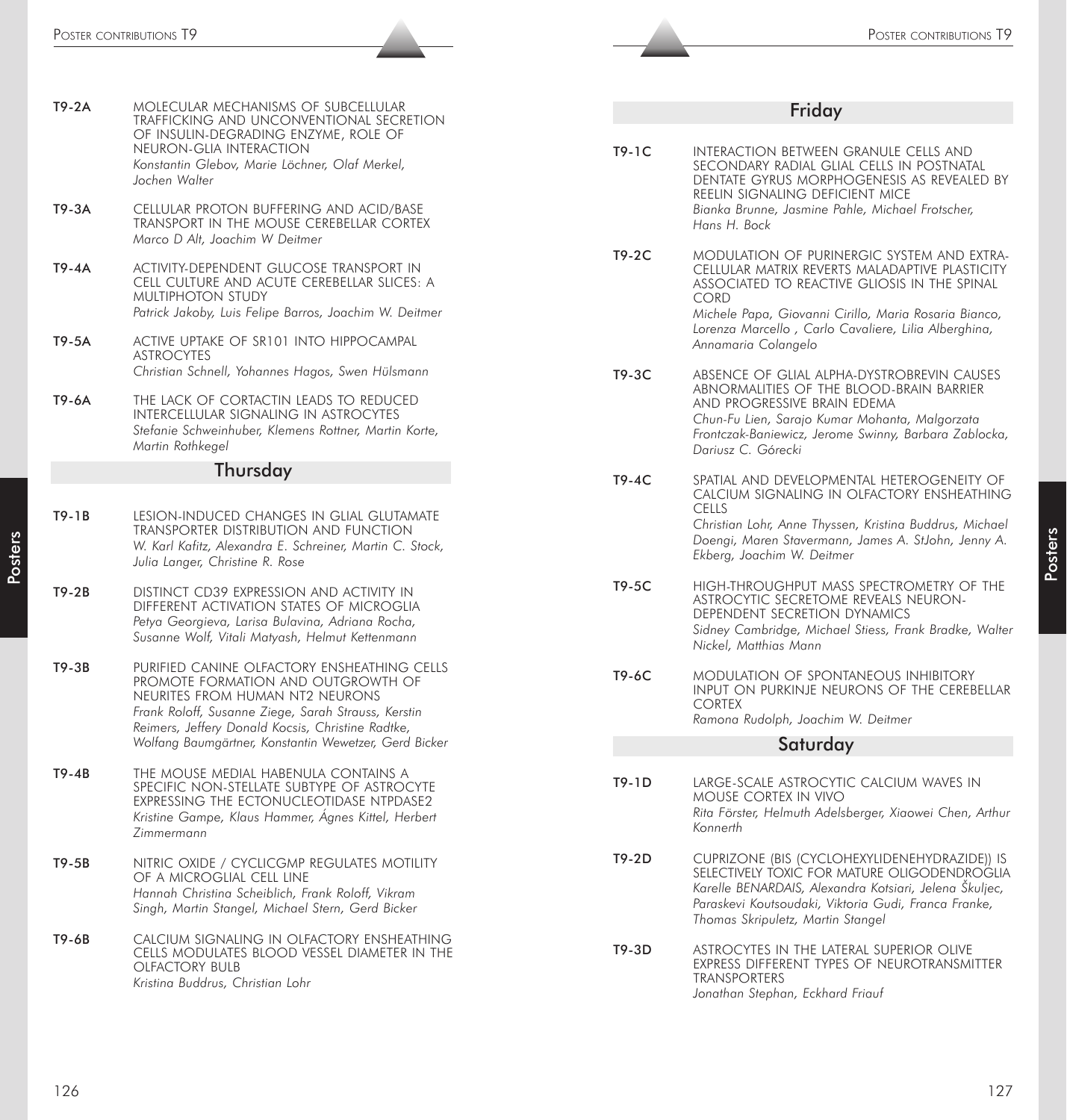**T9-2A** MOLECULAR MECHANISMS OF SUBCELLULAR TRAFFICKING AND UNCONVENTIONAL SECRETION OF INSULIN-DEGRADING ENZYME, ROLE OF NEURON-GLIA INTERACTION
*Konstantin Glebov, Marie Löchner, Olaf Merkel, Jochen Walter*

**T9-3A** CELLULAR PROTON BUFFERING AND ACID/BASE TRANSPORT IN THE MOUSE CEREBELLAR CORTEX
*Marco D Alt, Joachim W Deitmer*

**T9-4A** ACTIVITY-DEPENDENT GLUCOSE TRANSPORT IN CELL CULTURE AND ACUTE CEREBELLAR SLICES: A MULTIPHOTON STUDY
*Patrick Jakoby, Luis Felipe Barros, Joachim W. Deitmer*

**T9-5A** ACTIVE UPTAKE OF SR101 INTO HIPPOCAMPAL ASTROCYTES
*Christian Schnell, Yohannes Hagos, Swen Hülsmann*

**T9-6A** THE LACK OF CORTACTIN LEADS TO REDUCED INTERCELLULAR SIGNALING IN ASTROCYTES
*Stefanie Schweinhuber, Klemens Rottner, Martin Korte, Martin Rothkegel*

## Thursday

**T9-1B** LESION-INDUCED CHANGES IN GLIAL GLUTAMATE TRANSPORTER DISTRIBUTION AND FUNCTION
*W. Karl Kafitz, Alexandra E. Schreiner, Martin C. Stock, Julia Langer, Christine R. Rose*

**T9-2B** DISTINCT CD39 EXPRESSION AND ACTIVITY IN DIFFERENT ACTIVATION STATES OF MICROGLIA
*Petya Georgieva, Larisa Bulavina, Adriana Rocha, Susanne Wolf, Vitali Matyash, Helmut Kettenmann*

**T9-3B** PURIFIED CANINE OLFACTORY ENSHEATHING CELLS PROMOTE FORMATION AND OUTGROWTH OF NEURITES FROM HUMAN NT2 NEURONS
*Frank Roloff, Susanne Ziege, Sarah Strauss, Kerstin Reimers, Jeffery Donald Kocsis, Christine Radtke, Wolfang Baumgärtner, Konstantin Wewetzer, Gerd Bicker*

**T9-4B** THE MOUSE MEDIAL HABENULA CONTAINS A SPECIFIC NON-STELLATE SUBTYPE OF ASTROCYTE EXPRESSING THE ECTONUCLEOTIDASE NTPDASE2
*Kristine Gampe, Klaus Hammer, Ágnes Kittel, Herbert Zimmermann*

**T9-5B** NITRIC OXIDE / CYCLICGMP REGULATES MOTILITY OF A MICROGLIAL CELL LINE
*Hannah Christina Scheiblich, Frank Roloff, Vikram Singh, Martin Stangel, Michael Stern, Gerd Bicker*

**T9-6B** CALCIUM SIGNALING IN OLFACTORY ENSHEATHING CELLS MODULATES BLOOD VESSEL DIAMETER IN THE OLFACTORY BULB
*Kristina Buddrus, Christian Lohr*

## Friday

**T9-1C** INTERACTION BETWEEN GRANULE CELLS AND SECONDARY RADIAL GLIAL CELLS IN POSTNATAL DENTATE GYRUS MORPHOGENESIS AS REVEALED BY REELIN SIGNALING DEFICIENT MICE
*Bianka Brunne, Jasmine Pahle, Michael Frotscher, Hans H. Bock*

**T9-2C** MODULATION OF PURINERGIC SYSTEM AND EXTRA-CELLULAR MATRIX REVERTS MALADAPTIVE PLASTICITY ASSOCIATED TO REACTIVE GLIOSIS IN THE SPINAL CORD
*Michele Papa, Giovanni Cirillo, Maria Rosaria Bianco, Lorenza Marcello , Carlo Cavaliere, Lilia Alberghina, Annamaria Colangelo*

**T9-3C** ABSENCE OF GLIAL ALPHA-DYSTROBREVIN CAUSES ABNORMALITIES OF THE BLOOD-BRAIN BARRIER AND PROGRESSIVE BRAIN EDEMA
*Chun-Fu Lien, Sarajo Kumar Mohanta, Malgorzata Frontczak-Baniewicz, Jerome Swinny, Barbara Zablocka, Dariusz C. Górecki*

**T9-4C** SPATIAL AND DEVELOPMENTAL HETEROGENEITY OF CALCIUM SIGNALING IN OLFACTORY ENSHEATHING CELLS
*Christian Lohr, Anne Thyssen, Kristina Buddrus, Michael Doengi, Maren Stavermann, James A. StJohn, Jenny A. Ekberg, Joachim W. Deitmer*

**T9-5C** HIGH-THROUGHPUT MASS SPECTROMETRY OF THE ASTROCYTIC SECRETOME REVEALS NEURON-DEPENDENT SECRETION DYNAMICS
*Sidney Cambridge, Michael Stiess, Frank Bradke, Walter Nickel, Matthias Mann*

**T9-6C** MODULATION OF SPONTANEOUS INHIBITORY INPUT ON PURKINJE NEURONS OF THE CEREBELLAR CORTEX
*Ramona Rudolph, Joachim W. Deitmer*

## Saturday

**T9-1D** LARGE-SCALE ASTROCYTIC CALCIUM WAVES IN MOUSE CORTEX IN VIVO
*Rita Förster, Helmuth Adelsberger, Xiaowei Chen, Arthur Konnerth*

**T9-2D** CUPRIZONE (BIS (CYCLOHEXYLIDENEHYDRAZIDE)) IS SELECTIVELY TOXIC FOR MATURE OLIGODENDROGLIA
*Karelle BENARDAIS, Alexandra Kotsiari, Jelena Škuljec, Paraskevi Koutsoudaki, Viktoria Gudi, Franca Franke, Thomas Skripuletz, Martin Stangel*

**T9-3D** ASTROCYTES IN THE LATERAL SUPERIOR OLIVE EXPRESS DIFFERENT TYPES OF NEUROTRANSMITTER TRANSPORTERS
*Jonathan Stephan, Eckhard Friauf*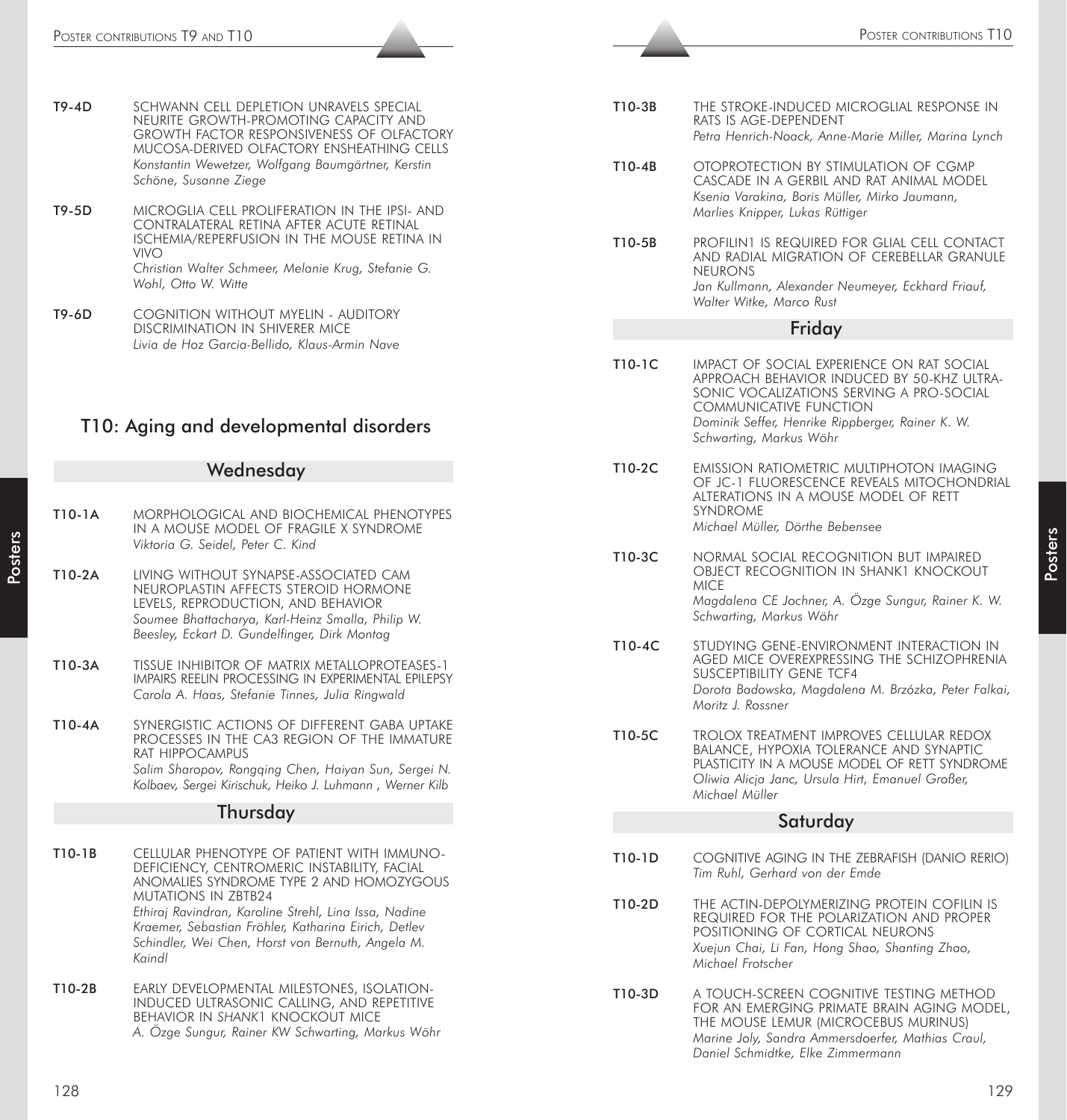**T9-4D** SCHWANN CELL DEPLETION UNRAVELS SPECIAL NEURITE GROWTH-PROMOTING CAPACITY AND GROWTH FACTOR RESPONSIVENESS OF OLFACTORY MUCOSA-DERIVED OLFACTORY ENSHEATHING CELLS
*Konstantin Wewetzer, Wolfgang Baumgärtner, Kerstin Schöne, Susanne Ziege*

**T9-5D** MICROGLIA CELL PROLIFERATION IN THE IPSI- AND CONTRALATERAL RETINA AFTER ACUTE RETINAL ISCHEMIA/REPERFUSION IN THE MOUSE RETINA IN VIVO
*Christian Walter Schmeer, Melanie Krug, Stefanie G. Wohl, Otto W. Witte*

**T9-6D** COGNITION WITHOUT MYELIN - AUDITORY DISCRIMINATION IN SHIVERER MICE
*Livia de Hoz Garcia-Bellido, Klaus-Armin Nave*

## T10: Aging and developmental disorders

### Wednesday

**T10-1A** MORPHOLOGICAL AND BIOCHEMICAL PHENOTYPES IN A MOUSE MODEL OF FRAGILE X SYNDROME
*Viktoria G. Seidel, Peter C. Kind*

**T10-2A** LIVING WITHOUT SYNAPSE-ASSOCIATED CAM NEUROPLASTIN AFFECTS STEROID HORMONE LEVELS, REPRODUCTION, AND BEHAVIOR
*Soumee Bhattacharya, Karl-Heinz Smalla, Philip W. Beesley, Eckart D. Gundelfinger, Dirk Montag*

**T10-3A** TISSUE INHIBITOR OF MATRIX METALLOPROTEASES-1 IMPAIRS REELIN PROCESSING IN EXPERIMENTAL EPILEPSY
*Carola A. Haas, Stefanie Tinnes, Julia Ringwald*

**T10-4A** SYNERGISTIC ACTIONS OF DIFFERENT GABA UPTAKE PROCESSES IN THE CA3 REGION OF THE IMMATURE RAT HIPPOCAMPUS
*Salim Sharopov, Rongqing Chen, Haiyan Sun, Sergei N. Kolbaev, Sergei Kirischuk, Heiko J. Luhmann , Werner Kilb*

### Thursday

**T10-1B** CELLULAR PHENOTYPE OF PATIENT WITH IMMUNO-DEFICIENCY, CENTROMERIC INSTABILITY, FACIAL ANOMALIES SYNDROME TYPE 2 AND HOMOZYGOUS MUTATIONS IN ZBTB24
*Ethiraj Ravindran, Karoline Strehl, Lina Issa, Nadine Kraemer, Sebastian Fröhler, Katharina Eirich, Detlev Schindler, Wei Chen, Horst von Bernuth, Angela M. Kaindl*

**T10-2B** EARLY DEVELOPMENTAL MILESTONES, ISOLATION-INDUCED ULTRASONIC CALLING, AND REPETITIVE BEHAVIOR IN *SHANK*1 KNOCKOUT MICE
*A. Özge Sungur, Rainer KW Schwarting, Markus Wöhr*

**T10-3B** THE STROKE-INDUCED MICROGLIAL RESPONSE IN RATS IS AGE-DEPENDENT
*Petra Henrich-Noack, Anne-Marie Miller, Marina Lynch*

**T10-4B** OTOPROTECTION BY STIMULATION OF CGMP CASCADE IN A GERBIL AND RAT ANIMAL MODEL
*Ksenia Varakina, Boris Müller, Mirko Jaumann, Marlies Knipper, Lukas Rüttiger*

**T10-5B** PROFILIN1 IS REQUIRED FOR GLIAL CELL CONTACT AND RADIAL MIGRATION OF CEREBELLAR GRANULE NEURONS
*Jan Kullmann, Alexander Neumeyer, Eckhard Friauf, Walter Witke, Marco Rust*

### Friday

**T10-1C** IMPACT OF SOCIAL EXPERIENCE ON RAT SOCIAL APPROACH BEHAVIOR INDUCED BY 50-KHZ ULTRA-SONIC VOCALIZATIONS SERVING A PRO-SOCIAL COMMUNICATIVE FUNCTION
*Dominik Seffer, Henrike Rippberger, Rainer K. W. Schwarting, Markus Wöhr*

**T10-2C** EMISSION RATIOMETRIC MULTIPHOTON IMAGING OF JC-1 FLUORESCENCE REVEALS MITOCHONDRIAL ALTERATIONS IN A MOUSE MODEL OF RETT SYNDROME
*Michael Müller, Dörthe Bebensee*

**T10-3C** NORMAL SOCIAL RECOGNITION BUT IMPAIRED OBJECT RECOGNITION IN SHANK1 KNOCKOUT MICE
*Magdalena CE Jochner, A. Özge Sungur, Rainer K. W. Schwarting, Markus Wöhr*

**T10-4C** STUDYING GENE-ENVIRONMENT INTERACTION IN AGED MICE OVEREXPRESSING THE SCHIZOPHRENIA SUSCEPTIBILITY GENE TCF4
*Dorota Badowska, Magdalena M. Brzózka, Peter Falkai, Moritz J. Rossner*

**T10-5C** TROLOX TREATMENT IMPROVES CELLULAR REDOX BALANCE, HYPOXIA TOLERANCE AND SYNAPTIC PLASTICITY IN A MOUSE MODEL OF RETT SYNDROME
*Oliwia Alicja Janc, Ursula Hirt, Emanuel Großer, Michael Müller*

### Saturday

**T10-1D** COGNITIVE AGING IN THE ZEBRAFISH (DANIO RERIO)
*Tim Ruhl, Gerhard von der Emde*

**T10-2D** THE ACTIN-DEPOLYMERIZING PROTEIN COFILIN IS REQUIRED FOR THE POLARIZATION AND PROPER POSITIONING OF CORTICAL NEURONS
*Xuejun Chai, Li Fan, Hong Shao, Shanting Zhao, Michael Frotscher*

**T10-3D** A TOUCH-SCREEN COGNITIVE TESTING METHOD FOR AN EMERGING PRIMATE BRAIN AGING MODEL, THE MOUSE LEMUR (MICROCEBUS MURINUS)
*Marine Joly, Sandra Ammersdoerfer, Mathias Craul, Daniel Schmidtke, Elke Zimmermann*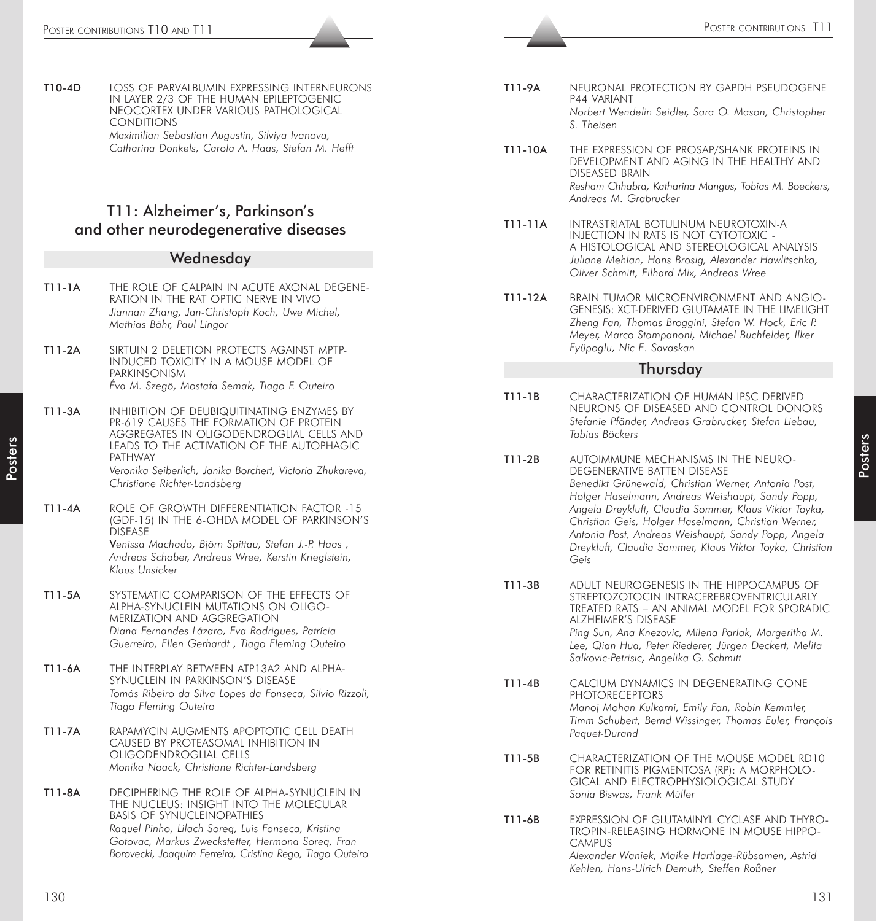**T10-4D** LOSS OF PARVALBUMIN EXPRESSING INTERNEURONS IN LAYER 2/3 OF THE HUMAN EPILEPTOGENIC NEOCORTEX UNDER VARIOUS PATHOLOGICAL CONDITIONS
*Maximilian Sebastian Augustin, Silviya Ivanova, Catharina Donkels, Carola A. Haas, Stefan M. Hefft*

## T11: Alzheimer's, Parkinson's and other neurodegenerative diseases

### Wednesday

**T11-1A** THE ROLE OF CALPAIN IN ACUTE AXONAL DEGENERATION IN THE RAT OPTIC NERVE IN VIVO
*Jiannan Zhang, Jan-Christoph Koch, Uwe Michel, Mathias Bähr, Paul Lingor*

**T11-2A** SIRTUIN 2 DELETION PROTECTS AGAINST MPTP-INDUCED TOXICITY IN A MOUSE MODEL OF PARKINSONISM
*Éva M. Szegö, Mostafa Semak, Tiago F. Outeiro*

**T11-3A** INHIBITION OF DEUBIQUITINATING ENZYMES BY PR-619 CAUSES THE FORMATION OF PROTEIN AGGREGATES IN OLIGODENDROGLIAL CELLS AND LEADS TO THE ACTIVATION OF THE AUTOPHAGIC PATHWAY
*Veronika Seiberlich, Janika Borchert, Victoria Zhukareva, Christiane Richter-Landsberg*

**T11-4A** ROLE OF GROWTH DIFFERENTIATION FACTOR -15 (GDF-15) IN THE 6-OHDA MODEL OF PARKINSON'S DISEASE
*Venissa Machado, Björn Spittau, Stefan J.-P. Haas , Andreas Schober, Andreas Wree, Kerstin Krieglstein, Klaus Unsicker*

**T11-5A** SYSTEMATIC COMPARISON OF THE EFFECTS OF ALPHA-SYNUCLEIN MUTATIONS ON OLIGOMERIZATION AND AGGREGATION
*Diana Fernandes Lázaro, Eva Rodrigues, Patrícia Guerreiro, Ellen Gerhardt , Tiago Fleming Outeiro*

**T11-6A** THE INTERPLAY BETWEEN ATP13A2 AND ALPHA-SYNUCLEIN IN PARKINSON'S DISEASE
*Tomás Ribeiro da Silva Lopes da Fonseca, Silvio Rizzoli, Tiago Fleming Outeiro*

**T11-7A** RAPAMYCIN AUGMENTS APOPTOTIC CELL DEATH CAUSED BY PROTEASOMAL INHIBITION IN OLIGODENDROGLIAL CELLS
*Monika Noack, Christiane Richter-Landsberg*

**T11-8A** DECIPHERING THE ROLE OF ALPHA-SYNUCLEIN IN THE NUCLEUS: INSIGHT INTO THE MOLECULAR BASIS OF SYNUCLEINOPATHIES
*Raquel Pinho, Lilach Soreq, Luis Fonseca, Kristina Gotovac, Markus Zweckstetter, Hermona Soreq, Fran Borovecki, Joaquim Ferreira, Cristina Rego, Tiago Outeiro*

**T11-9A** NEURONAL PROTECTION BY GAPDH PSEUDOGENE P44 VARIANT
*Norbert Wendelin Seidler, Sara O. Mason, Christopher S. Theisen*

**T11-10A** THE EXPRESSION OF PROSAP/SHANK PROTEINS IN DEVELOPMENT AND AGING IN THE HEALTHY AND DISEASED BRAIN
*Resham Chhabra, Katharina Mangus, Tobias M. Boeckers, Andreas M. Grabrucker*

**T11-11A** INTRASTRIATAL BOTULINUM NEUROTOXIN-A INJECTION IN RATS IS NOT CYTOTOXIC - A HISTOLOGICAL AND STEREOLOGICAL ANALYSIS
*Juliane Mehlan, Hans Brosig, Alexander Hawlitschka, Oliver Schmitt, Eilhard Mix, Andreas Wree*

**T11-12A** BRAIN TUMOR MICROENVIRONMENT AND ANGIOGENESIS: XCT-DERIVED GLUTAMATE IN THE LIMELIGHT
*Zheng Fan, Thomas Broggini, Stefan W. Hock, Eric P. Meyer, Marco Stampanoni, Michael Buchfelder, Ilker Eyüpoglu, Nic E. Savaskan*

### Thursday

**T11-1B** CHARACTERIZATION OF HUMAN IPSC DERIVED NEURONS OF DISEASED AND CONTROL DONORS
*Stefanie Pfänder, Andreas Grabrucker, Stefan Liebau, Tobias Böckers*

**T11-2B** AUTOIMMUNE MECHANISMS IN THE NEURODEGENERATIVE BATTEN DISEASE
*Benedikt Grünewald, Christian Werner, Antonia Post, Holger Haselmann, Andreas Weishaupt, Sandy Popp, Angela Dreykluft, Claudia Sommer, Klaus Viktor Toyka, Christian Geis, Holger Haselmann, Christian Werner, Antonia Post, Andreas Weishaupt, Sandy Popp, Angela Dreykluft, Claudia Sommer, Klaus Viktor Toyka, Christian Geis*

**T11-3B** ADULT NEUROGENESIS IN THE HIPPOCAMPUS OF STREPTOZOTOCIN INTRACEREBROVENTRICULARLY TREATED RATS – AN ANIMAL MODEL FOR SPORADIC ALZHEIMER'S DISEASE
*Ping Sun, Ana Knezovic, Milena Parlak, Margeritha M. Lee, Qian Hua, Peter Riederer, Jürgen Deckert, Melita Salkovic-Petrisic, Angelika G. Schmitt*

**T11-4B** CALCIUM DYNAMICS IN DEGENERATING CONE PHOTORECEPTORS
*Manoj Mohan Kulkarni, Emily Fan, Robin Kemmler, Timm Schubert, Bernd Wissinger, Thomas Euler, François Paquet-Durand*

**T11-5B** CHARACTERIZATION OF THE MOUSE MODEL RD10 FOR RETINITIS PIGMENTOSA (RP): A MORPHOLOGICAL AND ELECTROPHYSIOLOGICAL STUDY
*Sonia Biswas, Frank Müller*

**T11-6B** EXPRESSION OF GLUTAMINYL CYCLASE AND THYROTROPIN-RELEASING HORMONE IN MOUSE HIPPOCAMPUS
*Alexander Waniek, Maike Hartlage-Rübsamen, Astrid Kehlen, Hans-Ulrich Demuth, Steffen Roßner*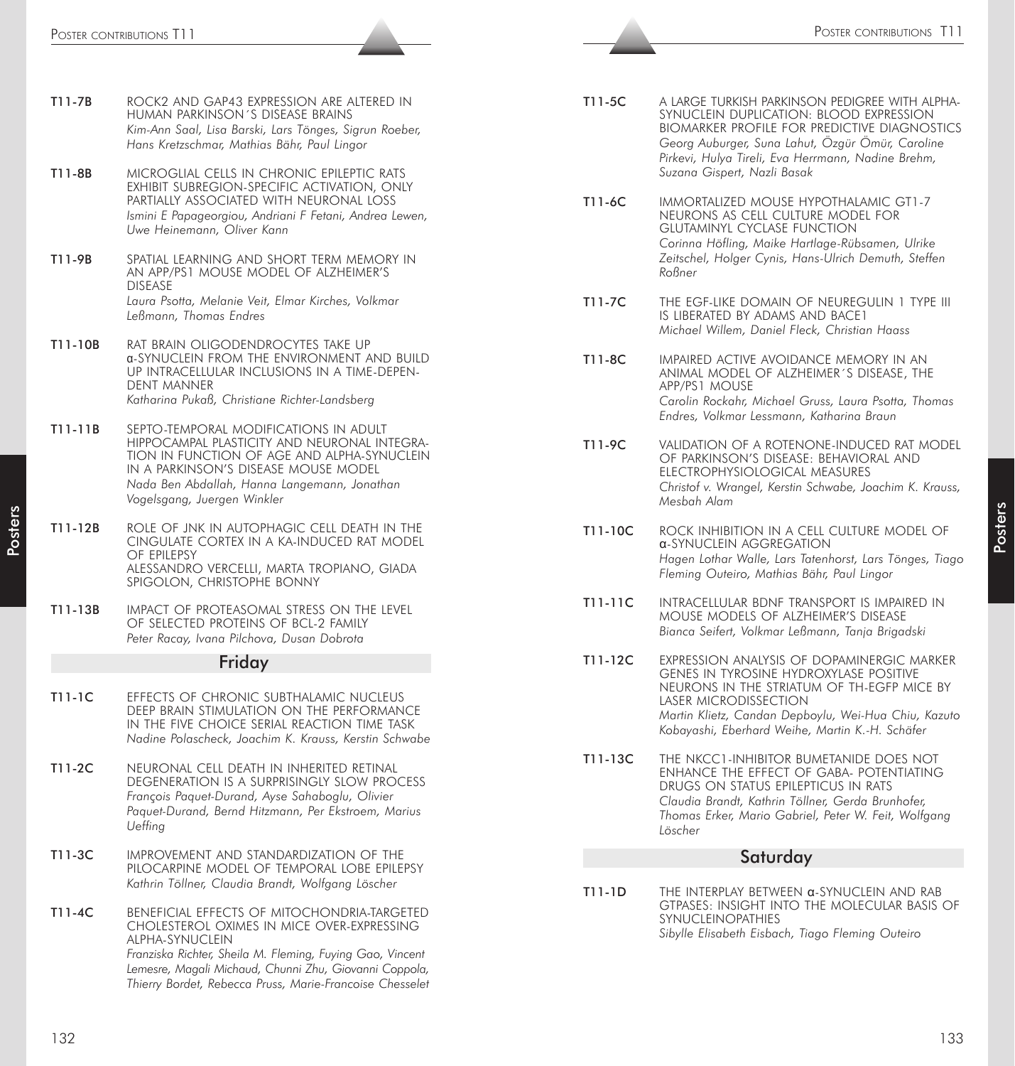**T11-7B** ROCK2 AND GAP43 EXPRESSION ARE ALTERED IN HUMAN PARKINSON´S DISEASE BRAINS
*Kim-Ann Saal, Lisa Barski, Lars Tönges, Sigrun Roeber, Hans Kretzschmar, Mathias Bähr, Paul Lingor*

**T11-8B** MICROGLIAL CELLS IN CHRONIC EPILEPTIC RATS EXHIBIT SUBREGION-SPECIFIC ACTIVATION, ONLY PARTIALLY ASSOCIATED WITH NEURONAL LOSS
*Ismini E Papageorgiou, Andriani F Fetani, Andrea Lewen, Uwe Heinemann, Oliver Kann*

**T11-9B** SPATIAL LEARNING AND SHORT TERM MEMORY IN AN APP/PS1 MOUSE MODEL OF ALZHEIMER'S DISEASE
*Laura Psotta, Melanie Veit, Elmar Kirches, Volkmar Leßmann, Thomas Endres*

**T11-10B** RAT BRAIN OLIGODENDROCYTES TAKE UP α-SYNUCLEIN FROM THE ENVIRONMENT AND BUILD UP INTRACELLULAR INCLUSIONS IN A TIME-DEPENDENT MANNER
*Katharina Pukaß, Christiane Richter-Landsberg*

**T11-11B** SEPTO-TEMPORAL MODIFICATIONS IN ADULT HIPPOCAMPAL PLASTICITY AND NEURONAL INTEGRATION IN FUNCTION OF AGE AND ALPHA-SYNUCLEIN IN A PARKINSON'S DISEASE MOUSE MODEL
*Nada Ben Abdallah, Hanna Langemann, Jonathan Vogelsgang, Juergen Winkler*

**T11-12B** ROLE OF JNK IN AUTOPHAGIC CELL DEATH IN THE CINGULATE CORTEX IN A KA-INDUCED RAT MODEL OF EPILEPSY
ALESSANDRO VERCELLI, MARTA TROPIANO, GIADA SPIGOLON, CHRISTOPHE BONNY

**T11-13B** IMPACT OF PROTEASOMAL STRESS ON THE LEVEL OF SELECTED PROTEINS OF BCL-2 FAMILY
*Peter Racay, Ivana Pilchova, Dusan Dobrota*

## Friday

**T11-1C** EFFECTS OF CHRONIC SUBTHALAMIC NUCLEUS DEEP BRAIN STIMULATION ON THE PERFORMANCE IN THE FIVE CHOICE SERIAL REACTION TIME TASK
*Nadine Polascheck, Joachim K. Krauss, Kerstin Schwabe*

**T11-2C** NEURONAL CELL DEATH IN INHERITED RETINAL DEGENERATION IS A SURPRISINGLY SLOW PROCESS
*François Paquet-Durand, Ayse Sahaboglu, Olivier Paquet-Durand, Bernd Hitzmann, Per Ekstroem, Marius Ueffing*

**T11-3C** IMPROVEMENT AND STANDARDIZATION OF THE PILOCARPINE MODEL OF TEMPORAL LOBE EPILEPSY
*Kathrin Töllner, Claudia Brandt, Wolfgang Löscher*

**T11-4C** BENEFICIAL EFFECTS OF MITOCHONDRIA-TARGETED CHOLESTEROL OXIMES IN MICE OVER-EXPRESSING ALPHA-SYNUCLEIN
*Franziska Richter, Sheila M. Fleming, Fuying Gao, Vincent Lemesre, Magali Michaud, Chunni Zhu, Giovanni Coppola, Thierry Bordet, Rebecca Pruss, Marie-Francoise Chesselet*

**T11-5C** A LARGE TURKISH PARKINSON PEDIGREE WITH ALPHA-SYNUCLEIN DUPLICATION: BLOOD EXPRESSION BIOMARKER PROFILE FOR PREDICTIVE DIAGNOSTICS
*Georg Auburger, Suna Lahut, Özgür Ömür, Caroline Pirkevi, Hulya Tireli, Eva Herrmann, Nadine Brehm, Suzana Gispert, Nazli Basak*

**T11-6C** IMMORTALIZED MOUSE HYPOTHALAMIC GT1-7 NEURONS AS CELL CULTURE MODEL FOR GLUTAMINYL CYCLASE FUNCTION
*Corinna Höfling, Maike Hartlage-Rübsamen, Ulrike Zeitschel, Holger Cynis, Hans-Ulrich Demuth, Steffen Roßner*

**T11-7C** THE EGF-LIKE DOMAIN OF NEUREGULIN 1 TYPE III IS LIBERATED BY ADAMS AND BACE1
*Michael Willem, Daniel Fleck, Christian Haass*

**T11-8C** IMPAIRED ACTIVE AVOIDANCE MEMORY IN AN ANIMAL MODEL OF ALZHEIMER´S DISEASE, THE APP/PS1 MOUSE
*Carolin Rockahr, Michael Gruss, Laura Psotta, Thomas Endres, Volkmar Lessmann, Katharina Braun*

**T11-9C** VALIDATION OF A ROTENONE-INDUCED RAT MODEL OF PARKINSON'S DISEASE: BEHAVIORAL AND ELECTROPHYSIOLOGICAL MEASURES
*Christof v. Wrangel, Kerstin Schwabe, Joachim K. Krauss, Mesbah Alam*

**T11-10C** ROCK INHIBITION IN A CELL CULTURE MODEL OF α-SYNUCLEIN AGGREGATION
*Hagen Lothar Walle, Lars Tatenhorst, Lars Tönges, Tiago Fleming Outeiro, Mathias Bähr, Paul Lingor*

**T11-11C** INTRACELLULAR BDNF TRANSPORT IS IMPAIRED IN MOUSE MODELS OF ALZHEIMER'S DISEASE
*Bianca Seifert, Volkmar Leßmann, Tanja Brigadski*

**T11-12C** EXPRESSION ANALYSIS OF DOPAMINERGIC MARKER GENES IN TYROSINE HYDROXYLASE POSITIVE NEURONS IN THE STRIATUM OF TH-EGFP MICE BY LASER MICRODISSECTION
*Martin Klietz, Candan Depboylu, Wei-Hua Chiu, Kazuto Kobayashi, Eberhard Weihe, Martin K.-H. Schäfer*

**T11-13C** THE NKCC1-INHIBITOR BUMETANIDE DOES NOT ENHANCE THE EFFECT OF GABA- POTENTIATING DRUGS ON STATUS EPILEPTICUS IN RATS
*Claudia Brandt, Kathrin Töllner, Gerda Brunhofer, Thomas Erker, Mario Gabriel, Peter W. Feit, Wolfgang Löscher*

## Saturday

**T11-1D** THE INTERPLAY BETWEEN α-SYNUCLEIN AND RAB GTPASES: INSIGHT INTO THE MOLECULAR BASIS OF SYNUCLEINOPATHIES
*Sibylle Elisabeth Eisbach, Tiago Fleming Outeiro*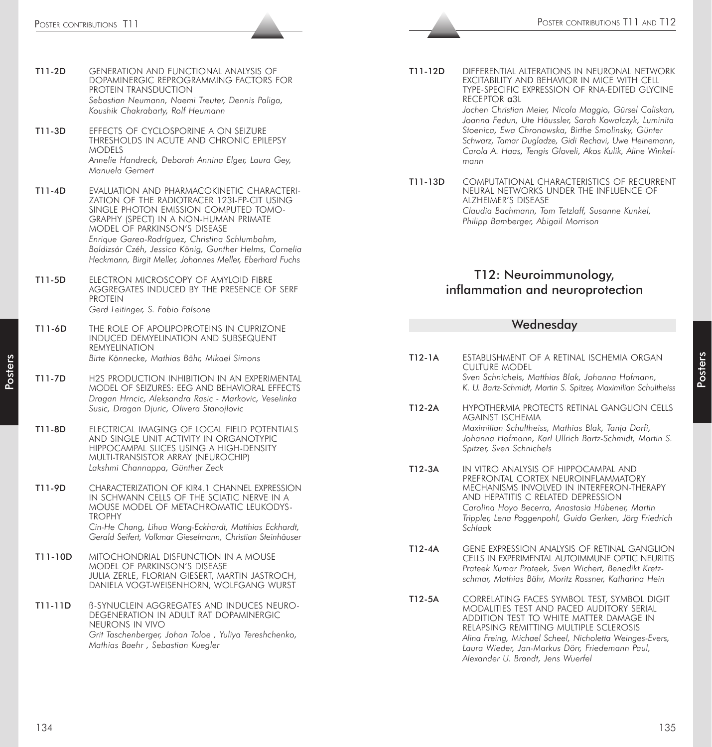**T11-2D** GENERATION AND FUNCTIONAL ANALYSIS OF DOPAMINERGIC REPROGRAMMING FACTORS FOR PROTEIN TRANSDUCTION
*Sebastian Neumann, Naemi Treuter, Dennis Paliga, Koushik Chakrabarty, Rolf Heumann*

**T11-3D** EFFECTS OF CYCLOSPORINE A ON SEIZURE THRESHOLDS IN ACUTE AND CHRONIC EPILEPSY MODELS
*Annelie Handreck, Deborah Annina Elger, Laura Gey, Manuela Gernert*

**T11-4D** EVALUATION AND PHARMACOKINETIC CHARACTERIZATION OF THE RADIOTRACER 123I-FP-CIT USING SINGLE PHOTON EMISSION COMPUTED TOMOGRAPHY (SPECT) IN A NON-HUMAN PRIMATE MODEL OF PARKINSON'S DISEASE
*Enrique Garea-Rodríguez, Christina Schlumbohm, Boldizsár Czéh, Jessica König, Gunther Helms, Cornelia Heckmann, Birgit Meller, Johannes Meller, Eberhard Fuchs*

**T11-5D** ELECTRON MICROSCOPY OF AMYLOID FIBRE AGGREGATES INDUCED BY THE PRESENCE OF SERF PROTEIN
*Gerd Leitinger, S. Fabio Falsone*

**T11-6D** THE ROLE OF APOLIPOPROTEINS IN CUPRIZONE INDUCED DEMYELINATION AND SUBSEQUENT REMYELINATION
*Birte Könnecke, Mathias Bähr, Mikael Simons*

**T11-7D** H2S PRODUCTION INHIBITION IN AN EXPERIMENTAL MODEL OF SEIZURES: EEG AND BEHAVIORAL EFFECTS
*Dragan Hrncic, Aleksandra Rasic - Markovic, Veselinka Susic, Dragan Djuric, Olivera Stanojlovic*

**T11-8D** ELECTRICAL IMAGING OF LOCAL FIELD POTENTIALS AND SINGLE UNIT ACTIVITY IN ORGANOTYPIC HIPPOCAMPAL SLICES USING A HIGH-DENSITY MULTI-TRANSISTOR ARRAY (NEUROCHIP)
*Lakshmi Channappa, Günther Zeck*

**T11-9D** CHARACTERIZATION OF KIR4.1 CHANNEL EXPRESSION IN SCHWANN CELLS OF THE SCIATIC NERVE IN A MOUSE MODEL OF METACHROMATIC LEUKODYSTROPHY
*Cin-He Chang, Lihua Wang-Eckhardt, Matthias Eckhardt, Gerald Seifert, Volkmar Gieselmann, Christian Steinhäuser*

**T11-10D** MITOCHONDRIAL DISFUNCTION IN A MOUSE MODEL OF PARKINSON'S DISEASE
JULIA ZERLE, FLORIAN GIESERT, MARTIN JASTROCH, DANIELA VOGT-WEISENHORN, WOLFGANG WURST

**T11-11D** ß-SYNUCLEIN AGGREGATES AND INDUCES NEURODEGENERATION IN ADULT RAT DOPAMINERGIC NEURONS IN VIVO
*Grit Taschenberger, Johan Toloe , Yuliya Tereshchenko, Mathias Baehr , Sebastian Kuegler*

**T11-12D** DIFFERENTIAL ALTERATIONS IN NEURONAL NETWORK EXCITABILITY AND BEHAVIOR IN MICE WITH CELL TYPE-SPECIFIC EXPRESSION OF RNA-EDITED GLYCINE RECEPTOR α3L
*Jochen Christian Meier, Nicola Maggio, Gürsel Caliskan, Joanna Fedun, Ute Häussler, Sarah Kowalczyk, Luminita Stoenica, Ewa Chronowska, Birthe Smolinsky, Günter Schwarz, Tamar Dugladze, Gidi Rechavi, Uwe Heinemann, Carola A. Haas, Tengis Gloveli, Akos Kulik, Aline Winkelmann*

**T11-13D** COMPUTATIONAL CHARACTERISTICS OF RECURRENT NEURAL NETWORKS UNDER THE INFLUENCE OF ALZHEIMER'S DISEASE
*Claudia Bachmann, Tom Tetzlaff, Susanne Kunkel, Philipp Bamberger, Abigail Morrison*

## T12: Neuroimmunology, inflammation and neuroprotection

### Wednesday

**T12-1A** ESTABLISHMENT OF A RETINAL ISCHEMIA ORGAN CULTURE MODEL
*Sven Schnichels, Matthias Blak, Johanna Hofmann, K. U. Bartz-Schmidt, Martin S. Spitzer, Maximilian Schultheiss*

**T12-2A** HYPOTHERMIA PROTECTS RETINAL GANGLION CELLS AGAINST ISCHEMIA
*Maximilian Schultheiss, Mathias Blak, Tanja Dorfi, Johanna Hofmann, Karl Ullrich Bartz-Schmidt, Martin S. Spitzer, Sven Schnichels*

**T12-3A** IN VITRO ANALYSIS OF HIPPOCAMPAL AND PREFRONTAL CORTEX NEUROINFLAMMATORY MECHANISMS INVOLVED IN INTERFERON-THERAPY AND HEPATITIS C RELATED DEPRESSION
*Carolina Hoyo Becerra, Anastasia Hübener, Martin Trippler, Lena Poggenpohl, Guido Gerken, Jörg Friedrich Schlaak*

**T12-4A** GENE EXPRESSION ANALYSIS OF RETINAL GANGLION CELLS IN EXPERIMENTAL AUTOIMMUNE OPTIC NEURITIS
*Prateek Kumar Prateek, Sven Wichert, Benedikt Kretzschmar, Mathias Bähr, Moritz Rossner, Katharina Hein*

**T12-5A** CORRELATING FACES SYMBOL TEST, SYMBOL DIGIT MODALITIES TEST AND PACED AUDITORY SERIAL ADDITION TEST TO WHITE MATTER DAMAGE IN RELAPSING REMITTING MULTIPLE SCLEROSIS
*Alina Freing, Michael Scheel, Nicholetta Weinges-Evers, Laura Wieder, Jan-Markus Dörr, Friedemann Paul, Alexander U. Brandt, Jens Wuerfel*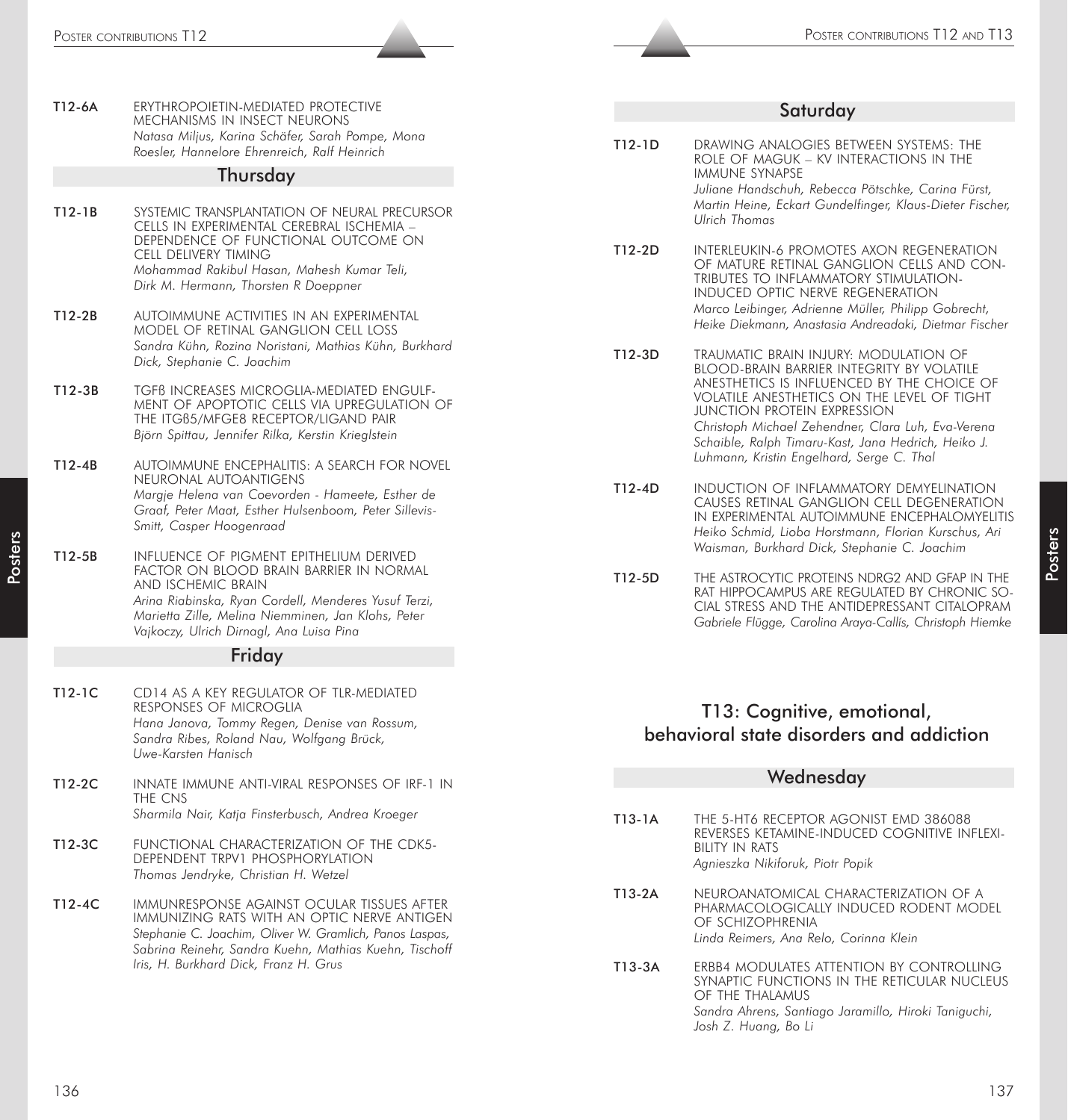**T12-6A** ERYTHROPOIETIN-MEDIATED PROTECTIVE MECHANISMS IN INSECT NEURONS
*Natasa Miljus, Karina Schäfer, Sarah Pompe, Mona Roesler, Hannelore Ehrenreich, Ralf Heinrich*

## Thursday

**T12-1B** SYSTEMIC TRANSPLANTATION OF NEURAL PRECURSOR CELLS IN EXPERIMENTAL CEREBRAL ISCHEMIA – DEPENDENCE OF FUNCTIONAL OUTCOME ON CELL DELIVERY TIMING
*Mohammad Rakibul Hasan, Mahesh Kumar Teli, Dirk M. Hermann, Thorsten R Doeppner*

**T12-2B** AUTOIMMUNE ACTIVITIES IN AN EXPERIMENTAL MODEL OF RETINAL GANGLION CELL LOSS
*Sandra Kühn, Rozina Noristani, Mathias Kühn, Burkhard Dick, Stephanie C. Joachim*

**T12-3B** TGFß INCREASES MICROGLIA-MEDIATED ENGULFMENT OF APOPTOTIC CELLS VIA UPREGULATION OF THE ITGß5/MFGE8 RECEPTOR/LIGAND PAIR
*Björn Spittau, Jennifer Rilka, Kerstin Krieglstein*

**T12-4B** AUTOIMMUNE ENCEPHALITIS: A SEARCH FOR NOVEL NEURONAL AUTOANTIGENS
*Margje Helena van Coevorden - Hameete, Esther de Graaf, Peter Maat, Esther Hulsenboom, Peter Sillevis-Smitt, Casper Hoogenraad*

**T12-5B** INFLUENCE OF PIGMENT EPITHELIUM DERIVED FACTOR ON BLOOD BRAIN BARRIER IN NORMAL AND ISCHEMIC BRAIN
*Arina Riabinska, Ryan Cordell, Menderes Yusuf Terzi, Marietta Zille, Melina Niemminen, Jan Klohs, Peter Vajkoczy, Ulrich Dirnagl, Ana Luisa Pina*

## Friday

**T12-1C** CD14 AS A KEY REGULATOR OF TLR-MEDIATED RESPONSES OF MICROGLIA
*Hana Janova, Tommy Regen, Denise van Rossum, Sandra Ribes, Roland Nau, Wolfgang Brück, Uwe-Karsten Hanisch*

**T12-2C** INNATE IMMUNE ANTI-VIRAL RESPONSES OF IRF-1 IN THE CNS
*Sharmila Nair, Katja Finsterbusch, Andrea Kroeger*

**T12-3C** FUNCTIONAL CHARACTERIZATION OF THE CDK5-DEPENDENT TRPV1 PHOSPHORYLATION
*Thomas Jendryke, Christian H. Wetzel*

**T12-4C** IMMUNRESPONSE AGAINST OCULAR TISSUES AFTER IMMUNIZING RATS WITH AN OPTIC NERVE ANTIGEN
*Stephanie C. Joachim, Oliver W. Gramlich, Panos Laspas, Sabrina Reinehr, Sandra Kuehn, Mathias Kuehn, Tischoff Iris, H. Burkhard Dick, Franz H. Grus*

## Saturday

**T12-1D** DRAWING ANALOGIES BETWEEN SYSTEMS: THE ROLE OF MAGUK – KV INTERACTIONS IN THE IMMUNE SYNAPSE
*Juliane Handschuh, Rebecca Pötschke, Carina Fürst, Martin Heine, Eckart Gundelfinger, Klaus-Dieter Fischer, Ulrich Thomas*

**T12-2D** INTERLEUKIN-6 PROMOTES AXON REGENERATION OF MATURE RETINAL GANGLION CELLS AND CONTRIBUTES TO INFLAMMATORY STIMULATION-INDUCED OPTIC NERVE REGENERATION
*Marco Leibinger, Adrienne Müller, Philipp Gobrecht, Heike Diekmann, Anastasia Andreadaki, Dietmar Fischer*

**T12-3D** TRAUMATIC BRAIN INJURY: MODULATION OF BLOOD-BRAIN BARRIER INTEGRITY BY VOLATILE ANESTHETICS IS INFLUENCED BY THE CHOICE OF VOLATILE ANESTHETICS ON THE LEVEL OF TIGHT JUNCTION PROTEIN EXPRESSION
*Christoph Michael Zehendner, Clara Luh, Eva-Verena Schaible, Ralph Timaru-Kast, Jana Hedrich, Heiko J. Luhmann, Kristin Engelhard, Serge C. Thal*

**T12-4D** INDUCTION OF INFLAMMATORY DEMYELINATION CAUSES RETINAL GANGLION CELL DEGENERATION IN EXPERIMENTAL AUTOIMMUNE ENCEPHALOMYELITIS
*Heiko Schmid, Lioba Horstmann, Florian Kurschus, Ari Waisman, Burkhard Dick, Stephanie C. Joachim*

**T12-5D** THE ASTROCYTIC PROTEINS NDRG2 AND GFAP IN THE RAT HIPPOCAMPUS ARE REGULATED BY CHRONIC SOCIAL STRESS AND THE ANTIDEPRESSANT CITALOPRAM
*Gabriele Flügge, Carolina Araya-Callís, Christoph Hiemke*

# T13: Cognitive, emotional, behavioral state disorders and addiction

## Wednesday

**T13-1A** THE 5-HT6 RECEPTOR AGONIST EMD 386088 REVERSES KETAMINE-INDUCED COGNITIVE INFLEXIBILITY IN RATS
*Agnieszka Nikiforuk, Piotr Popik*

**T13-2A** NEUROANATOMICAL CHARACTERIZATION OF A PHARMACOLOGICALLY INDUCED RODENT MODEL OF SCHIZOPHRENIA
*Linda Reimers, Ana Relo, Corinna Klein*

**T13-3A** ERBB4 MODULATES ATTENTION BY CONTROLLING SYNAPTIC FUNCTIONS IN THE RETICULAR NUCLEUS OF THE THALAMUS
*Sandra Ahrens, Santiago Jaramillo, Hiroki Taniguchi, Josh Z. Huang, Bo Li*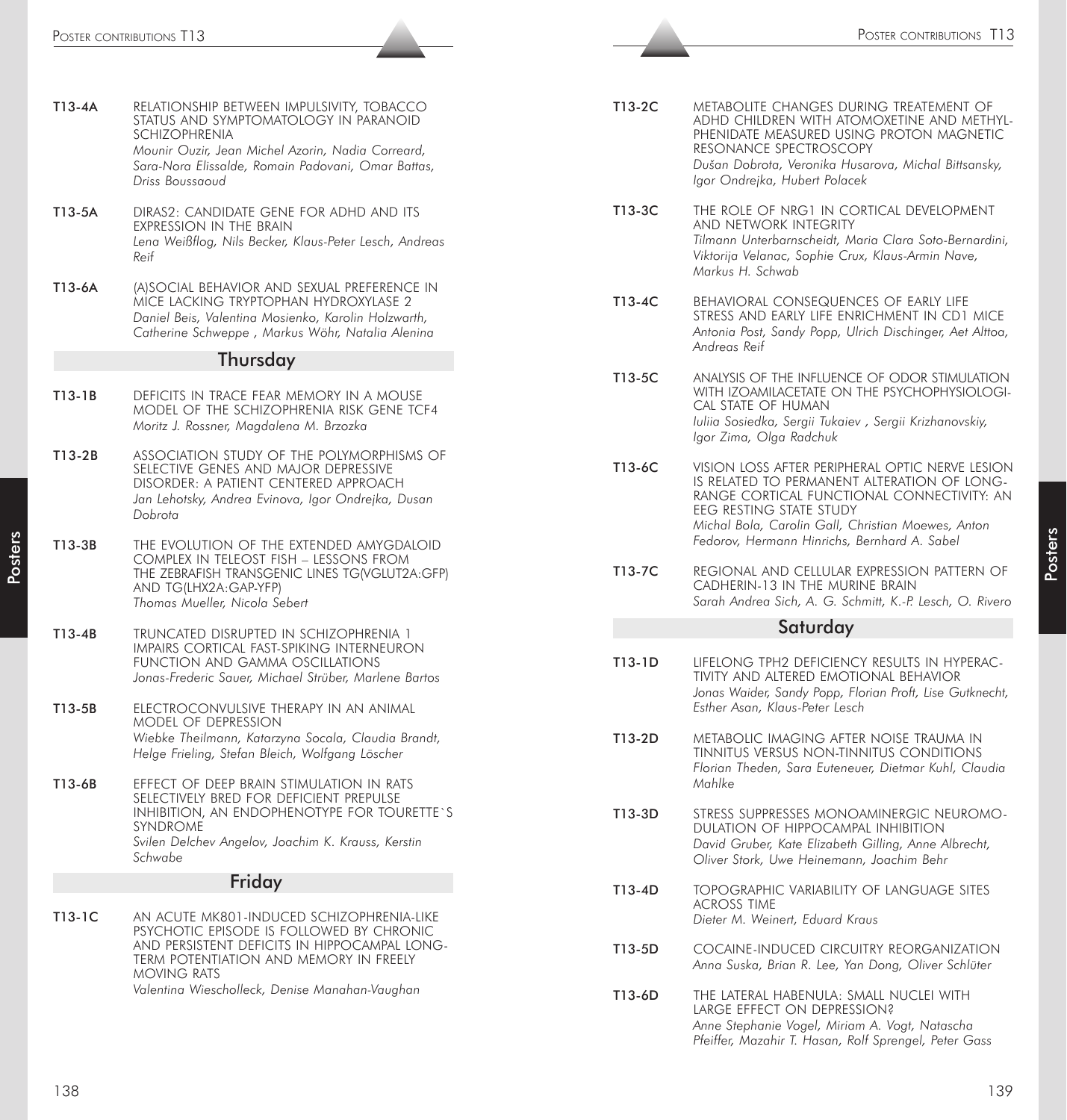**T13-4A** RELATIONSHIP BETWEEN IMPULSIVITY, TOBACCO STATUS AND SYMPTOMATOLOGY IN PARANOID SCHIZOPHRENIA
*Mounir Ouzir, Jean Michel Azorin, Nadia Correard, Sara-Nora Elissalde, Romain Padovani, Omar Battas, Driss Boussaoud*

**T13-5A** DIRAS2: CANDIDATE GENE FOR ADHD AND ITS EXPRESSION IN THE BRAIN
*Lena Weißflog, Nils Becker, Klaus-Peter Lesch, Andreas Reif*

**T13-6A** (A)SOCIAL BEHAVIOR AND SEXUAL PREFERENCE IN MICE LACKING TRYPTOPHAN HYDROXYLASE 2
*Daniel Beis, Valentina Mosienko, Karolin Holzwarth, Catherine Schweppe , Markus Wöhr, Natalia Alenina*

## Thursday

**T13-1B** DEFICITS IN TRACE FEAR MEMORY IN A MOUSE MODEL OF THE SCHIZOPHRENIA RISK GENE TCF4
*Moritz J. Rossner, Magdalena M. Brzozka*

**T13-2B** ASSOCIATION STUDY OF THE POLYMORPHISMS OF SELECTIVE GENES AND MAJOR DEPRESSIVE DISORDER: A PATIENT CENTERED APPROACH
*Jan Lehotsky, Andrea Evinova, Igor Ondrejka, Dusan Dobrota*

**T13-3B** THE EVOLUTION OF THE EXTENDED AMYGDALOID COMPLEX IN TELEOST FISH – LESSONS FROM THE ZEBRAFISH TRANSGENIC LINES TG(VGLUT2A:GFP) AND TG(LHX2A:GAP-YFP)
*Thomas Mueller, Nicola Sebert*

**T13-4B** TRUNCATED DISRUPTED IN SCHIZOPHRENIA 1 IMPAIRS CORTICAL FAST-SPIKING INTERNEURON FUNCTION AND GAMMA OSCILLATIONS
*Jonas-Frederic Sauer, Michael Strüber, Marlene Bartos*

**T13-5B** ELECTROCONVULSIVE THERAPY IN AN ANIMAL MODEL OF DEPRESSION
*Wiebke Theilmann, Katarzyna Socala, Claudia Brandt, Helge Frieling, Stefan Bleich, Wolfgang Löscher*

**T13-6B** EFFECT OF DEEP BRAIN STIMULATION IN RATS SELECTIVELY BRED FOR DEFICIENT PREPULSE INHIBITION, AN ENDOPHENOTYPE FOR TOURETTE`S SYNDROME
*Svilen Delchev Angelov, Joachim K. Krauss, Kerstin Schwabe*

## Friday

**T13-1C** AN ACUTE MK801-INDUCED SCHIZOPHRENIA-LIKE PSYCHOTIC EPISODE IS FOLLOWED BY CHRONIC AND PERSISTENT DEFICITS IN HIPPOCAMPAL LONG-TERM POTENTIATION AND MEMORY IN FREELY MOVING RATS
*Valentina Wiescholleck, Denise Manahan-Vaughan*

**T13-2C** METABOLITE CHANGES DURING TREATEMENT OF ADHD CHILDREN WITH ATOMOXETINE AND METHYLPHENIDATE MEASURED USING PROTON MAGNETIC RESONANCE SPECTROSCOPY
*Dušan Dobrota, Veronika Husarova, Michal Bittsansky, Igor Ondrejka, Hubert Polacek*

**T13-3C** THE ROLE OF NRG1 IN CORTICAL DEVELOPMENT AND NETWORK INTEGRITY
*Tilmann Unterbarnscheidt, Maria Clara Soto-Bernardini, Viktorija Velanac, Sophie Crux, Klaus-Armin Nave, Markus H. Schwab*

**T13-4C** BEHAVIORAL CONSEQUENCES OF EARLY LIFE STRESS AND EARLY LIFE ENRICHMENT IN CD1 MICE
*Antonia Post, Sandy Popp, Ulrich Dischinger, Aet Alttoa, Andreas Reif*

**T13-5C** ANALYSIS OF THE INFLUENCE OF ODOR STIMULATION WITH IZOAMILACETATE ON THE PSYCHOPHYSIOLOGICAL STATE OF HUMAN
*Iuliia Sosiedka, Sergii Tukaiev , Sergii Krizhanovskiy, Igor Zima, Olga Radchuk*

**T13-6C** VISION LOSS AFTER PERIPHERAL OPTIC NERVE LESION IS RELATED TO PERMANENT ALTERATION OF LONG-RANGE CORTICAL FUNCTIONAL CONNECTIVITY: AN EEG RESTING STATE STUDY
*Michal Bola, Carolin Gall, Christian Moewes, Anton Fedorov, Hermann Hinrichs, Bernhard A. Sabel*

**T13-7C** REGIONAL AND CELLULAR EXPRESSION PATTERN OF CADHERIN-13 IN THE MURINE BRAIN
*Sarah Andrea Sich, A. G. Schmitt, K.-P. Lesch, O. Rivero*

## Saturday

**T13-1D** LIFELONG TPH2 DEFICIENCY RESULTS IN HYPERACTIVITY AND ALTERED EMOTIONAL BEHAVIOR
*Jonas Waider, Sandy Popp, Florian Proft, Lise Gutknecht, Esther Asan, Klaus-Peter Lesch*

**T13-2D** METABOLIC IMAGING AFTER NOISE TRAUMA IN TINNITUS VERSUS NON-TINNITUS CONDITIONS
*Florian Theden, Sara Euteneuer, Dietmar Kuhl, Claudia Mahlke*

**T13-3D** STRESS SUPPRESSES MONOAMINERGIC NEUROMODULATION OF HIPPOCAMPAL INHIBITION
*David Gruber, Kate Elizabeth Gilling, Anne Albrecht, Oliver Stork, Uwe Heinemann, Joachim Behr*

**T13-4D** TOPOGRAPHIC VARIABILITY OF LANGUAGE SITES ACROSS TIME
*Dieter M. Weinert, Eduard Kraus*

**T13-5D** COCAINE-INDUCED CIRCUITRY REORGANIZATION
*Anna Suska, Brian R. Lee, Yan Dong, Oliver Schlüter*

**T13-6D** THE LATERAL HABENULA: SMALL NUCLEI WITH LARGE EFFECT ON DEPRESSION?
*Anne Stephanie Vogel, Miriam A. Vogt, Natascha Pfeiffer, Mazahir T. Hasan, Rolf Sprengel, Peter Gass*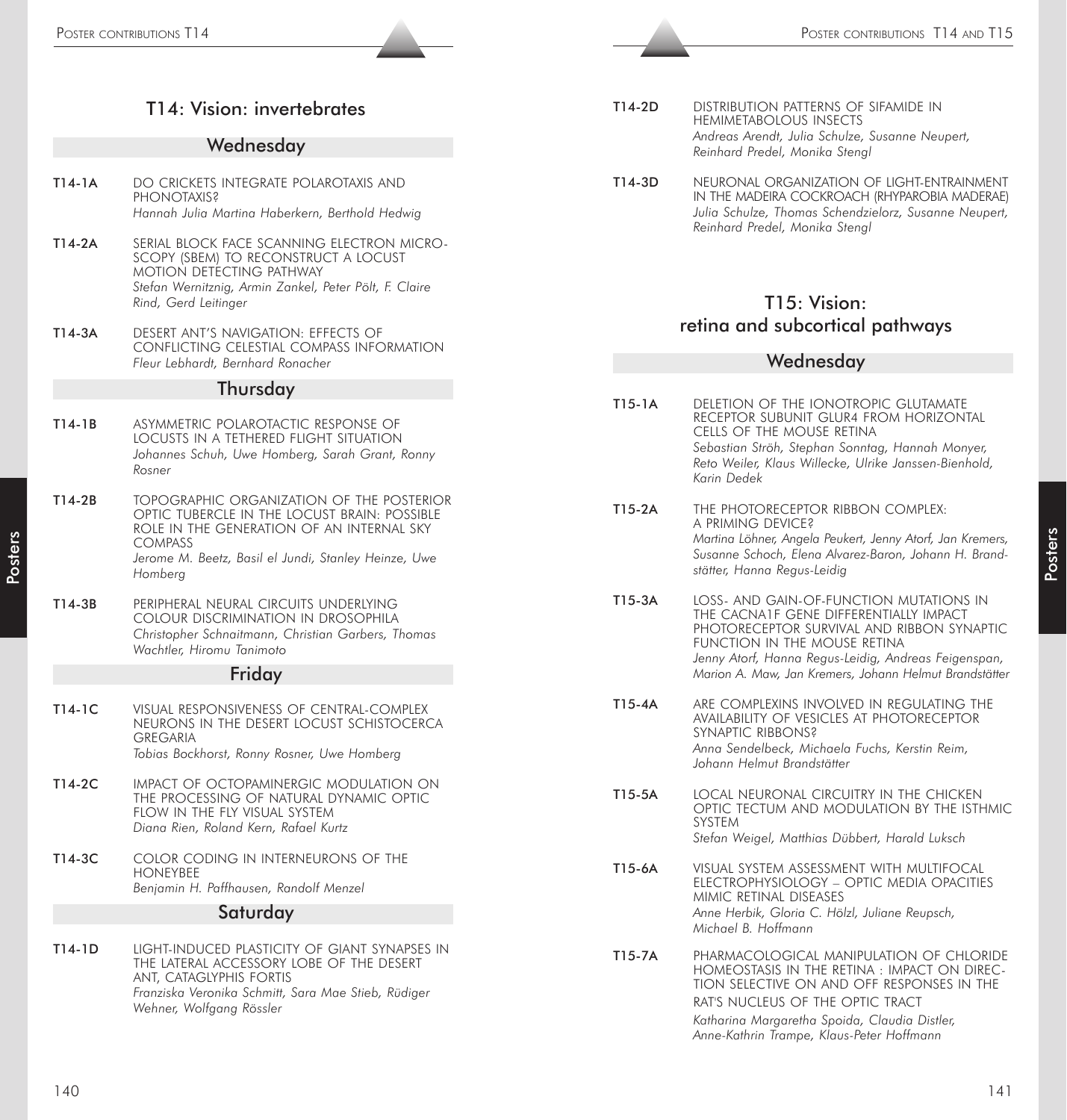# T14: Vision: invertebrates

## Wednesday

**T14-1A** DO CRICKETS INTEGRATE POLAROTAXIS AND PHONOTAXIS?
*Hannah Julia Martina Haberkern, Berthold Hedwig*

**T14-2A** SERIAL BLOCK FACE SCANNING ELECTRON MICROSCOPY (SBEM) TO RECONSTRUCT A LOCUST MOTION DETECTING PATHWAY
*Stefan Wernitznig, Armin Zankel, Peter Pölt, F. Claire Rind, Gerd Leitinger*

**T14-3A** DESERT ANT'S NAVIGATION: EFFECTS OF CONFLICTING CELESTIAL COMPASS INFORMATION
*Fleur Lebhardt, Bernhard Ronacher*

## Thursday

**T14-1B** ASYMMETRIC POLAROTACTIC RESPONSE OF LOCUSTS IN A TETHERED FLIGHT SITUATION
*Johannes Schuh, Uwe Homberg, Sarah Grant, Ronny Rosner*

**T14-2B** TOPOGRAPHIC ORGANIZATION OF THE POSTERIOR OPTIC TUBERCLE IN THE LOCUST BRAIN: POSSIBLE ROLE IN THE GENERATION OF AN INTERNAL SKY COMPASS
*Jerome M. Beetz, Basil el Jundi, Stanley Heinze, Uwe Homberg*

**T14-3B** PERIPHERAL NEURAL CIRCUITS UNDERLYING COLOUR DISCRIMINATION IN DROSOPHILA
*Christopher Schnaitmann, Christian Garbers, Thomas Wachtler, Hiromu Tanimoto*

## Friday

**T14-1C** VISUAL RESPONSIVENESS OF CENTRAL-COMPLEX NEURONS IN THE DESERT LOCUST SCHISTOCERCA GREGARIA
*Tobias Bockhorst, Ronny Rosner, Uwe Homberg*

**T14-2C** IMPACT OF OCTOPAMINERGIC MODULATION ON THE PROCESSING OF NATURAL DYNAMIC OPTIC FLOW IN THE FLY VISUAL SYSTEM
*Diana Rien, Roland Kern, Rafael Kurtz*

**T14-3C** COLOR CODING IN INTERNEURONS OF THE HONEYBEE
*Benjamin H. Paffhausen, Randolf Menzel*

## Saturday

**T14-1D** LIGHT-INDUCED PLASTICITY OF GIANT SYNAPSES IN THE LATERAL ACCESSORY LOBE OF THE DESERT ANT, CATAGLYPHIS FORTIS
*Franziska Veronika Schmitt, Sara Mae Stieb, Rüdiger Wehner, Wolfgang Rössler*

**T14-2D** DISTRIBUTION PATTERNS OF SIFAMIDE IN HEMIMETABOLOUS INSECTS
*Andreas Arendt, Julia Schulze, Susanne Neupert, Reinhard Predel, Monika Stengl*

**T14-3D** NEURONAL ORGANIZATION OF LIGHT-ENTRAINMENT IN THE MADEIRA COCKROACH (RHYPAROBIA MADERAE)
*Julia Schulze, Thomas Schendzielorz, Susanne Neupert, Reinhard Predel, Monika Stengl*

# T15: Vision: retina and subcortical pathways

## Wednesday

**T15-1A** DELETION OF THE IONOTROPIC GLUTAMATE RECEPTOR SUBUNIT GLUR4 FROM HORIZONTAL CELLS OF THE MOUSE RETINA
*Sebastian Ströh, Stephan Sonntag, Hannah Monyer, Reto Weiler, Klaus Willecke, Ulrike Janssen-Bienhold, Karin Dedek*

**T15-2A** THE PHOTORECEPTOR RIBBON COMPLEX: A PRIMING DEVICE?
*Martina Löhner, Angela Peukert, Jenny Atorf, Jan Kremers, Susanne Schoch, Elena Alvarez-Baron, Johann H. Brandstätter, Hanna Regus-Leidig*

**T15-3A** LOSS- AND GAIN-OF-FUNCTION MUTATIONS IN THE CACNA1F GENE DIFFERENTIALLY IMPACT PHOTORECEPTOR SURVIVAL AND RIBBON SYNAPTIC FUNCTION IN THE MOUSE RETINA
*Jenny Atorf, Hanna Regus-Leidig, Andreas Feigenspan, Marion A. Maw, Jan Kremers, Johann Helmut Brandstätter*

**T15-4A** ARE COMPLEXINS INVOLVED IN REGULATING THE AVAILABILITY OF VESICLES AT PHOTORECEPTOR SYNAPTIC RIBBONS?
*Anna Sendelbeck, Michaela Fuchs, Kerstin Reim, Johann Helmut Brandstätter*

**T15-5A** LOCAL NEURONAL CIRCUITRY IN THE CHICKEN OPTIC TECTUM AND MODULATION BY THE ISTHMIC SYSTEM
*Stefan Weigel, Matthias Dübbert, Harald Luksch*

**T15-6A** VISUAL SYSTEM ASSESSMENT WITH MULTIFOCAL ELECTROPHYSIOLOGY – OPTIC MEDIA OPACITIES MIMIC RETINAL DISEASES
*Anne Herbik, Gloria C. Hölzl, Juliane Reupsch, Michael B. Hoffmann*

**T15-7A** PHARMACOLOGICAL MANIPULATION OF CHLORIDE HOMEOSTASIS IN THE RETINA : IMPACT ON DIRECTION SELECTIVE ON AND OFF RESPONSES IN THE RAT'S NUCLEUS OF THE OPTIC TRACT
*Katharina Margaretha Spoida, Claudia Distler, Anne-Kathrin Trampe, Klaus-Peter Hoffmann*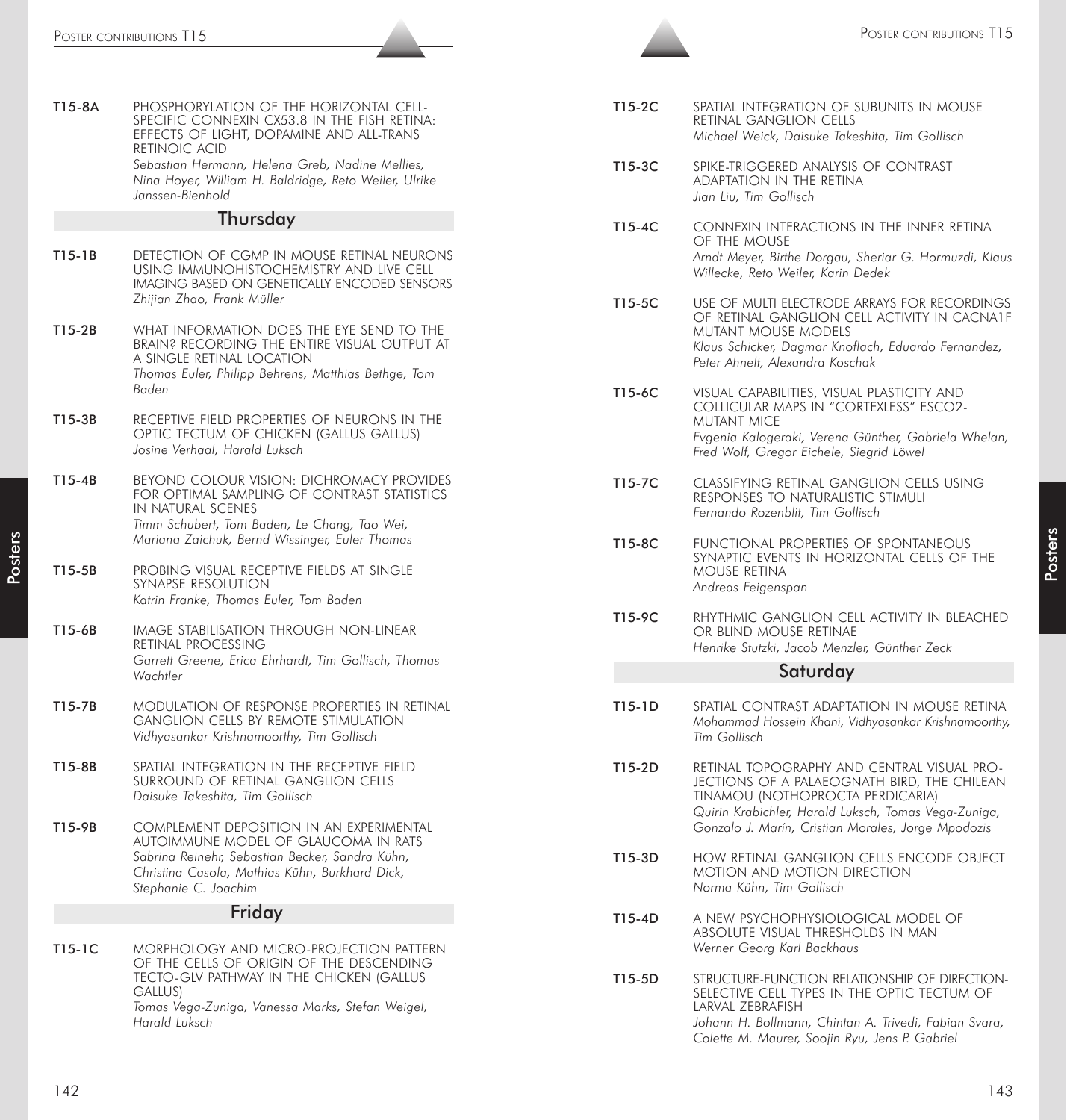**T15-8A** PHOSPHORYLATION OF THE HORIZONTAL CELL-SPECIFIC CONNEXIN CX53.8 IN THE FISH RETINA: EFFECTS OF LIGHT, DOPAMINE AND ALL-TRANS RETINOIC ACID
*Sebastian Hermann, Helena Greb, Nadine Mellies, Nina Hoyer, William H. Baldridge, Reto Weiler, Ulrike Janssen-Bienhold*

## Thursday

**T15-1B** DETECTION OF CGMP IN MOUSE RETINAL NEURONS USING IMMUNOHISTOCHEMISTRY AND LIVE CELL IMAGING BASED ON GENETICALLY ENCODED SENSORS
*Zhijian Zhao, Frank Müller*

**T15-2B** WHAT INFORMATION DOES THE EYE SEND TO THE BRAIN? RECORDING THE ENTIRE VISUAL OUTPUT AT A SINGLE RETINAL LOCATION
*Thomas Euler, Philipp Behrens, Matthias Bethge, Tom Baden*

**T15-3B** RECEPTIVE FIELD PROPERTIES OF NEURONS IN THE OPTIC TECTUM OF CHICKEN (GALLUS GALLUS)
*Josine Verhaal, Harald Luksch*

**T15-4B** BEYOND COLOUR VISION: DICHROMACY PROVIDES FOR OPTIMAL SAMPLING OF CONTRAST STATISTICS IN NATURAL SCENES
*Timm Schubert, Tom Baden, Le Chang, Tao Wei, Mariana Zaichuk, Bernd Wissinger, Euler Thomas*

**T15-5B** PROBING VISUAL RECEPTIVE FIELDS AT SINGLE SYNAPSE RESOLUTION
*Katrin Franke, Thomas Euler, Tom Baden*

**T15-6B** IMAGE STABILISATION THROUGH NON-LINEAR RETINAL PROCESSING
*Garrett Greene, Erica Ehrhardt, Tim Gollisch, Thomas Wachtler*

**T15-7B** MODULATION OF RESPONSE PROPERTIES IN RETINAL GANGLION CELLS BY REMOTE STIMULATION
*Vidhyasankar Krishnamoorthy, Tim Gollisch*

**T15-8B** SPATIAL INTEGRATION IN THE RECEPTIVE FIELD SURROUND OF RETINAL GANGLION CELLS
*Daisuke Takeshita, Tim Gollisch*

**T15-9B** COMPLEMENT DEPOSITION IN AN EXPERIMENTAL AUTOIMMUNE MODEL OF GLAUCOMA IN RATS
*Sabrina Reinehr, Sebastian Becker, Sandra Kühn, Christina Casola, Mathias Kühn, Burkhard Dick, Stephanie C. Joachim*

## Friday

**T15-1C** MORPHOLOGY AND MICRO-PROJECTION PATTERN OF THE CELLS OF ORIGIN OF THE DESCENDING TECTO-GLV PATHWAY IN THE CHICKEN (GALLUS GALLUS)
*Tomas Vega-Zuniga, Vanessa Marks, Stefan Weigel, Harald Luksch*

**T15-2C** SPATIAL INTEGRATION OF SUBUNITS IN MOUSE RETINAL GANGLION CELLS
*Michael Weick, Daisuke Takeshita, Tim Gollisch*

**T15-3C** SPIKE-TRIGGERED ANALYSIS OF CONTRAST ADAPTATION IN THE RETINA
*Jian Liu, Tim Gollisch*

**T15-4C** CONNEXIN INTERACTIONS IN THE INNER RETINA OF THE MOUSE
*Arndt Meyer, Birthe Dorgau, Sheriar G. Hormuzdi, Klaus Willecke, Reto Weiler, Karin Dedek*

**T15-5C** USE OF MULTI ELECTRODE ARRAYS FOR RECORDINGS OF RETINAL GANGLION CELL ACTIVITY IN CACNA1F MUTANT MOUSE MODELS
*Klaus Schicker, Dagmar Knoflach, Eduardo Fernandez, Peter Ahnelt, Alexandra Koschak*

**T15-6C** VISUAL CAPABILITIES, VISUAL PLASTICITY AND COLLICULAR MAPS IN "CORTEXLESS" ESCO2-MUTANT MICE
*Evgenia Kalogeraki, Verena Günther, Gabriela Whelan, Fred Wolf, Gregor Eichele, Siegrid Löwel*

**T15-7C** CLASSIFYING RETINAL GANGLION CELLS USING RESPONSES TO NATURALISTIC STIMULI
*Fernando Rozenblit, Tim Gollisch*

**T15-8C** FUNCTIONAL PROPERTIES OF SPONTANEOUS SYNAPTIC EVENTS IN HORIZONTAL CELLS OF THE MOUSE RETINA
*Andreas Feigenspan*

**T15-9C** RHYTHMIC GANGLION CELL ACTIVITY IN BLEACHED OR BLIND MOUSE RETINAE
*Henrike Stutzki, Jacob Menzler, Günther Zeck*

## Saturday

**T15-1D** SPATIAL CONTRAST ADAPTATION IN MOUSE RETINA
*Mohammad Hossein Khani, Vidhyasankar Krishnamoorthy, Tim Gollisch*

**T15-2D** RETINAL TOPOGRAPHY AND CENTRAL VISUAL PROJECTIONS OF A PALAEOGNATH BIRD, THE CHILEAN TINAMOU (NOTHOPROCTA PERDICARIA)
*Quirin Krabichler, Harald Luksch, Tomas Vega-Zuniga, Gonzalo J. Marín, Cristian Morales, Jorge Mpodozis*

**T15-3D** HOW RETINAL GANGLION CELLS ENCODE OBJECT MOTION AND MOTION DIRECTION
*Norma Kühn, Tim Gollisch*

**T15-4D** A NEW PSYCHOPHYSIOLOGICAL MODEL OF ABSOLUTE VISUAL THRESHOLDS IN MAN
*Werner Georg Karl Backhaus*

**T15-5D** STRUCTURE-FUNCTION RELATIONSHIP OF DIRECTION-SELECTIVE CELL TYPES IN THE OPTIC TECTUM OF LARVAL ZEBRAFISH
*Johann H. Bollmann, Chintan A. Trivedi, Fabian Svara, Colette M. Maurer, Soojin Ryu, Jens P. Gabriel*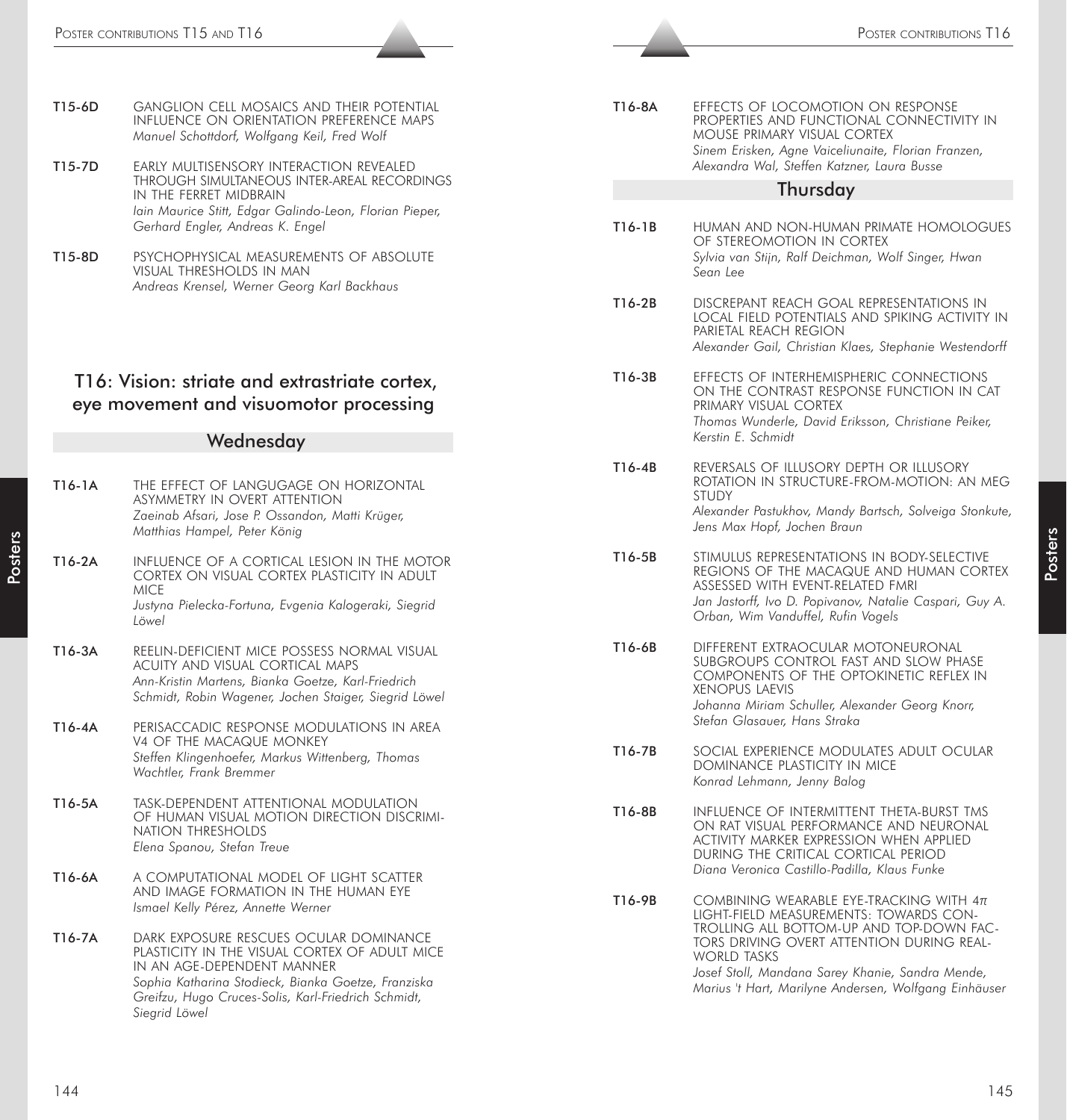**T15-6D** GANGLION CELL MOSAICS AND THEIR POTENTIAL INFLUENCE ON ORIENTATION PREFERENCE MAPS
*Manuel Schottdorf, Wolfgang Keil, Fred Wolf*

**T15-7D** EARLY MULTISENSORY INTERACTION REVEALED THROUGH SIMULTANEOUS INTER-AREAL RECORDINGS IN THE FERRET MIDBRAIN
*Iain Maurice Stitt, Edgar Galindo-Leon, Florian Pieper, Gerhard Engler, Andreas K. Engel*

**T15-8D** PSYCHOPHYSICAL MEASUREMENTS OF ABSOLUTE VISUAL THRESHOLDS IN MAN
*Andreas Krensel, Werner Georg Karl Backhaus*

## T16: Vision: striate and extrastriate cortex, eye movement and visuomotor processing

### Wednesday

**T16-1A** THE EFFECT OF LANGUGAGE ON HORIZONTAL ASYMMETRY IN OVERT ATTENTION
*Zaeinab Afsari, Jose P. Ossandon, Matti Krüger, Matthias Hampel, Peter König*

**T16-2A** INFLUENCE OF A CORTICAL LESION IN THE MOTOR CORTEX ON VISUAL CORTEX PLASTICITY IN ADULT MICE
*Justyna Pielecka-Fortuna, Evgenia Kalogeraki, Siegrid Löwel*

**T16-3A** REELIN-DEFICIENT MICE POSSESS NORMAL VISUAL ACUITY AND VISUAL CORTICAL MAPS
*Ann-Kristin Martens, Bianka Goetze, Karl-Friedrich Schmidt, Robin Wagener, Jochen Staiger, Siegrid Löwel*

**T16-4A** PERISACCADIC RESPONSE MODULATIONS IN AREA V4 OF THE MACAQUE MONKEY
*Steffen Klingenhoefer, Markus Wittenberg, Thomas Wachtler, Frank Bremmer*

**T16-5A** TASK-DEPENDENT ATTENTIONAL MODULATION OF HUMAN VISUAL MOTION DIRECTION DISCRIMINATION THRESHOLDS
*Elena Spanou, Stefan Treue*

**T16-6A** A COMPUTATIONAL MODEL OF LIGHT SCATTER AND IMAGE FORMATION IN THE HUMAN EYE
*Ismael Kelly Pérez, Annette Werner*

**T16-7A** DARK EXPOSURE RESCUES OCULAR DOMINANCE PLASTICITY IN THE VISUAL CORTEX OF ADULT MICE IN AN AGE-DEPENDENT MANNER
*Sophia Katharina Stodieck, Bianka Goetze, Franziska Greifzu, Hugo Cruces-Solis, Karl-Friedrich Schmidt, Siegrid Löwel*

**T16-8A** EFFECTS OF LOCOMOTION ON RESPONSE PROPERTIES AND FUNCTIONAL CONNECTIVITY IN MOUSE PRIMARY VISUAL CORTEX
*Sinem Erisken, Agne Vaiceliunaite, Florian Franzen, Alexandra Wal, Steffen Katzner, Laura Busse*

### Thursday

**T16-1B** HUMAN AND NON-HUMAN PRIMATE HOMOLOGUES OF STEREOMOTION IN CORTEX
*Sylvia van Stijn, Ralf Deichman, Wolf Singer, Hwan Sean Lee*

**T16-2B** DISCREPANT REACH GOAL REPRESENTATIONS IN LOCAL FIELD POTENTIALS AND SPIKING ACTIVITY IN PARIETAL REACH REGION
*Alexander Gail, Christian Klaes, Stephanie Westendorff*

**T16-3B** EFFECTS OF INTERHEMISPHERIC CONNECTIONS ON THE CONTRAST RESPONSE FUNCTION IN CAT PRIMARY VISUAL CORTEX
*Thomas Wunderle, David Eriksson, Christiane Peiker, Kerstin E. Schmidt*

**T16-4B** REVERSALS OF ILLUSORY DEPTH OR ILLUSORY ROTATION IN STRUCTURE-FROM-MOTION: AN MEG STUDY
*Alexander Pastukhov, Mandy Bartsch, Solveiga Stonkute, Jens Max Hopf, Jochen Braun*

**T16-5B** STIMULUS REPRESENTATIONS IN BODY-SELECTIVE REGIONS OF THE MACAQUE AND HUMAN CORTEX ASSESSED WITH EVENT-RELATED FMRI
*Jan Jastorff, Ivo D. Popivanov, Natalie Caspari, Guy A. Orban, Wim Vanduffel, Rufin Vogels*

**T16-6B** DIFFERENT EXTRAOCULAR MOTONEURONAL SUBGROUPS CONTROL FAST AND SLOW PHASE COMPONENTS OF THE OPTOKINETIC REFLEX IN XENOPUS LAEVIS
*Johanna Miriam Schuller, Alexander Georg Knorr, Stefan Glasauer, Hans Straka*

**T16-7B** SOCIAL EXPERIENCE MODULATES ADULT OCULAR DOMINANCE PLASTICITY IN MICE
*Konrad Lehmann, Jenny Balog*

**T16-8B** INFLUENCE OF INTERMITTENT THETA-BURST TMS ON RAT VISUAL PERFORMANCE AND NEURONAL ACTIVITY MARKER EXPRESSION WHEN APPLIED DURING THE CRITICAL CORTICAL PERIOD
*Diana Veronica Castillo-Padilla, Klaus Funke*

**T16-9B** COMBINING WEARABLE EYE-TRACKING WITH $4\pi$ LIGHT-FIELD MEASUREMENTS: TOWARDS CONTROLLING ALL BOTTOM-UP AND TOP-DOWN FACTORS DRIVING OVERT ATTENTION DURING REAL-WORLD TASKS
*Josef Stoll, Mandana Sarey Khanie, Sandra Mende, Marius 't Hart, Marilyne Andersen, Wolfgang Einhäuser*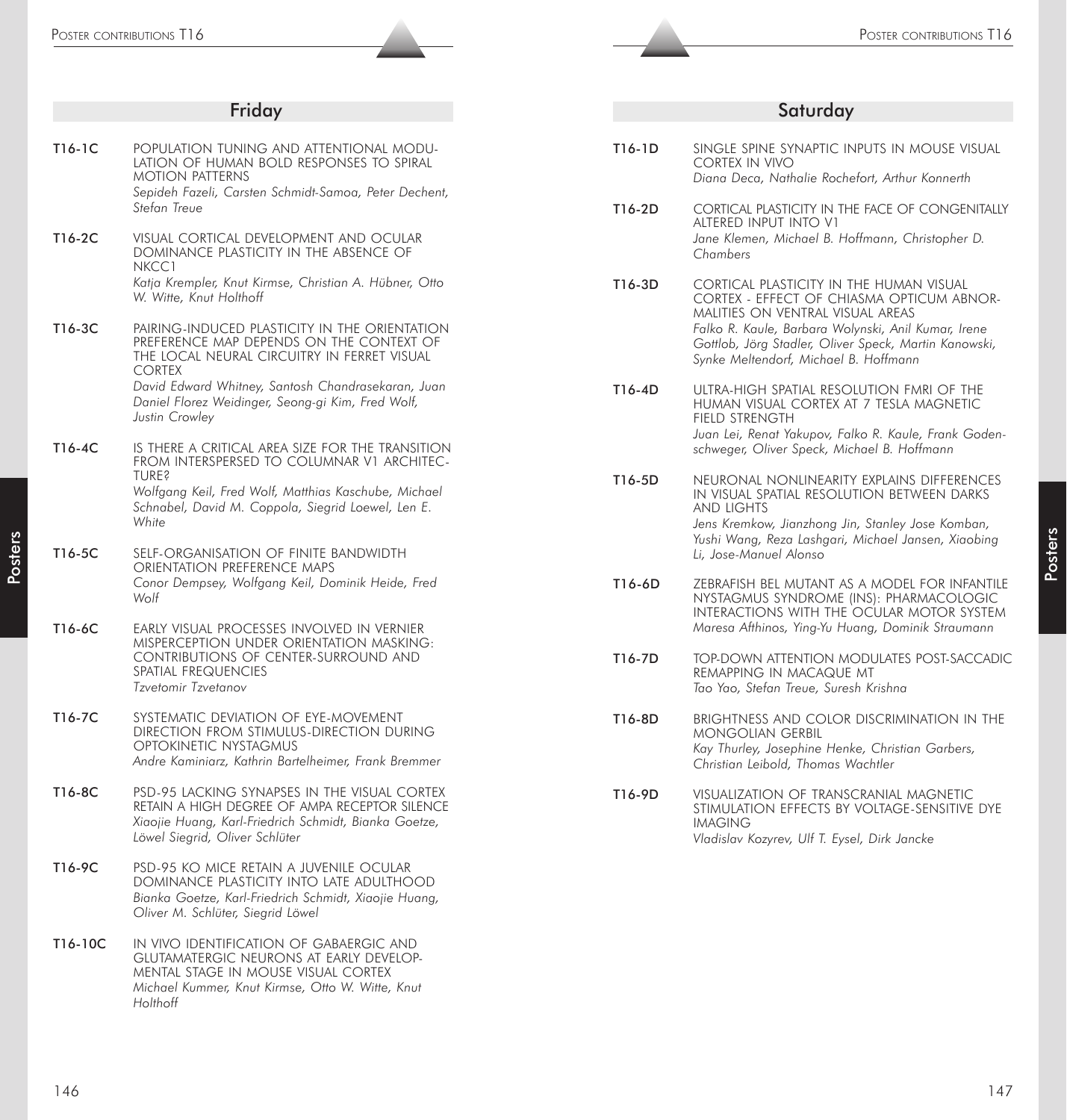## Friday

**T16-1C** POPULATION TUNING AND ATTENTIONAL MODULATION OF HUMAN BOLD RESPONSES TO SPIRAL MOTION PATTERNS
*Sepideh Fazeli, Carsten Schmidt-Samoa, Peter Dechent, Stefan Treue*

**T16-2C** VISUAL CORTICAL DEVELOPMENT AND OCULAR DOMINANCE PLASTICITY IN THE ABSENCE OF NKCC1
*Katja Krempler, Knut Kirmse, Christian A. Hübner, Otto W. Witte, Knut Holthoff*

**T16-3C** PAIRING-INDUCED PLASTICITY IN THE ORIENTATION PREFERENCE MAP DEPENDS ON THE CONTEXT OF THE LOCAL NEURAL CIRCUITRY IN FERRET VISUAL CORTEX
*David Edward Whitney, Santosh Chandrasekaran, Juan Daniel Florez Weidinger, Seong-gi Kim, Fred Wolf, Justin Crowley*

**T16-4C** IS THERE A CRITICAL AREA SIZE FOR THE TRANSITION FROM INTERSPERSED TO COLUMNAR V1 ARCHITECTURE?
*Wolfgang Keil, Fred Wolf, Matthias Kaschube, Michael Schnabel, David M. Coppola, Siegrid Loewel, Len E. White*

**T16-5C** SELF-ORGANISATION OF FINITE BANDWIDTH ORIENTATION PREFERENCE MAPS
*Conor Dempsey, Wolfgang Keil, Dominik Heide, Fred Wolf*

**T16-6C** EARLY VISUAL PROCESSES INVOLVED IN VERNIER MISPERCEPTION UNDER ORIENTATION MASKING: CONTRIBUTIONS OF CENTER-SURROUND AND SPATIAL FREQUENCIES
*Tzvetomir Tzvetanov*

**T16-7C** SYSTEMATIC DEVIATION OF EYE-MOVEMENT DIRECTION FROM STIMULUS-DIRECTION DURING OPTOKINETIC NYSTAGMUS
*Andre Kaminiarz, Kathrin Bartelheimer, Frank Bremmer*

**T16-8C** PSD-95 LACKING SYNAPSES IN THE VISUAL CORTEX RETAIN A HIGH DEGREE OF AMPA RECEPTOR SILENCE
*Xiaojie Huang, Karl-Friedrich Schmidt, Bianka Goetze, Löwel Siegrid, Oliver Schlüter*

**T16-9C** PSD-95 KO MICE RETAIN A JUVENILE OCULAR DOMINANCE PLASTICITY INTO LATE ADULTHOOD
*Bianka Goetze, Karl-Friedrich Schmidt, Xiaojie Huang, Oliver M. Schlüter, Siegrid Löwel*

**T16-10C** IN VIVO IDENTIFICATION OF GABAERGIC AND GLUTAMATERGIC NEURONS AT EARLY DEVELOPMENTAL STAGE IN MOUSE VISUAL CORTEX
*Michael Kummer, Knut Kirmse, Otto W. Witte, Knut Holthoff*

## Saturday

**T16-1D** SINGLE SPINE SYNAPTIC INPUTS IN MOUSE VISUAL CORTEX IN VIVO
*Diana Deca, Nathalie Rochefort, Arthur Konnerth*

**T16-2D** CORTICAL PLASTICITY IN THE FACE OF CONGENITALLY ALTERED INPUT INTO V1
*Jane Klemen, Michael B. Hoffmann, Christopher D. Chambers*

**T16-3D** CORTICAL PLASTICITY IN THE HUMAN VISUAL CORTEX - EFFECT OF CHIASMA OPTICUM ABNORMALITIES ON VENTRAL VISUAL AREAS
*Falko R. Kaule, Barbara Wolynski, Anil Kumar, Irene Gottlob, Jörg Stadler, Oliver Speck, Martin Kanowski, Synke Meltendorf, Michael B. Hoffmann*

**T16-4D** ULTRA-HIGH SPATIAL RESOLUTION FMRI OF THE HUMAN VISUAL CORTEX AT 7 TESLA MAGNETIC FIELD STRENGTH
*Juan Lei, Renat Yakupov, Falko R. Kaule, Frank Godenschweger, Oliver Speck, Michael B. Hoffmann*

**T16-5D** NEURONAL NONLINEARITY EXPLAINS DIFFERENCES IN VISUAL SPATIAL RESOLUTION BETWEEN DARKS AND LIGHTS
*Jens Kremkow, Jianzhong Jin, Stanley Jose Komban, Yushi Wang, Reza Lashgari, Michael Jansen, Xiaobing Li, Jose-Manuel Alonso*

**T16-6D** ZEBRAFISH BEL MUTANT AS A MODEL FOR INFANTILE NYSTAGMUS SYNDROME (INS): PHARMACOLOGIC INTERACTIONS WITH THE OCULAR MOTOR SYSTEM
*Maresa Afthinos, Ying-Yu Huang, Dominik Straumann*

**T16-7D** TOP-DOWN ATTENTION MODULATES POST-SACCADIC REMAPPING IN MACAQUE MT
*Tao Yao, Stefan Treue, Suresh Krishna*

**T16-8D** BRIGHTNESS AND COLOR DISCRIMINATION IN THE MONGOLIAN GERBIL
*Kay Thurley, Josephine Henke, Christian Garbers, Christian Leibold, Thomas Wachtler*

**T16-9D** VISUALIZATION OF TRANSCRANIAL MAGNETIC STIMULATION EFFECTS BY VOLTAGE-SENSITIVE DYE IMAGING
*Vladislav Kozyrev, Ulf T. Eysel, Dirk Jancke*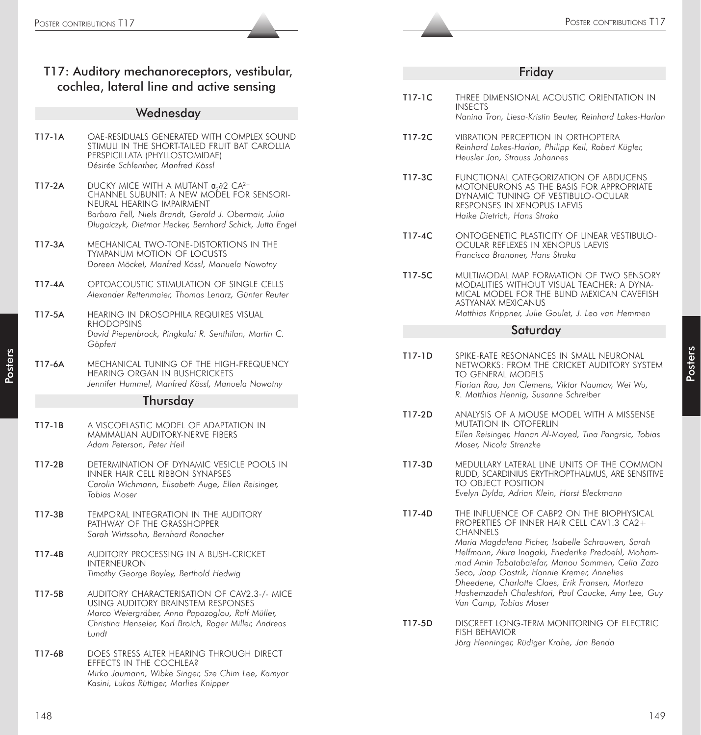# T17: Auditory mechanoreceptors, vestibular, cochlea, lateral line and active sensing

## Wednesday

**T17-1A** OAE-RESIDUALS GENERATED WITH COMPLEX SOUND STIMULI IN THE SHORT-TAILED FRUIT BAT CAROLLIA PERSPICILLATA (PHYLLOSTOMIDAE)
*Désirée Schlenther, Manfred Kössl*

**T17-2A** DUCKY MICE WITH A MUTANT $\alpha_2\partial 2$ $CA^{2+}$ CHANNEL SUBUNIT: A NEW MODEL FOR SENSORI-NEURAL HEARING IMPAIRMENT
*Barbara Fell, Niels Brandt, Gerald J. Obermair, Julia Dlugaiczyk, Dietmar Hecker, Bernhard Schick, Jutta Engel*

**T17-3A** MECHANICAL TWO-TONE-DISTORTIONS IN THE TYMPANUM MOTION OF LOCUSTS
*Doreen Möckel, Manfred Kössl, Manuela Nowotny*

**T17-4A** OPTOACOUSTIC STIMULATION OF SINGLE CELLS
*Alexander Rettenmaier, Thomas Lenarz, Günter Reuter*

**T17-5A** HEARING IN DROSOPHILA REQUIRES VISUAL RHODOPSINS
*David Piepenbrock, Pingkalai R. Senthilan, Martin C. Göpfert*

**T17-6A** MECHANICAL TUNING OF THE HIGH-FREQUENCY HEARING ORGAN IN BUSHCRICKETS
*Jennifer Hummel, Manfred Kössl, Manuela Nowotny*

## Thursday

**T17-1B** A VISCOELASTIC MODEL OF ADAPTATION IN MAMMALIAN AUDITORY-NERVE FIBERS
*Adam Peterson, Peter Heil*

**T17-2B** DETERMINATION OF DYNAMIC VESICLE POOLS IN INNER HAIR CELL RIBBON SYNAPSES
*Carolin Wichmann, Elisabeth Auge, Ellen Reisinger, Tobias Moser*

**T17-3B** TEMPORAL INTEGRATION IN THE AUDITORY PATHWAY OF THE GRASSHOPPER
*Sarah Wirtssohn, Bernhard Ronacher*

**T17-4B** AUDITORY PROCESSING IN A BUSH-CRICKET INTERNEURON
*Timothy George Bayley, Berthold Hedwig*

**T17-5B** AUDITORY CHARACTERISATION OF CAV2.3-/- MICE USING AUDITORY BRAINSTEM RESPONSES
*Marco Weiergräber, Anna Papazoglou, Ralf Müller, Christina Henseler, Karl Broich, Roger Miller, Andreas Lundt*

**T17-6B** DOES STRESS ALTER HEARING THROUGH DIRECT EFFECTS IN THE COCHLEA?
*Mirko Jaumann, Wibke Singer, Sze Chim Lee, Kamyar Kasini, Lukas Rüttiger, Marlies Knipper*

## Friday

**T17-1C** THREE DIMENSIONAL ACOUSTIC ORIENTATION IN INSECTS
*Nanina Tron, Liesa-Kristin Beuter, Reinhard Lakes-Harlan*

**T17-2C** VIBRATION PERCEPTION IN ORTHOPTERA
*Reinhard Lakes-Harlan, Philipp Keil, Robert Kügler, Heusler Jan, Strauss Johannes*

**T17-3C** FUNCTIONAL CATEGORIZATION OF ABDUCENS MOTONEURONS AS THE BASIS FOR APPROPRIATE DYNAMIC TUNING OF VESTIBULO-OCULAR RESPONSES IN XENOPUS LAEVIS
*Haike Dietrich, Hans Straka*

**T17-4C** ONTOGENETIC PLASTICITY OF LINEAR VESTIBULO-OCULAR REFLEXES IN XENOPUS LAEVIS
*Francisco Branoner, Hans Straka*

**T17-5C** MULTIMODAL MAP FORMATION OF TWO SENSORY MODALITIES WITHOUT VISUAL TEACHER: A DYNAMICAL MODEL FOR THE BLIND MEXICAN CAVEFISH ASTYANAX MEXICANUS
*Matthias Krippner, Julie Goulet, J. Leo van Hemmen*

## Saturday

**T17-1D** SPIKE-RATE RESONANCES IN SMALL NEURONAL NETWORKS: FROM THE CRICKET AUDITORY SYSTEM TO GENERAL MODELS
*Florian Rau, Jan Clemens, Viktor Naumov, Wei Wu, R. Matthias Hennig, Susanne Schreiber*

**T17-2D** ANALYSIS OF A MOUSE MODEL WITH A MISSENSE MUTATION IN OTOFERLIN
*Ellen Reisinger, Hanan Al-Moyed, Tina Pangrsic, Tobias Moser, Nicola Strenzke*

**T17-3D** MEDULLARY LATERAL LINE UNITS OF THE COMMON RUDD, SCARDINIUS ERYTHROPTHALMUS, ARE SENSITIVE TO OBJECT POSITION
*Evelyn Dylda, Adrian Klein, Horst Bleckmann*

**T17-4D** THE INFLUENCE OF CABP2 ON THE BIOPHYSICAL PROPERTIES OF INNER HAIR CELL CAV1.3 CA2+ CHANNELS
*Maria Magdalena Picher, Isabelle Schrauwen, Sarah Helfmann, Akira Inagaki, Friederike Predoehl, Mohammad Amin Tabatabaiefar, Manou Sommen, Celia Zazo Seco, Jaap Oostrik, Hannie Kremer, Annelies Dheedene, Charlotte Claes, Erik Fransen, Morteza Hashemzadeh Chaleshtori, Paul Coucke, Amy Lee, Guy Van Camp, Tobias Moser*

**T17-5D** DISCREET LONG-TERM MONITORING OF ELECTRIC FISH BEHAVIOR
*Jörg Henninger, Rüdiger Krahe, Jan Benda*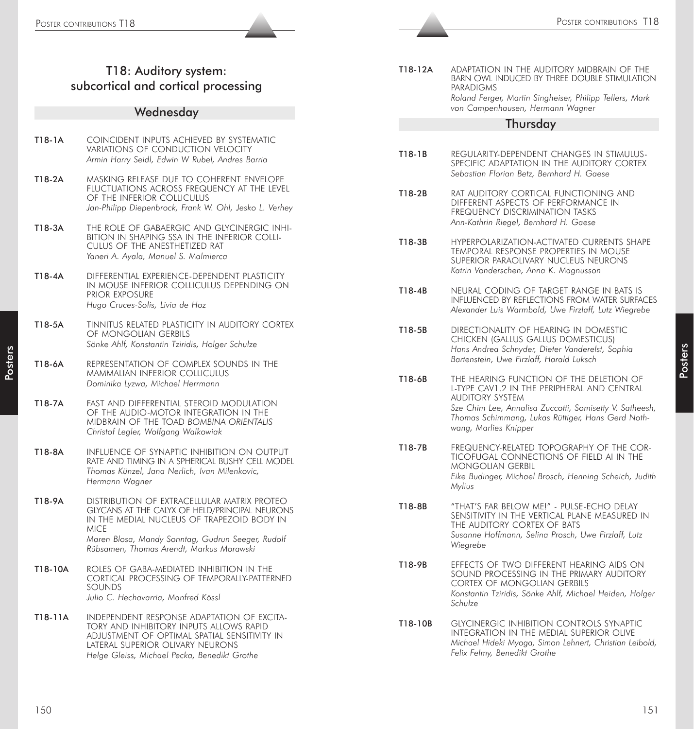# T18: Auditory system: subcortical and cortical processing

## Wednesday

**T18-1A** COINCIDENT INPUTS ACHIEVED BY SYSTEMATIC VARIATIONS OF CONDUCTION VELOCITY
*Armin Harry Seidl, Edwin W Rubel, Andres Barria*

**T18-2A** MASKING RELEASE DUE TO COHERENT ENVELOPE FLUCTUATIONS ACROSS FREQUENCY AT THE LEVEL OF THE INFERIOR COLLICULUS
*Jan-Philipp Diepenbrock, Frank W. Ohl, Jesko L. Verhey*

**T18-3A** THE ROLE OF GABAERGIC AND GLYCINERGIC INHIBITION IN SHAPING SSA IN THE INFERIOR COLLICULUS OF THE ANESTHETIZED RAT
*Yaneri A. Ayala, Manuel S. Malmierca*

**T18-4A** DIFFERENTIAL EXPERIENCE-DEPENDENT PLASTICITY IN MOUSE INFERIOR COLLICULUS DEPENDING ON PRIOR EXPOSURE
*Hugo Cruces-Solis, Livia de Hoz*

**T18-5A** TINNITUS RELATED PLASTICITY IN AUDITORY CORTEX OF MONGOLIAN GERBILS
*Sönke Ahlf, Konstantin Tziridis, Holger Schulze*

**T18-6A** REPRESENTATION OF COMPLEX SOUNDS IN THE MAMMALIAN INFERIOR COLLICULUS
*Dominika Lyzwa, Michael Herrmann*

**T18-7A** FAST AND DIFFERENTIAL STEROID MODULATION OF THE AUDIO-MOTOR INTEGRATION IN THE MIDBRAIN OF THE TOAD *BOMBINA ORIENTALIS*
*Christof Legler, Wolfgang Walkowiak*

**T18-8A** INFLUENCE OF SYNAPTIC INHIBITION ON OUTPUT RATE AND TIMING IN A SPHERICAL BUSHY CELL MODEL
*Thomas Künzel, Jana Nerlich, Ivan Milenkovic, Hermann Wagner*

**T18-9A** DISTRIBUTION OF EXTRACELLULAR MATRIX PROTEOGLYCANS AT THE CALYX OF HELD/PRINCIPAL NEURONS IN THE MEDIAL NUCLEUS OF TRAPEZOID BODY IN MICE
*Maren Blosa, Mandy Sonntag, Gudrun Seeger, Rudolf Rübsamen, Thomas Arendt, Markus Morawski*

**T18-10A** ROLES OF GABA-MEDIATED INHIBITION IN THE CORTICAL PROCESSING OF TEMPORALLY-PATTERNED SOUNDS
*Julio C. Hechavarria, Manfred Kössl*

**T18-11A** INDEPENDENT RESPONSE ADAPTATION OF EXCITATORY AND INHIBITORY INPUTS ALLOWS RAPID ADJUSTMENT OF OPTIMAL SPATIAL SENSITIVITY IN LATERAL SUPERIOR OLIVARY NEURONS
*Helge Gleiss, Michael Pecka, Benedikt Grothe*

**T18-12A** ADAPTATION IN THE AUDITORY MIDBRAIN OF THE BARN OWL INDUCED BY THREE DOUBLE STIMULATION PARADIGMS
*Roland Ferger, Martin Singheiser, Philipp Tellers, Mark von Campenhausen, Hermann Wagner*

## Thursday

**T18-1B** REGULARITY-DEPENDENT CHANGES IN STIMULUS-SPECIFIC ADAPTATION IN THE AUDITORY CORTEX
*Sebastian Florian Betz, Bernhard H. Gaese*

**T18-2B** RAT AUDITORY CORTICAL FUNCTIONING AND DIFFERENT ASPECTS OF PERFORMANCE IN FREQUENCY DISCRIMINATION TASKS
*Ann-Kathrin Riegel, Bernhard H. Gaese*

**T18-3B** HYPERPOLARIZATION-ACTIVATED CURRENTS SHAPE TEMPORAL RESPONSE PROPERTIES IN MOUSE SUPERIOR PARAOLIVARY NUCLEUS NEURONS
*Katrin Vonderschen, Anna K. Magnusson*

**T18-4B** NEURAL CODING OF TARGET RANGE IN BATS IS INFLUENCED BY REFLECTIONS FROM WATER SURFACES
*Alexander Luis Warmbold, Uwe Firzlaff, Lutz Wiegrebe*

**T18-5B** DIRECTIONALITY OF HEARING IN DOMESTIC CHICKEN (GALLUS GALLUS DOMESTICUS)
*Hans Andrea Schnyder, Dieter Vanderelst, Sophia Bartenstein, Uwe Firzlaff, Harald Luksch*

**T18-6B** THE HEARING FUNCTION OF THE DELETION OF L-TYPE CAV1.2 IN THE PERIPHERAL AND CENTRAL AUDITORY SYSTEM
*Sze Chim Lee, Annalisa Zuccotti, Somisetty V. Satheesh, Thomas Schimmang, Lukas Rüttiger, Hans Gerd Nothwang, Marlies Knipper*

**T18-7B** FREQUENCY-RELATED TOPOGRAPHY OF THE CORTICOFUGAL CONNECTIONS OF FIELD AI IN THE MONGOLIAN GERBIL
*Eike Budinger, Michael Brosch, Henning Scheich, Judith Mylius*

**T18-8B** "THAT'S FAR BELOW ME!" - PULSE-ECHO DELAY SENSITIVITY IN THE VERTICAL PLANE MEASURED IN THE AUDITORY CORTEX OF BATS
*Susanne Hoffmann, Selina Prosch, Uwe Firzlaff, Lutz Wiegrebe*

**T18-9B** EFFECTS OF TWO DIFFERENT HEARING AIDS ON SOUND PROCESSING IN THE PRIMARY AUDITORY CORTEX OF MONGOLIAN GERBILS
*Konstantin Tziridis, Sönke Ahlf, Michael Heiden, Holger Schulze*

**T18-10B** GLYCINERGIC INHIBITION CONTROLS SYNAPTIC INTEGRATION IN THE MEDIAL SUPERIOR OLIVE
*Michael Hideki Myoga, Simon Lehnert, Christian Leibold, Felix Felmy, Benedikt Grothe*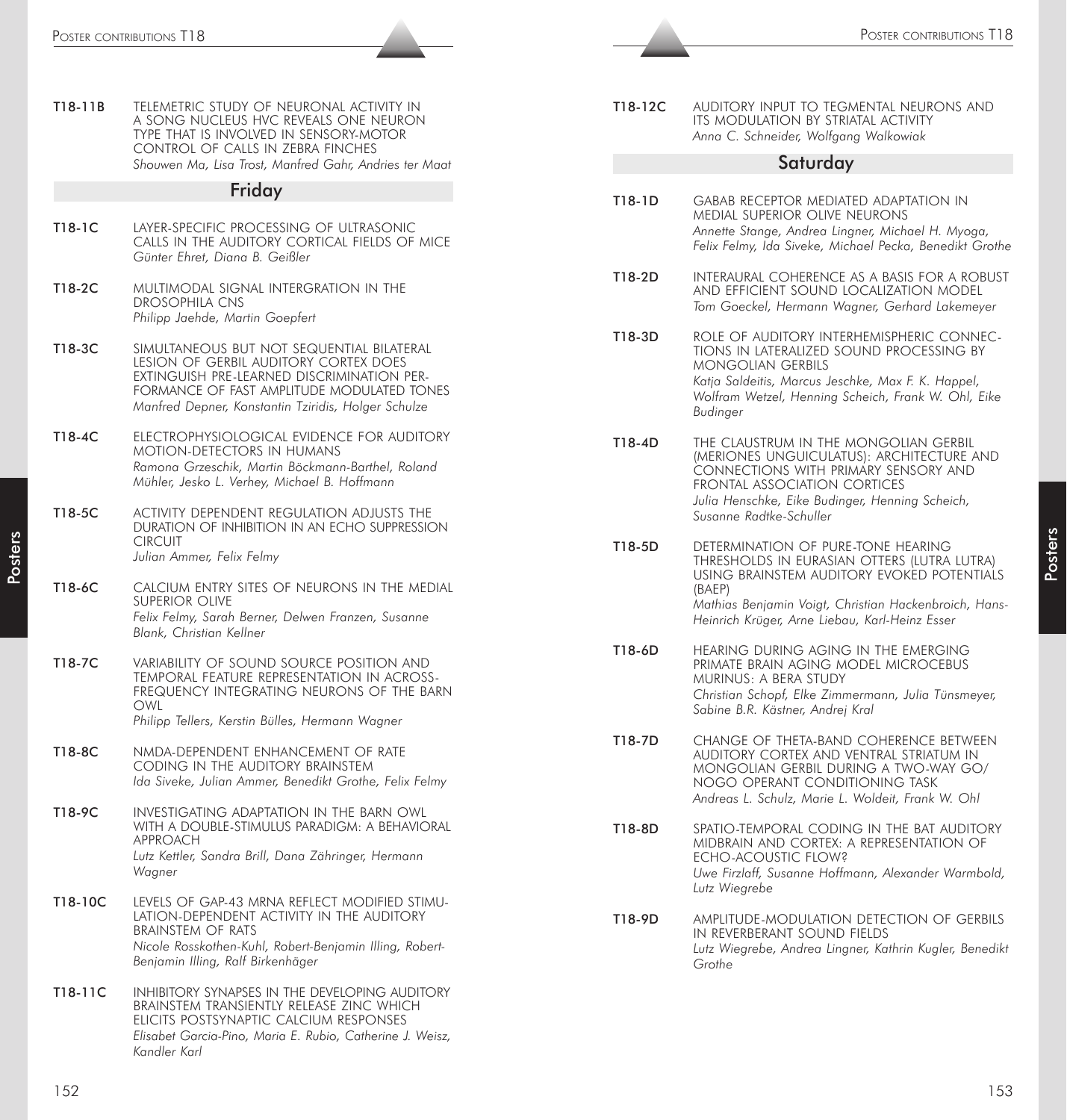**T18-11B** TELEMETRIC STUDY OF NEURONAL ACTIVITY IN A SONG NUCLEUS HVC REVEALS ONE NEURON TYPE THAT IS INVOLVED IN SENSORY-MOTOR CONTROL OF CALLS IN ZEBRA FINCHES
*Shouwen Ma, Lisa Trost, Manfred Gahr, Andries ter Maat*

## Friday

**T18-1C** LAYER-SPECIFIC PROCESSING OF ULTRASONIC CALLS IN THE AUDITORY CORTICAL FIELDS OF MICE
*Günter Ehret, Diana B. Geißler*

**T18-2C** MULTIMODAL SIGNAL INTERGRATION IN THE DROSOPHILA CNS
*Philipp Jaehde, Martin Goepfert*

**T18-3C** SIMULTANEOUS BUT NOT SEQUENTIAL BILATERAL LESION OF GERBIL AUDITORY CORTEX DOES EXTINGUISH PRE-LEARNED DISCRIMINATION PERFORMANCE OF FAST AMPLITUDE MODULATED TONES
*Manfred Depner, Konstantin Tziridis, Holger Schulze*

**T18-4C** ELECTROPHYSIOLOGICAL EVIDENCE FOR AUDITORY MOTION-DETECTORS IN HUMANS
*Ramona Grzeschik, Martin Böckmann-Barthel, Roland Mühler, Jesko L. Verhey, Michael B. Hoffmann*

**T18-5C** ACTIVITY DEPENDENT REGULATION ADJUSTS THE DURATION OF INHIBITION IN AN ECHO SUPPRESSION CIRCUIT
*Julian Ammer, Felix Felmy*

**T18-6C** CALCIUM ENTRY SITES OF NEURONS IN THE MEDIAL SUPERIOR OLIVE
*Felix Felmy, Sarah Berner, Delwen Franzen, Susanne Blank, Christian Kellner*

**T18-7C** VARIABILITY OF SOUND SOURCE POSITION AND TEMPORAL FEATURE REPRESENTATION IN ACROSS-FREQUENCY INTEGRATING NEURONS OF THE BARN OWL
*Philipp Tellers, Kerstin Bülles, Hermann Wagner*

**T18-8C** NMDA-DEPENDENT ENHANCEMENT OF RATE CODING IN THE AUDITORY BRAINSTEM
*Ida Siveke, Julian Ammer, Benedikt Grothe, Felix Felmy*

**T18-9C** INVESTIGATING ADAPTATION IN THE BARN OWL WITH A DOUBLE-STIMULUS PARADIGM: A BEHAVIORAL APPROACH
*Lutz Kettler, Sandra Brill, Dana Zähringer, Hermann Wagner*

**T18-10C** LEVELS OF GAP-43 MRNA REFLECT MODIFIED STIMULATION-DEPENDENT ACTIVITY IN THE AUDITORY BRAINSTEM OF RATS
*Nicole Rosskothen-Kuhl, Robert-Benjamin Illing, Robert-Benjamin Illing, Ralf Birkenhäger*

**T18-11C** INHIBITORY SYNAPSES IN THE DEVELOPING AUDITORY BRAINSTEM TRANSIENTLY RELEASE ZINC WHICH ELICITS POSTSYNAPTIC CALCIUM RESPONSES
*Elisabet Garcia-Pino, Maria E. Rubio, Catherine J. Weisz, Kandler Karl*

**T18-12C** AUDITORY INPUT TO TEGMENTAL NEURONS AND ITS MODULATION BY STRIATAL ACTIVITY
*Anna C. Schneider, Wolfgang Walkowiak*

## Saturday

**T18-1D** GABAB RECEPTOR MEDIATED ADAPTATION IN MEDIAL SUPERIOR OLIVE NEURONS
*Annette Stange, Andrea Lingner, Michael H. Myoga, Felix Felmy, Ida Siveke, Michael Pecka, Benedikt Grothe*

**T18-2D** INTERAURAL COHERENCE AS A BASIS FOR A ROBUST AND EFFICIENT SOUND LOCALIZATION MODEL
*Tom Goeckel, Hermann Wagner, Gerhard Lakemeyer*

**T18-3D** ROLE OF AUDITORY INTERHEMISPHERIC CONNECTIONS IN LATERALIZED SOUND PROCESSING BY MONGOLIAN GERBILS
*Katja Saldeitis, Marcus Jeschke, Max F. K. Happel, Wolfram Wetzel, Henning Scheich, Frank W. Ohl, Eike Budinger*

**T18-4D** THE CLAUSTRUM IN THE MONGOLIAN GERBIL (MERIONES UNGUICULATUS): ARCHITECTURE AND CONNECTIONS WITH PRIMARY SENSORY AND FRONTAL ASSOCIATION CORTICES
*Julia Henschke, Eike Budinger, Henning Scheich, Susanne Radtke-Schuller*

**T18-5D** DETERMINATION OF PURE-TONE HEARING THRESHOLDS IN EURASIAN OTTERS (LUTRA LUTRA) USING BRAINSTEM AUDITORY EVOKED POTENTIALS (BAEP)
*Mathias Benjamin Voigt, Christian Hackenbroich, Hans-Heinrich Krüger, Arne Liebau, Karl-Heinz Esser*

**T18-6D** HEARING DURING AGING IN THE EMERGING PRIMATE BRAIN AGING MODEL MICROCEBUS MURINUS: A BERA STUDY
*Christian Schopf, Elke Zimmermann, Julia Tünsmeyer, Sabine B.R. Kästner, Andrej Kral*

**T18-7D** CHANGE OF THETA-BAND COHERENCE BETWEEN AUDITORY CORTEX AND VENTRAL STRIATUM IN MONGOLIAN GERBIL DURING A TWO-WAY GO/NOGO OPERANT CONDITIONING TASK
*Andreas L. Schulz, Marie L. Woldeit, Frank W. Ohl*

**T18-8D** SPATIO-TEMPORAL CODING IN THE BAT AUDITORY MIDBRAIN AND CORTEX: A REPRESENTATION OF ECHO-ACOUSTIC FLOW?
*Uwe Firzlaff, Susanne Hoffmann, Alexander Warmbold, Lutz Wiegrebe*

**T18-9D** AMPLITUDE-MODULATION DETECTION OF GERBILS IN REVERBERANT SOUND FIELDS
*Lutz Wiegrebe, Andrea Lingner, Kathrin Kugler, Benedikt Grothe*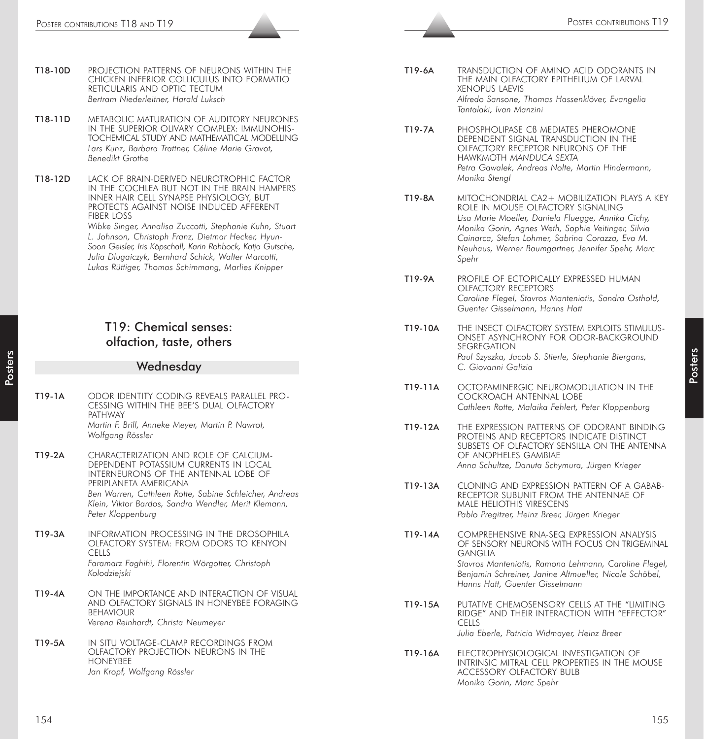**T18-10D** PROJECTION PATTERNS OF NEURONS WITHIN THE CHICKEN INFERIOR COLLICULUS INTO FORMATIO RETICULARIS AND OPTIC TECTUM
*Bertram Niederleitner, Harald Luksch*

**T18-11D** METABOLIC MATURATION OF AUDITORY NEURONES IN THE SUPERIOR OLIVARY COMPLEX: IMMUNOHISTOCHEMICAL STUDY AND MATHEMATICAL MODELLING
*Lars Kunz, Barbara Trattner, Céline Marie Gravot, Benedikt Grothe*

**T18-12D** LACK OF BRAIN-DERIVED NEUROTROPHIC FACTOR IN THE COCHLEA BUT NOT IN THE BRAIN HAMPERS INNER HAIR CELL SYNAPSE PHYSIOLOGY, BUT PROTECTS AGAINST NOISE INDUCED AFFERENT FIBER LOSS
*Wibke Singer, Annalisa Zuccotti, Stephanie Kuhn, Stuart L. Johnson, Christoph Franz, Dietmar Hecker, Hyun-Soon Geisler, Iris Köpschall, Karin Rohbock, Katja Gutsche, Julia Dlugaiczyk, Bernhard Schick, Walter Marcotti, Lukas Rüttiger, Thomas Schimmang, Marlies Knipper*

## T19: Chemical senses: olfaction, taste, others

### Wednesday

**T19-1A** ODOR IDENTITY CODING REVEALS PARALLEL PROCESSING WITHIN THE BEE'S DUAL OLFACTORY PATHWAY
*Martin F. Brill, Anneke Meyer, Martin P. Nawrot, Wolfgang Rössler*

**T19-2A** CHARACTERIZATION AND ROLE OF CALCIUM-DEPENDENT POTASSIUM CURRENTS IN LOCAL INTERNEURONS OF THE ANTENNAL LOBE OF PERIPLANETA AMERICANA
*Ben Warren, Cathleen Rotte, Sabine Schleicher, Andreas Klein, Viktor Bardos, Sandra Wendler, Merit Klemann, Peter Kloppenburg*

**T19-3A** INFORMATION PROCESSING IN THE DROSOPHILA OLFACTORY SYSTEM: FROM ODORS TO KENYON CELLS
*Faramarz Faghihi, Florentin Wörgotter, Christoph Kolodziejski*

**T19-4A** ON THE IMPORTANCE AND INTERACTION OF VISUAL AND OLFACTORY SIGNALS IN HONEYBEE FORAGING BEHAVIOUR
*Verena Reinhardt, Christa Neumeyer*

**T19-5A** IN SITU VOLTAGE-CLAMP RECORDINGS FROM OLFACTORY PROJECTION NEURONS IN THE HONEYBEE
*Jan Kropf, Wolfgang Rössler*

**T19-6A** TRANSDUCTION OF AMINO ACID ODORANTS IN THE MAIN OLFACTORY EPITHELIUM OF LARVAL XENOPUS LAEVIS
*Alfredo Sansone, Thomas Hassenklöver, Evangelia Tantalaki, Ivan Manzini*

**T19-7A** PHOSPHOLIPASE Cß MEDIATES PHEROMONE DEPENDENT SIGNAL TRANSDUCTION IN THE OLFACTORY RECEPTOR NEURONS OF THE HAWKMOTH *MANDUCA SEXTA*
*Petra Gawalek, Andreas Nolte, Martin Hindermann, Monika Stengl*

**T19-8A** MITOCHONDRIAL CA2+ MOBILIZATION PLAYS A KEY ROLE IN MOUSE OLFACTORY SIGNALING
*Lisa Marie Moeller, Daniela Fluegge, Annika Cichy, Monika Gorin, Agnes Weth, Sophie Veitinger, Silvia Cainarca, Stefan Lohmer, Sabrina Corazza, Eva M. Neuhaus, Werner Baumgartner, Jennifer Spehr, Marc Spehr*

**T19-9A** PROFILE OF ECTOPICALLY EXPRESSED HUMAN OLFACTORY RECEPTORS
*Caroline Flegel, Stavros Manteniotis, Sandra Osthold, Guenter Gisselmann, Hanns Hatt*

**T19-10A** THE INSECT OLFACTORY SYSTEM EXPLOITS STIMULUS-ONSET ASYNCHRONY FOR ODOR-BACKGROUND SEGREGATION
*Paul Szyszka, Jacob S. Stierle, Stephanie Biergans, C. Giovanni Galizia*

**T19-11A** OCTOPAMINERGIC NEUROMODULATION IN THE COCKROACH ANTENNAL LOBE
*Cathleen Rotte, Malaika Fehlert, Peter Kloppenburg*

**T19-12A** THE EXPRESSION PATTERNS OF ODORANT BINDING PROTEINS AND RECEPTORS INDICATE DISTINCT SUBSETS OF OLFACTORY SENSILLA ON THE ANTENNA OF ANOPHELES GAMBIAE
*Anna Schultze, Danuta Schymura, Jürgen Krieger*

**T19-13A** CLONING AND EXPRESSION PATTERN OF A GABAB-RECEPTOR SUBUNIT FROM THE ANTENNAE OF MALE HELIOTHIS VIRESCENS
*Pablo Pregitzer, Heinz Breer, Jürgen Krieger*

**T19-14A** COMPREHENSIVE RNA-SEQ EXPRESSION ANALYSIS OF SENSORY NEURONS WITH FOCUS ON TRIGEMINAL GANGLIA
*Stavros Manteniotis, Ramona Lehmann, Caroline Flegel, Benjamin Schreiner, Janine Altmueller, Nicole Schöbel, Hanns Hatt, Guenter Gisselmann*

**T19-15A** PUTATIVE CHEMOSENSORY CELLS AT THE "LIMITING RIDGE" AND THEIR INTERACTION WITH "EFFECTOR" CELLS
*Julia Eberle, Patricia Widmayer, Heinz Breer*

**T19-16A** ELECTROPHYSIOLOGICAL INVESTIGATION OF INTRINSIC MITRAL CELL PROPERTIES IN THE MOUSE ACCESSORY OLFACTORY BULB
*Monika Gorin, Marc Spehr*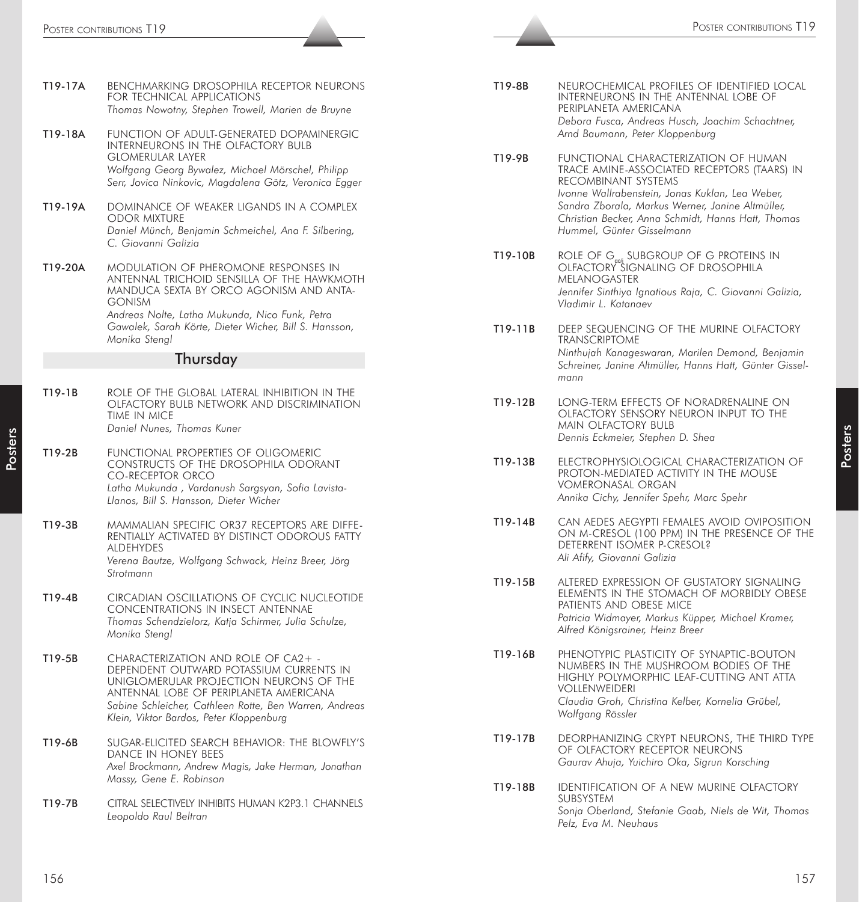**T19-17A** BENCHMARKING DROSOPHILA RECEPTOR NEURONS FOR TECHNICAL APPLICATIONS
*Thomas Nowotny, Stephen Trowell, Marien de Bruyne*

**T19-18A** FUNCTION OF ADULT-GENERATED DOPAMINERGIC INTERNEURONS IN THE OLFACTORY BULB GLOMERULAR LAYER
*Wolfgang Georg Bywalez, Michael Mörschel, Philipp Serr, Jovica Ninkovic, Magdalena Götz, Veronica Egger*

**T19-19A** DOMINANCE OF WEAKER LIGANDS IN A COMPLEX ODOR MIXTURE
*Daniel Münch, Benjamin Schmeichel, Ana F. Silbering, C. Giovanni Galizia*

**T19-20A** MODULATION OF PHEROMONE RESPONSES IN ANTENNAL TRICHOID SENSILLA OF THE HAWKMOTH MANDUCA SEXTA BY ORCO AGONISM AND ANTAGONISM
*Andreas Nolte, Latha Mukunda, Nico Funk, Petra Gawalek, Sarah Körte, Dieter Wicher, Bill S. Hansson, Monika Stengl*

## Thursday

**T19-1B** ROLE OF THE GLOBAL LATERAL INHIBITION IN THE OLFACTORY BULB NETWORK AND DISCRIMINATION TIME IN MICE
*Daniel Nunes, Thomas Kuner*

**T19-2B** FUNCTIONAL PROPERTIES OF OLIGOMERIC CONSTRUCTS OF THE DROSOPHILA ODORANT CO-RECEPTOR ORCO
*Latha Mukunda , Vardanush Sargsyan, Sofia Lavista-Llanos, Bill S. Hansson, Dieter Wicher*

**T19-3B** MAMMALIAN SPECIFIC OR37 RECEPTORS ARE DIFFERENTIALLY ACTIVATED BY DISTINCT ODOROUS FATTY ALDEHYDES
*Verena Bautze, Wolfgang Schwack, Heinz Breer, Jörg Strotmann*

**T19-4B** CIRCADIAN OSCILLATIONS OF CYCLIC NUCLEOTIDE CONCENTRATIONS IN INSECT ANTENNAE
*Thomas Schendzielorz, Katja Schirmer, Julia Schulze, Monika Stengl*

**T19-5B** CHARACTERIZATION AND ROLE OF CA2+ - DEPENDENT OUTWARD POTASSIUM CURRENTS IN UNIGLOMERULAR PROJECTION NEURONS OF THE ANTENNAL LOBE OF PERIPLANETA AMERICANA
*Sabine Schleicher, Cathleen Rotte, Ben Warren, Andreas Klein, Viktor Bardos, Peter Kloppenburg*

**T19-6B** SUGAR-ELICITED SEARCH BEHAVIOR: THE BLOWFLY'S DANCE IN HONEY BEES
*Axel Brockmann, Andrew Magis, Jake Herman, Jonathan Massy, Gene E. Robinson*

**T19-7B** CITRAL SELECTIVELY INHIBITS HUMAN K2P3.1 CHANNELS
*Leopoldo Raul Beltran*

**T19-8B** NEUROCHEMICAL PROFILES OF IDENTIFIED LOCAL INTERNEURONS IN THE ANTENNAL LOBE OF PERIPLANETA AMERICANA
*Debora Fusca, Andreas Husch, Joachim Schachtner, Arnd Baumann, Peter Kloppenburg*

**T19-9B** FUNCTIONAL CHARACTERIZATION OF HUMAN TRACE AMINE-ASSOCIATED RECEPTORS (TAARS) IN RECOMBINANT SYSTEMS
*Ivonne Wallrabenstein, Jonas Kuklan, Lea Weber, Sandra Zborala, Markus Werner, Janine Altmüller, Christian Becker, Anna Schmidt, Hanns Hatt, Thomas Hummel, Günter Gisselmann*

**T19-10B** ROLE OF $G_{o\alpha}$ SUBGROUP OF G PROTEINS IN OLFACTORY SIGNALING OF DROSOPHILA MELANOGASTER
*Jennifer Sinthiya Ignatious Raja, C. Giovanni Galizia, Vladimir L. Katanaev*

**T19-11B** DEEP SEQUENCING OF THE MURINE OLFACTORY TRANSCRIPTOME
*Ninthujah Kanageswaran, Marilen Demond, Benjamin Schreiner, Janine Altmüller, Hanns Hatt, Günter Gisselmann*

**T19-12B** LONG-TERM EFFECTS OF NORADRENALINE ON OLFACTORY SENSORY NEURON INPUT TO THE MAIN OLFACTORY BULB
*Dennis Eckmeier, Stephen D. Shea*

**T19-13B** ELECTROPHYSIOLOGICAL CHARACTERIZATION OF PROTON-MEDIATED ACTIVITY IN THE MOUSE VOMERONASAL ORGAN
*Annika Cichy, Jennifer Spehr, Marc Spehr*

**T19-14B** CAN AEDES AEGYPTI FEMALES AVOID OVIPOSITION ON M-CRESOL (100 PPM) IN THE PRESENCE OF THE DETERRENT ISOMER P-CRESOL?
*Ali Afify, Giovanni Galizia*

**T19-15B** ALTERED EXPRESSION OF GUSTATORY SIGNALING ELEMENTS IN THE STOMACH OF MORBIDLY OBESE PATIENTS AND OBESE MICE
*Patricia Widmayer, Markus Küper, Michael Kramer, Alfred Königsrainer, Heinz Breer*

**T19-16B** PHENOTYPIC PLASTICITY OF SYNAPTIC-BOUTON NUMBERS IN THE MUSHROOM BODIES OF THE HIGHLY POLYMORPHIC LEAF-CUTTING ANT ATTA VOLLENWEIDERI
*Claudia Groh, Christina Kelber, Kornelia Grübel, Wolfgang Rössler*

**T19-17B** DEORPHANIZING CRYPT NEURONS, THE THIRD TYPE OF OLFACTORY RECEPTOR NEURONS
*Gaurav Ahuja, Yuichiro Oka, Sigrun Korsching*

**T19-18B** IDENTIFICATION OF A NEW MURINE OLFACTORY SUBSYSTEM
*Sonja Oberland, Stefanie Gaab, Niels de Wit, Thomas Pelz, Eva M. Neuhaus*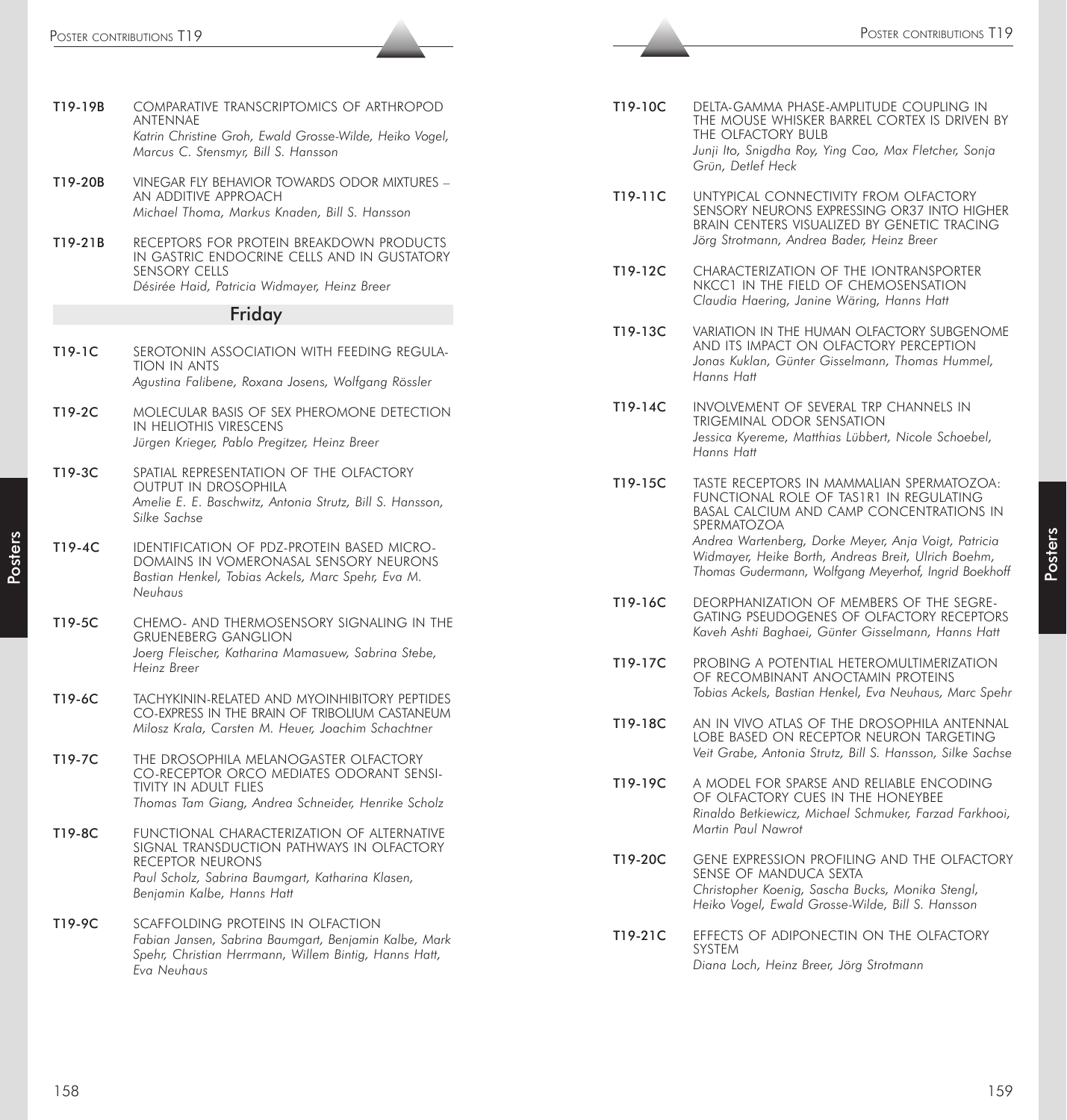**T19-19B** COMPARATIVE TRANSCRIPTOMICS OF ARTHROPOD ANTENNAE
*Katrin Christine Groh, Ewald Grosse-Wilde, Heiko Vogel, Marcus C. Stensmyr, Bill S. Hansson*

**T19-20B** VINEGAR FLY BEHAVIOR TOWARDS ODOR MIXTURES – AN ADDITIVE APPROACH
*Michael Thoma, Markus Knaden, Bill S. Hansson*

**T19-21B** RECEPTORS FOR PROTEIN BREAKDOWN PRODUCTS IN GASTRIC ENDOCRINE CELLS AND IN GUSTATORY SENSORY CELLS
*Désirée Haid, Patricia Widmayer, Heinz Breer*

## Friday

**T19-1C** SEROTONIN ASSOCIATION WITH FEEDING REGULATION IN ANTS
*Agustina Falibene, Roxana Josens, Wolfgang Rössler*

**T19-2C** MOLECULAR BASIS OF SEX PHEROMONE DETECTION IN HELIOTHIS VIRESCENS
*Jürgen Krieger, Pablo Pregitzer, Heinz Breer*

**T19-3C** SPATIAL REPRESENTATION OF THE OLFACTORY OUTPUT IN DROSOPHILA
*Amelie E. E. Baschwitz, Antonia Strutz, Bill S. Hansson, Silke Sachse*

**T19-4C** IDENTIFICATION OF PDZ-PROTEIN BASED MICRODOMAINS IN VOMERONASAL SENSORY NEURONS
*Bastian Henkel, Tobias Ackels, Marc Spehr, Eva M. Neuhaus*

**T19-5C** CHEMO- AND THERMOSENSORY SIGNALING IN THE GRUENEBERG GANGLION
*Joerg Fleischer, Katharina Mamasuew, Sabrina Stebe, Heinz Breer*

**T19-6C** TACHYKININ-RELATED AND MYOINHIBITORY PEPTIDES CO-EXPRESS IN THE BRAIN OF TRIBOLIUM CASTANEUM
*Milosz Krala, Carsten M. Heuer, Joachim Schachtner*

**T19-7C** THE DROSOPHILA MELANOGASTER OLFACTORY CO-RECEPTOR ORCO MEDIATES ODORANT SENSITIVITY IN ADULT FLIES
*Thomas Tam Giang, Andrea Schneider, Henrike Scholz*

**T19-8C** FUNCTIONAL CHARACTERIZATION OF ALTERNATIVE SIGNAL TRANSDUCTION PATHWAYS IN OLFACTORY RECEPTOR NEURONS
*Paul Scholz, Sabrina Baumgart, Katharina Klasen, Benjamin Kalbe, Hanns Hatt*

**T19-9C** SCAFFOLDING PROTEINS IN OLFACTION
*Fabian Jansen, Sabrina Baumgart, Benjamin Kalbe, Mark Spehr, Christian Herrmann, Willem Bintig, Hanns Hatt, Eva Neuhaus*

**T19-10C** DELTA-GAMMA PHASE-AMPLITUDE COUPLING IN THE MOUSE WHISKER BARREL CORTEX IS DRIVEN BY THE OLFACTORY BULB
*Junji Ito, Snigdha Roy, Ying Cao, Max Fletcher, Sonja Grün, Detlef Heck*

**T19-11C** UNTYPICAL CONNECTIVITY FROM OLFACTORY SENSORY NEURONS EXPRESSING OR37 INTO HIGHER BRAIN CENTERS VISUALIZED BY GENETIC TRACING
*Jörg Strotmann, Andrea Bader, Heinz Breer*

**T19-12C** CHARACTERIZATION OF THE IONTRANSPORTER NKCC1 IN THE FIELD OF CHEMOSENSATION
*Claudia Haering, Janine Wäring, Hanns Hatt*

**T19-13C** VARIATION IN THE HUMAN OLFACTORY SUBGENOME AND ITS IMPACT ON OLFACTORY PERCEPTION
*Jonas Kuklan, Günter Gisselmann, Thomas Hummel, Hanns Hatt*

**T19-14C** INVOLVEMENT OF SEVERAL TRP CHANNELS IN TRIGEMINAL ODOR SENSATION
*Jessica Kyereme, Matthias Lübbert, Nicole Schoebel, Hanns Hatt*

**T19-15C** TASTE RECEPTORS IN MAMMALIAN SPERMATOZOA: FUNCTIONAL ROLE OF TAS1R1 IN REGULATING BASAL CALCIUM AND CAMP CONCENTRATIONS IN SPERMATOZOA
*Andrea Wartenberg, Dorke Meyer, Anja Voigt, Patricia Widmayer, Heike Borth, Andreas Breit, Ulrich Boehm, Thomas Gudermann, Wolfgang Meyerhof, Ingrid Boekhoff*

**T19-16C** DEORPHANIZATION OF MEMBERS OF THE SEGREGATING PSEUDOGENES OF OLFACTORY RECEPTORS
*Kaveh Ashti Baghaei, Günter Gisselmann, Hanns Hatt*

**T19-17C** PROBING A POTENTIAL HETEROMULTIMERIZATION OF RECOMBINANT ANOCTAMIN PROTEINS
*Tobias Ackels, Bastian Henkel, Eva Neuhaus, Marc Spehr*

**T19-18C** AN IN VIVO ATLAS OF THE DROSOPHILA ANTENNAL LOBE BASED ON RECEPTOR NEURON TARGETING
*Veit Grabe, Antonia Strutz, Bill S. Hansson, Silke Sachse*

**T19-19C** A MODEL FOR SPARSE AND RELIABLE ENCODING OF OLFACTORY CUES IN THE HONEYBEE
*Rinaldo Betkiewicz, Michael Schmuker, Farzad Farkhooi, Martin Paul Nawrot*

**T19-20C** GENE EXPRESSION PROFILING AND THE OLFACTORY SENSE OF MANDUCA SEXTA
*Christopher Koenig, Sascha Bucks, Monika Stengl, Heiko Vogel, Ewald Grosse-Wilde, Bill S. Hansson*

**T19-21C** EFFECTS OF ADIPONECTIN ON THE OLFACTORY SYSTEM
*Diana Loch, Heinz Breer, Jörg Strotmann*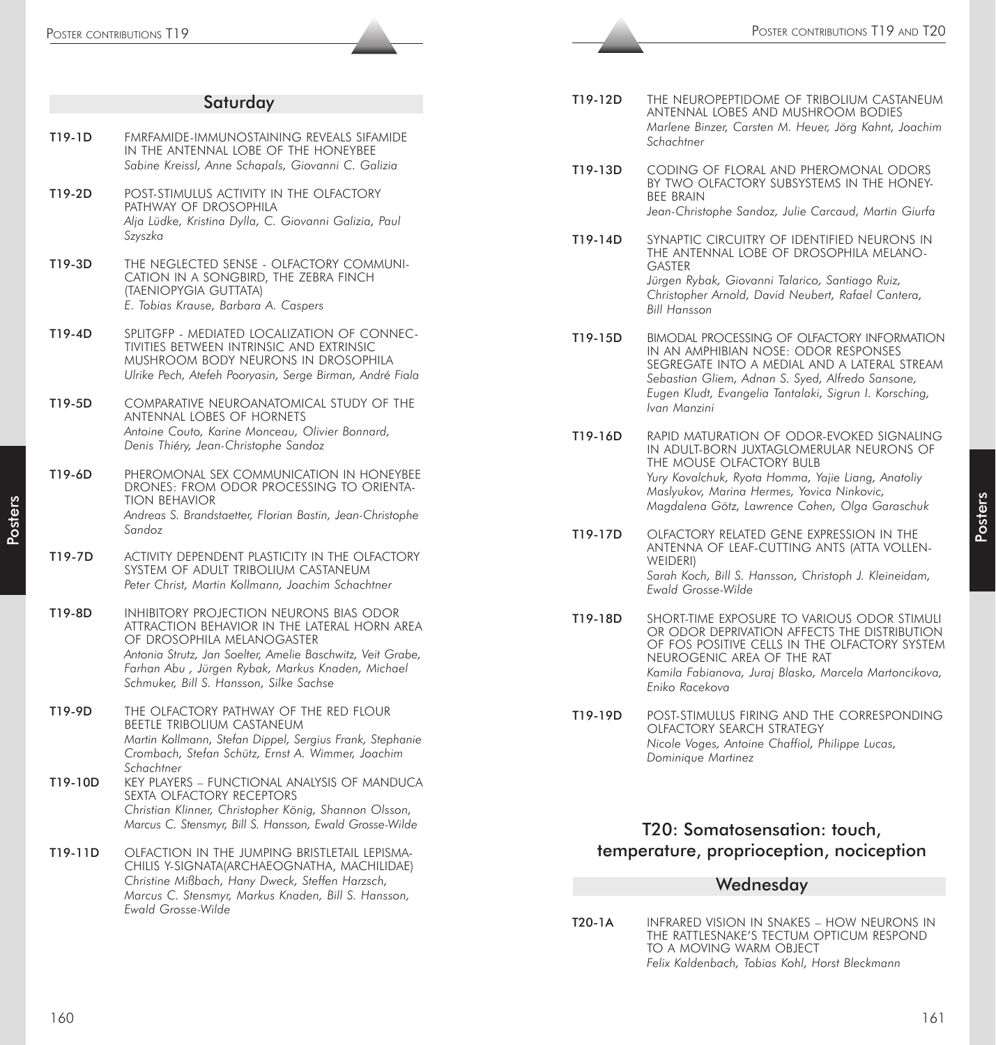## Saturday

**T19-1D** FMRFAMIDE-IMMUNOSTAINING REVEALS SIFAMIDE IN THE ANTENNAL LOBE OF THE HONEYBEE
*Sabine Kreissl, Anne Schapals, Giovanni C. Galizia*

**T19-2D** POST-STIMULUS ACTIVITY IN THE OLFACTORY PATHWAY OF DROSOPHILA
*Alja Lüdke, Kristina Dylla, C. Giovanni Galizia, Paul Szyszka*

**T19-3D** THE NEGLECTED SENSE - OLFACTORY COMMUNICATION IN A SONGBIRD, THE ZEBRA FINCH (TAENIOPYGIA GUTTATA)
*E. Tobias Krause, Barbara A. Caspers*

**T19-4D** SPLITGFP - MEDIATED LOCALIZATION OF CONNECTIVITIES BETWEEN INTRINSIC AND EXTRINSIC MUSHROOM BODY NEURONS IN DROSOPHILA
*Ulrike Pech, Atefeh Pooryasin, Serge Birman, André Fiala*

**T19-5D** COMPARATIVE NEUROANATOMICAL STUDY OF THE ANTENNAL LOBES OF HORNETS
*Antoine Couto, Karine Monceau, Olivier Bonnard, Denis Thiéry, Jean-Christophe Sandoz*

**T19-6D** PHEROMONAL SEX COMMUNICATION IN HONEYBEE DRONES: FROM ODOR PROCESSING TO ORIENTATION BEHAVIOR
*Andreas S. Brandstaetter, Florian Bastin, Jean-Christophe Sandoz*

**T19-7D** ACTIVITY DEPENDENT PLASTICITY IN THE OLFACTORY SYSTEM OF ADULT TRIBOLIUM CASTANEUM
*Peter Christ, Martin Kollmann, Joachim Schachtner*

**T19-8D** INHIBITORY PROJECTION NEURONS BIAS ODOR ATTRACTION BEHAVIOR IN THE LATERAL HORN AREA OF DROSOPHILA MELANOGASTER
*Antonia Strutz, Jan Soelter, Amelie Baschwitz, Veit Grabe, Farhan Abu , Jürgen Rybak, Markus Knaden, Michael Schmuker, Bill S. Hansson, Silke Sachse*

**T19-9D** THE OLFACTORY PATHWAY OF THE RED FLOUR BEETLE TRIBOLIUM CASTANEUM
*Martin Kollmann, Stefan Dippel, Sergius Frank, Stephanie Crombach, Stefan Schütz, Ernst A. Wimmer, Joachim Schachtner*

**T19-10D** KEY PLAYERS – FUNCTIONAL ANALYSIS OF MANDUCA SEXTA OLFACTORY RECEPTORS
*Christian Klinner, Christopher König, Shannon Olsson, Marcus C. Stensmyr, Bill S. Hansson, Ewald Grosse-Wilde*

**T19-11D** OLFACTION IN THE JUMPING BRISTLETAIL LEPISMACHILIS Y-SIGNATA(ARCHAEOGNATHA, MACHILIDAE)
*Christine Mißbach, Hany Dweck, Steffen Harzsch, Marcus C. Stensmyr, Markus Knaden, Bill S. Hansson, Ewald Grosse-Wilde*

**T19-12D** THE NEUROPEPTIDOME OF TRIBOLIUM CASTANEUM ANTENNAL LOBES AND MUSHROOM BODIES
*Marlene Binzer, Carsten M. Heuer, Jörg Kahnt, Joachim Schachtner*

**T19-13D** CODING OF FLORAL AND PHEROMONAL ODORS BY TWO OLFACTORY SUBSYSTEMS IN THE HONEYBEE BRAIN
*Jean-Christophe Sandoz, Julie Carcaud, Martin Giurfa*

**T19-14D** SYNAPTIC CIRCUITRY OF IDENTIFIED NEURONS IN THE ANTENNAL LOBE OF DROSOPHILA MELANOGASTER
*Jürgen Rybak, Giovanni Talarico, Santiago Ruiz, Christopher Arnold, David Neubert, Rafael Cantera, Bill Hansson*

**T19-15D** BIMODAL PROCESSING OF OLFACTORY INFORMATION IN AN AMPHIBIAN NOSE: ODOR RESPONSES SEGREGATE INTO A MEDIAL AND A LATERAL STREAM
*Sebastian Gliem, Adnan S. Syed, Alfredo Sansone, Eugen Kludt, Evangelia Tantalaki, Sigrun I. Korsching, Ivan Manzini*

**T19-16D** RAPID MATURATION OF ODOR-EVOKED SIGNALING IN ADULT-BORN JUXTAGLOMERULAR NEURONS OF THE MOUSE OLFACTORY BULB
*Yury Kovalchuk, Ryota Homma, Yajie Liang, Anatoliy Maslyukov, Marina Hermes, Yovica Ninkovic, Magdalena Götz, Lawrence Cohen, Olga Garaschuk*

**T19-17D** OLFACTORY RELATED GENE EXPRESSION IN THE ANTENNA OF LEAF-CUTTING ANTS (ATTA VOLLENWEIDERI)
*Sarah Koch, Bill S. Hansson, Christoph J. Kleineidam, Ewald Grosse-Wilde*

**T19-18D** SHORT-TIME EXPOSURE TO VARIOUS ODOR STIMULI OR ODOR DEPRIVATION AFFECTS THE DISTRIBUTION OF FOS POSITIVE CELLS IN THE OLFACTORY SYSTEM NEUROGENIC AREA OF THE RAT
*Kamila Fabianova, Juraj Blasko, Marcela Martoncikova, Eniko Racekova*

**T19-19D** POST-STIMULUS FIRING AND THE CORRESPONDING OLFACTORY SEARCH STRATEGY
*Nicole Voges, Antoine Chaffiol, Philippe Lucas, Dominique Martinez*

# T20: Somatosensation: touch, temperature, proprioception, nociception

## Wednesday

**T20-1A** INFRARED VISION IN SNAKES – HOW NEURONS IN THE RATTLESNAKE'S TECTUM OPTICUM RESPOND TO A MOVING WARM OBJECT
*Felix Kaldenbach, Tobias Kohl, Horst Bleckmann*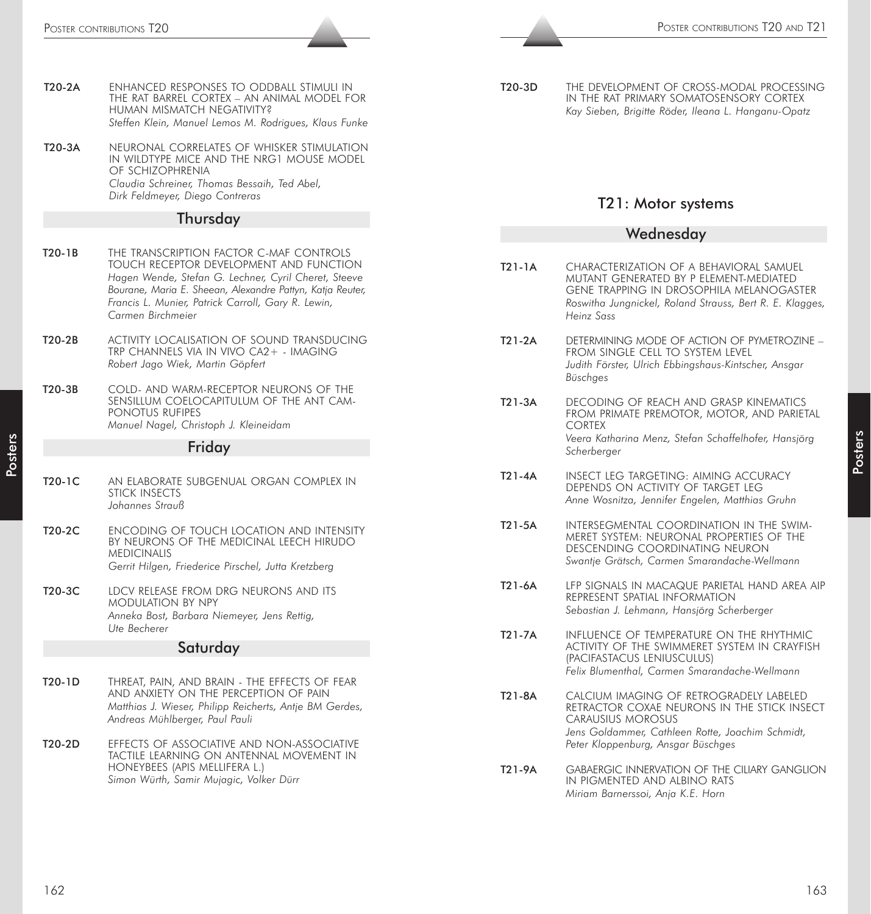**T20-2A** ENHANCED RESPONSES TO ODDBALL STIMULI IN THE RAT BARREL CORTEX – AN ANIMAL MODEL FOR HUMAN MISMATCH NEGATIVITY?
*Steffen Klein, Manuel Lemos M. Rodrigues, Klaus Funke*

**T20-3A** NEURONAL CORRELATES OF WHISKER STIMULATION IN WILDTYPE MICE AND THE NRG1 MOUSE MODEL OF SCHIZOPHRENIA
*Claudia Schreiner, Thomas Bessaih, Ted Abel, Dirk Feldmeyer, Diego Contreras*

### Thursday

**T20-1B** THE TRANSCRIPTION FACTOR C-MAF CONTROLS TOUCH RECEPTOR DEVELOPMENT AND FUNCTION
*Hagen Wende, Stefan G. Lechner, Cyril Cheret, Steeve Bourane, Maria E. Sheean, Alexandre Pattyn, Katja Reuter, Francis L. Munier, Patrick Carroll, Gary R. Lewin, Carmen Birchmeier*

**T20-2B** ACTIVITY LOCALISATION OF SOUND TRANSDUCING TRP CHANNELS VIA IN VIVO CA2+ - IMAGING
*Robert Jago Wiek, Martin Göpfert*

**T20-3B** COLD- AND WARM-RECEPTOR NEURONS OF THE SENSILLUM COELOCAPITULUM OF THE ANT CAMPONOTUS RUFIPES
*Manuel Nagel, Christoph J. Kleineidam*

### Friday

**T20-1C** AN ELABORATE SUBGENUAL ORGAN COMPLEX IN STICK INSECTS
*Johannes Strauß*

**T20-2C** ENCODING OF TOUCH LOCATION AND INTENSITY BY NEURONS OF THE MEDICINAL LEECH HIRUDO MEDICINALIS
*Gerrit Hilgen, Friederice Pirschel, Jutta Kretzberg*

**T20-3C** LDCV RELEASE FROM DRG NEURONS AND ITS MODULATION BY NPY
*Anneka Bost, Barbara Niemeyer, Jens Rettig, Ute Becherer*

### Saturday

**T20-1D** THREAT, PAIN, AND BRAIN - THE EFFECTS OF FEAR AND ANXIETY ON THE PERCEPTION OF PAIN
*Matthias J. Wieser, Philipp Reicherts, Antje BM Gerdes, Andreas Mühlberger, Paul Pauli*

**T20-2D** EFFECTS OF ASSOCIATIVE AND NON-ASSOCIATIVE TACTILE LEARNING ON ANTENNAL MOVEMENT IN HONEYBEES (APIS MELLIFERA L.)
*Simon Würth, Samir Mujagic, Volker Dürr*

**T20-3D** THE DEVELOPMENT OF CROSS-MODAL PROCESSING IN THE RAT PRIMARY SOMATOSENSORY CORTEX
*Kay Sieben, Brigitte Röder, Ileana L. Hanganu-Opatz*

## T21: Motor systems

### Wednesday

**T21-1A** CHARACTERIZATION OF A BEHAVIORAL SAMUEL MUTANT GENERATED BY P ELEMENT-MEDIATED GENE TRAPPING IN DROSOPHILA MELANOGASTER
*Roswitha Jungnickel, Roland Strauss, Bert R. E. Klagges, Heinz Sass*

**T21-2A** DETERMINING MODE OF ACTION OF PYMETROZINE – FROM SINGLE CELL TO SYSTEM LEVEL
*Judith Förster, Ulrich Ebbingshaus-Kintscher, Ansgar Büschges*

**T21-3A** DECODING OF REACH AND GRASP KINEMATICS FROM PRIMATE PREMOTOR, MOTOR, AND PARIETAL CORTEX
*Veera Katharina Menz, Stefan Schaffelhofer, Hansjörg Scherberger*

**T21-4A** INSECT LEG TARGETING: AIMING ACCURACY DEPENDS ON ACTIVITY OF TARGET LEG
*Anne Wosnitza, Jennifer Engelen, Matthias Gruhn*

**T21-5A** INTERSEGMENTAL COORDINATION IN THE SWIMMERET SYSTEM: NEURONAL PROPERTIES OF THE DESCENDING COORDINATING NEURON
*Swantje Grätsch, Carmen Smarandache-Wellmann*

**T21-6A** LFP SIGNALS IN MACAQUE PARIETAL HAND AREA AIP REPRESENT SPATIAL INFORMATION
*Sebastian J. Lehmann, Hansjörg Scherberger*

**T21-7A** INFLUENCE OF TEMPERATURE ON THE RHYTHMIC ACTIVITY OF THE SWIMMERET SYSTEM IN CRAYFISH (PACIFASTACUS LENIUSCULUS)
*Felix Blumenthal, Carmen Smarandache-Wellmann*

**T21-8A** CALCIUM IMAGING OF RETROGRADELY LABELED RETRACTOR COXAE NEURONS IN THE STICK INSECT CARAUSIUS MOROSUS
*Jens Goldammer, Cathleen Rotte, Joachim Schmidt, Peter Kloppenburg, Ansgar Büschges*

**T21-9A** GABAERGIC INNERVATION OF THE CILIARY GANGLION IN PIGMENTED AND ALBINO RATS
*Miriam Barnerssoi, Anja K.E. Horn*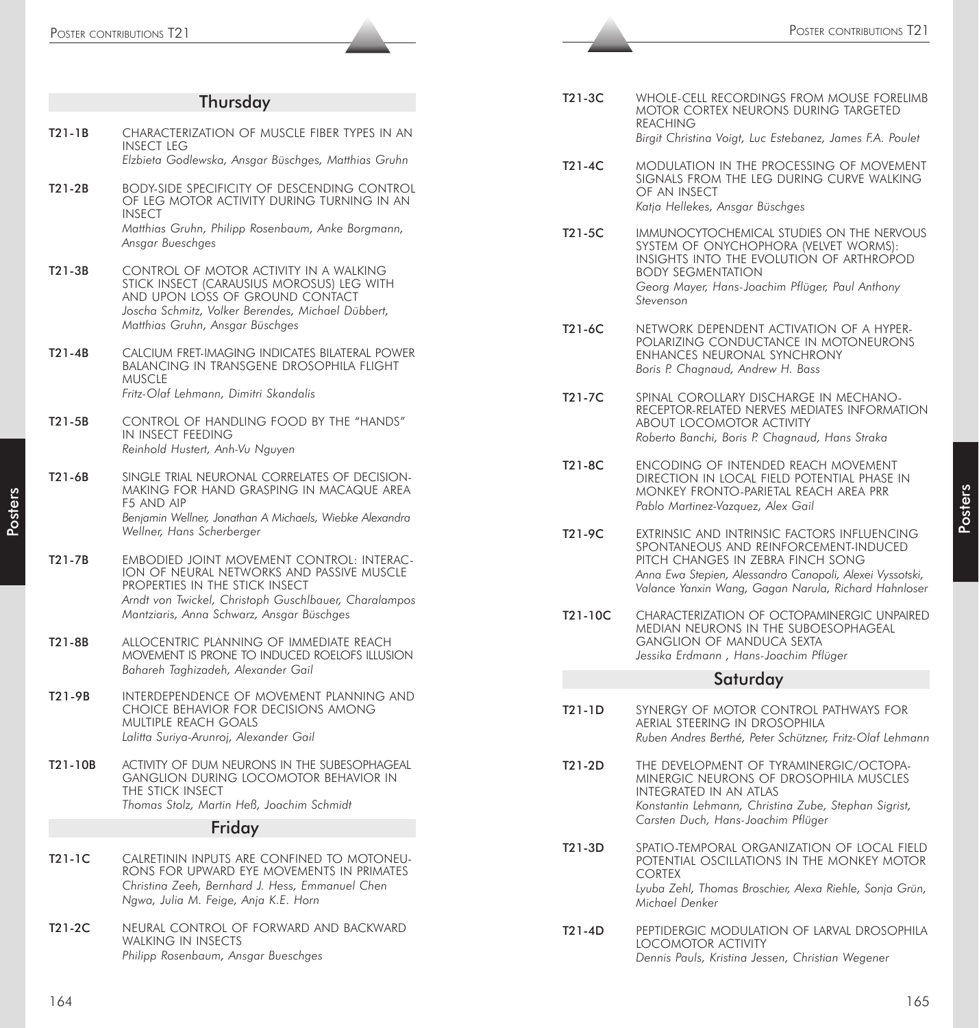## Thursday

**T21-1B** CHARACTERIZATION OF MUSCLE FIBER TYPES IN AN INSECT LEG
*Elzbieta Godlewska, Ansgar Büschges, Matthias Gruhn*

**T21-2B** BODY-SIDE SPECIFICITY OF DESCENDING CONTROL OF LEG MOTOR ACTIVITY DURING TURNING IN AN INSECT
*Matthias Gruhn, Philipp Rosenbaum, Anke Borgmann, Ansgar Bueschges*

**T21-3B** CONTROL OF MOTOR ACTIVITY IN A WALKING STICK INSECT (CARAUSIUS MOROSUS) LEG WITH AND UPON LOSS OF GROUND CONTACT
*Joscha Schmitz, Volker Berendes, Michael Dübbert, Matthias Gruhn, Ansgar Büschges*

**T21-4B** CALCIUM FRET-IMAGING INDICATES BILATERAL POWER BALANCING IN TRANSGENE DROSOPHILA FLIGHT MUSCLE
*Fritz-Olaf Lehmann, Dimitri Skandalis*

**T21-5B** CONTROL OF HANDLING FOOD BY THE "HANDS" IN INSECT FEEDING
*Reinhold Hustert, Anh-Vu Nguyen*

**T21-6B** SINGLE TRIAL NEURONAL CORRELATES OF DECISION-MAKING FOR HAND GRASPING IN MACAQUE AREA F5 AND AIP
*Benjamin Wellner, Jonathan A Michaels, Wiebke Alexandra Wellner, Hans Scherberger*

**T21-7B** EMBODIED JOINT MOVEMENT CONTROL: INTERACTION OF NEURAL NETWORKS AND PASSIVE MUSCLE PROPERTIES IN THE STICK INSECT
*Arndt von Twickel, Christoph Guschlbauer, Charalampos Mantziaris, Anna Schwarz, Ansgar Büschges*

**T21-8B** ALLOCENTRIC PLANNING OF IMMEDIATE REACH MOVEMENT IS PRONE TO INDUCED ROELOFS ILLUSION
*Bahareh Taghizadeh, Alexander Gail*

**T21-9B** INTERDEPENDENCE OF MOVEMENT PLANNING AND CHOICE BEHAVIOR FOR DECISIONS AMONG MULTIPLE REACH GOALS
*Lalitta Suriya-Arunroj, Alexander Gail*

**T21-10B** ACTIVITY OF DUM NEURONS IN THE SUBESOPHAGEAL GANGLION DURING LOCOMOTOR BEHAVIOR IN THE STICK INSECT
*Thomas Stolz, Martin Heß, Joachim Schmidt*

## Friday

**T21-1C** CALRETININ INPUTS ARE CONFINED TO MOTONEURONS FOR UPWARD EYE MOVEMENTS IN PRIMATES
*Christina Zeeh, Bernhard J. Hess, Emmanuel Chen Ngwa, Julia M. Feige, Anja K.E. Horn*

**T21-2C** NEURAL CONTROL OF FORWARD AND BACKWARD WALKING IN INSECTS
*Philipp Rosenbaum, Ansgar Bueschges*

**T21-3C** WHOLE-CELL RECORDINGS FROM MOUSE FORELIMB MOTOR CORTEX NEURONS DURING TARGETED REACHING
*Birgit Christina Voigt, Luc Estebanez, James F.A. Poulet*

**T21-4C** MODULATION IN THE PROCESSING OF MOVEMENT SIGNALS FROM THE LEG DURING CURVE WALKING OF AN INSECT
*Katja Hellekes, Ansgar Büschges*

**T21-5C** IMMUNOCYTOCHEMICAL STUDIES ON THE NERVOUS SYSTEM OF ONYCHOPHORA (VELVET WORMS): INSIGHTS INTO THE EVOLUTION OF ARTHROPOD BODY SEGMENTATION
*Georg Mayer, Hans-Joachim Pflüger, Paul Anthony Stevenson*

**T21-6C** NETWORK DEPENDENT ACTIVATION OF A HYPER-POLARIZING CONDUCTANCE IN MOTONEURONS ENHANCES NEURONAL SYNCHRONY
*Boris P. Chagnaud, Andrew H. Bass*

**T21-7C** SPINAL COROLLARY DISCHARGE IN MECHANO-RECEPTOR-RELATED NERVES MEDIATES INFORMATION ABOUT LOCOMOTOR ACTIVITY
*Roberto Banchi, Boris P. Chagnaud, Hans Straka*

**T21-8C** ENCODING OF INTENDED REACH MOVEMENT DIRECTION IN LOCAL FIELD POTENTIAL PHASE IN MONKEY FRONTO-PARIETAL REACH AREA PRR
*Pablo Martinez-Vazquez, Alex Gail*

**T21-9C** EXTRINSIC AND INTRINSIC FACTORS INFLUENCING SPONTANEOUS AND REINFORCEMENT-INDUCED PITCH CHANGES IN ZEBRA FINCH SONG
*Anna Ewa Stepien, Alessandro Canopoli, Alexei Vyssotski, Valance Yanxin Wang, Gagan Narula, Richard Hahnloser*

**T21-10C** CHARACTERIZATION OF OCTOPAMINERGIC UNPAIRED MEDIAN NEURONS IN THE SUBOESOPHAGEAL GANGLION OF MANDUCA SEXTA
*Jessika Erdmann , Hans-Joachim Pflüger*

## Saturday

**T21-1D** SYNERGY OF MOTOR CONTROL PATHWAYS FOR AERIAL STEERING IN DROSOPHILA
*Ruben Andres Berthé, Peter Schützner, Fritz-Olaf Lehmann*

**T21-2D** THE DEVELOPMENT OF TYRAMINERGIC/OCTOPAMINERGIC NEURONS OF DROSOPHILA MUSCLES INTEGRATED IN AN ATLAS
*Konstantin Lehmann, Christina Zube, Stephan Sigrist, Carsten Duch, Hans-Joachim Pflüger*

**T21-3D** SPATIO-TEMPORAL ORGANIZATION OF LOCAL FIELD POTENTIAL OSCILLATIONS IN THE MONKEY MOTOR CORTEX
*Lyuba Zehl, Thomas Broschier, Alexa Riehle, Sonja Grün, Michael Denker*

**T21-4D** PEPTIDERGIC MODULATION OF LARVAL DROSOPHILA LOCOMOTOR ACTIVITY
*Dennis Pauls, Kristina Jessen, Christian Wegener*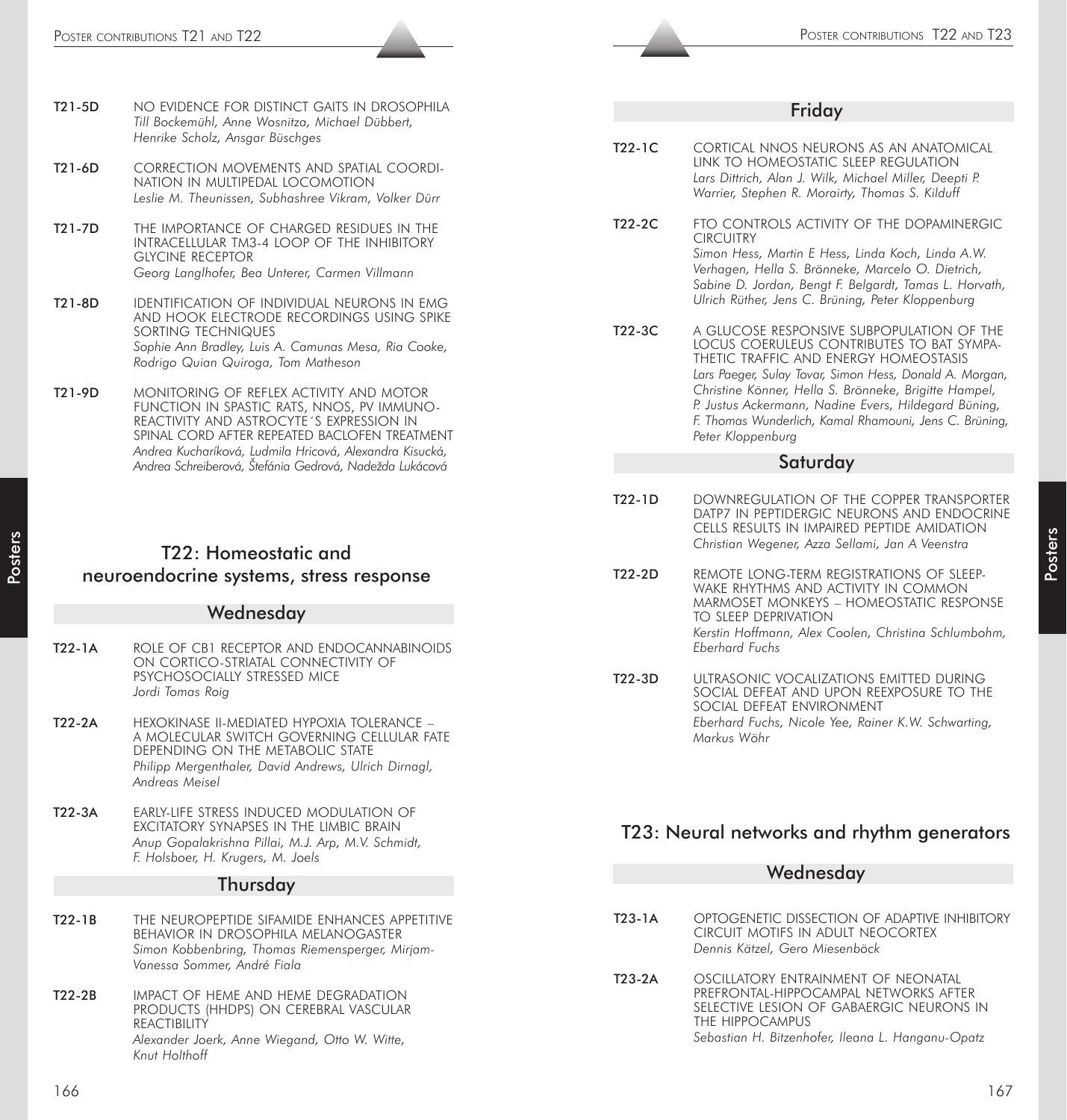**T21-5D** NO EVIDENCE FOR DISTINCT GAITS IN DROSOPHILA
*Till Bockemühl, Anne Wosnitza, Michael Dübbert, Henrike Scholz, Ansgar Büschges*

**T21-6D** CORRECTION MOVEMENTS AND SPATIAL COORDINATION IN MULTIPEDAL LOCOMOTION
*Leslie M. Theunissen, Subhashree Vikram, Volker Dürr*

**T21-7D** THE IMPORTANCE OF CHARGED RESIDUES IN THE INTRACELLULAR TM3-4 LOOP OF THE INHIBITORY GLYCINE RECEPTOR
*Georg Langlhofer, Bea Unterer, Carmen Villmann*

**T21-8D** IDENTIFICATION OF INDIVIDUAL NEURONS IN EMG AND HOOK ELECTRODE RECORDINGS USING SPIKE SORTING TECHNIQUES
*Sophie Ann Bradley, Luis A. Camunas Mesa, Ria Cooke, Rodrigo Quian Quiroga, Tom Matheson*

**T21-9D** MONITORING OF REFLEX ACTIVITY AND MOTOR FUNCTION IN SPASTIC RATS, NNOS, PV IMMUNOREACTIVITY AND ASTROCYTE´S EXPRESSION IN SPINAL CORD AFTER REPEATED BACLOFEN TREATMENT
*Andrea Kucharíková, Ludmila Hricová, Alexandra Kisucká, Andrea Schreiberová, Štefánia Gedrová, Nadežda Lukácová*

## T22: Homeostatic and neuroendocrine systems, stress response

### Wednesday

**T22-1A** ROLE OF CB1 RECEPTOR AND ENDOCANNABINOIDS ON CORTICO-STRIATAL CONNECTIVITY OF PSYCHOSOCIALLY STRESSED MICE
*Jordi Tomas Roig*

**T22-2A** HEXOKINASE II-MEDIATED HYPOXIA TOLERANCE – A MOLECULAR SWITCH GOVERNING CELLULAR FATE DEPENDING ON THE METABOLIC STATE
*Philipp Mergenthaler, David Andrews, Ulrich Dirnagl, Andreas Meisel*

**T22-3A** EARLY-LIFE STRESS INDUCED MODULATION OF EXCITATORY SYNAPSES IN THE LIMBIC BRAIN
*Anup Gopalakrishna Pillai, M.J. Arp, M.V. Schmidt, F. Holsboer, H. Krugers, M. Joels*

### Thursday

**T22-1B** THE NEUROPEPTIDE SIFAMIDE ENHANCES APPETITIVE BEHAVIOR IN DROSOPHILA MELANOGASTER
*Simon Kobbenbring, Thomas Riemensperger, Mirjam-Vanessa Sommer, André Fiala*

**T22-2B** IMPACT OF HEME AND HEME DEGRADATION PRODUCTS (HHDPS) ON CEREBRAL VASCULAR REACTIBILITY
*Alexander Joerk, Anne Wiegand, Otto W. Witte, Knut Holthoff*

### Friday

**T22-1C** CORTICAL NNOS NEURONS AS AN ANATOMICAL LINK TO HOMEOSTATIC SLEEP REGULATION
*Lars Dittrich, Alan J. Wilk, Michael Miller, Deepti P. Warrier, Stephen R. Morairty, Thomas S. Kilduff*

**T22-2C** FTO CONTROLS ACTIVITY OF THE DOPAMINERGIC CIRCUITRY
*Simon Hess, Martin E Hess, Linda Koch, Linda A.W. Verhagen, Hella S. Brönneke, Marcelo O. Dietrich, Sabine D. Jordan, Bengt F. Belgardt, Tamas L. Horvath, Ulrich Rüther, Jens C. Brüning, Peter Kloppenburg*

**T22-3C** A GLUCOSE RESPONSIVE SUBPOPULATION OF THE LOCUS COERULEUS CONTRIBUTES TO BAT SYMPATHETIC TRAFFIC AND ENERGY HOMEOSTASIS
*Lars Paeger, Sulay Tovar, Simon Hess, Donald A. Morgan, Christine Könner, Hella S. Brönneke, Brigitte Hampel, P. Justus Ackermann, Nadine Evers, Hildegard Büning, F. Thomas Wunderlich, Kamal Rhamouni, Jens C. Brüning, Peter Kloppenburg*

### Saturday

**T22-1D** DOWNREGULATION OF THE COPPER TRANSPORTER DATP7 IN PEPTIDERGIC NEURONS AND ENDOCRINE CELLS RESULTS IN IMPAIRED PEPTIDE AMIDATION
*Christian Wegener, Azza Sellami, Jan A Veenstra*

**T22-2D** REMOTE LONG-TERM REGISTRATIONS OF SLEEP-WAKE RHYTHMS AND ACTIVITY IN COMMON MARMOSET MONKEYS – HOMEOSTATIC RESPONSE TO SLEEP DEPRIVATION
*Kerstin Hoffmann, Alex Coolen, Christina Schlumbohm, Eberhard Fuchs*

**T22-3D** ULTRASONIC VOCALIZATIONS EMITTED DURING SOCIAL DEFEAT AND UPON REEXPOSURE TO THE SOCIAL DEFEAT ENVIRONMENT
*Eberhard Fuchs, Nicole Yee, Rainer K.W. Schwarting, Markus Wöhr*

## T23: Neural networks and rhythm generators

### Wednesday

**T23-1A** OPTOGENETIC DISSECTION OF ADAPTIVE INHIBITORY CIRCUIT MOTIFS IN ADULT NEOCORTEX
*Dennis Kätzel, Gero Miesenböck*

**T23-2A** OSCILLATORY ENTRAINMENT OF NEONATAL PREFRONTAL-HIPPOCAMPAL NETWORKS AFTER SELECTIVE LESION OF GABAERGIC NEURONS IN THE HIPPOCAMPUS
*Sebastian H. Bitzenhofer, Ileana L. Hanganu-Opatz*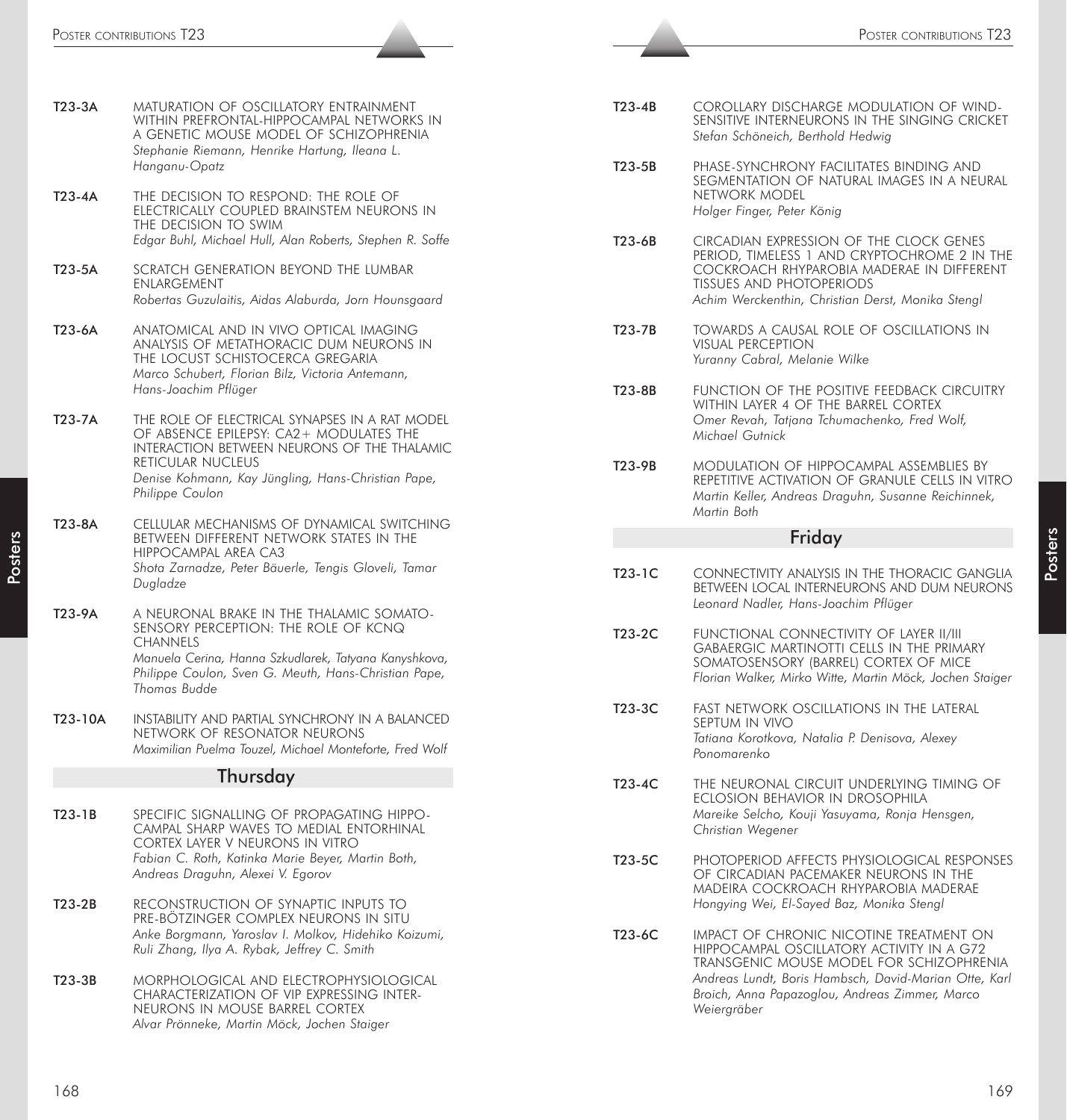**T23-3A** MATURATION OF OSCILLATORY ENTRAINMENT WITHIN PREFRONTAL-HIPPOCAMPAL NETWORKS IN A GENETIC MOUSE MODEL OF SCHIZOPHRENIA
*Stephanie Riemann, Henrike Hartung, Ileana L. Hanganu-Opatz*

**T23-4A** THE DECISION TO RESPOND: THE ROLE OF ELECTRICALLY COUPLED BRAINSTEM NEURONS IN THE DECISION TO SWIM
*Edgar Buhl, Michael Hull, Alan Roberts, Stephen R. Soffe*

**T23-5A** SCRATCH GENERATION BEYOND THE LUMBAR ENLARGEMENT
*Robertas Guzulaitis, Aidas Alaburda, Jorn Hounsgaard*

**T23-6A** ANATOMICAL AND IN VIVO OPTICAL IMAGING ANALYSIS OF METATHORACIC DUM NEURONS IN THE LOCUST SCHISTOCERCA GREGARIA
*Marco Schubert, Florian Bilz, Victoria Antemann, Hans-Joachim Pflüger*

**T23-7A** THE ROLE OF ELECTRICAL SYNAPSES IN A RAT MODEL OF ABSENCE EPILEPSY: CA2+ MODULATES THE INTERACTION BETWEEN NEURONS OF THE THALAMIC RETICULAR NUCLEUS
*Denise Kohmann, Kay Jüngling, Hans-Christian Pape, Philippe Coulon*

**T23-8A** CELLULAR MECHANISMS OF DYNAMICAL SWITCHING BETWEEN DIFFERENT NETWORK STATES IN THE HIPPOCAMPAL AREA CA3
*Shota Zarnadze, Peter Bäuerle, Tengis Gloveli, Tamar Dugladze*

**T23-9A** A NEURONAL BRAKE IN THE THALAMIC SOMATO-SENSORY PERCEPTION: THE ROLE OF KCNQ CHANNELS
*Manuela Cerina, Hanna Szkudlarek, Tatyana Kanyshkova, Philippe Coulon, Sven G. Meuth, Hans-Christian Pape, Thomas Budde*

**T23-10A** INSTABILITY AND PARTIAL SYNCHRONY IN A BALANCED NETWORK OF RESONATOR NEURONS
*Maximilian Puelma Touzel, Michael Monteforte, Fred Wolf*

## Thursday

**T23-1B** SPECIFIC SIGNALLING OF PROPAGATING HIPPO-CAMPAL SHARP WAVES TO MEDIAL ENTORHINAL CORTEX LAYER V NEURONS IN VITRO
*Fabian C. Roth, Katinka Marie Beyer, Martin Both, Andreas Draguhn, Alexei V. Egorov*

**T23-2B** RECONSTRUCTION OF SYNAPTIC INPUTS TO PRE-BÖTZINGER COMPLEX NEURONS IN SITU
*Anke Borgmann, Yaroslav I. Molkov, Hidehiko Koizumi, Ruli Zhang, Ilya A. Rybak, Jeffrey C. Smith*

**T23-3B** MORPHOLOGICAL AND ELECTROPHYSIOLOGICAL CHARACTERIZATION OF VIP EXPRESSING INTER-NEURONS IN MOUSE BARREL CORTEX
*Alvar Prönneke, Martin Möck, Jochen Staiger*

**T23-4B** COROLLARY DISCHARGE MODULATION OF WIND-SENSITIVE INTERNEURONS IN THE SINGING CRICKET
*Stefan Schöneich, Berthold Hedwig*

**T23-5B** PHASE-SYNCHRONY FACILITATES BINDING AND SEGMENTATION OF NATURAL IMAGES IN A NEURAL NETWORK MODEL
*Holger Finger, Peter König*

**T23-6B** CIRCADIAN EXPRESSION OF THE CLOCK GENES PERIOD, TIMELESS 1 AND CRYPTOCHROME 2 IN THE COCKROACH RHYPAROBIA MADERAE IN DIFFERENT TISSUES AND PHOTOPERIODS
*Achim Werckenthin, Christian Derst, Monika Stengl*

**T23-7B** TOWARDS A CAUSAL ROLE OF OSCILLATIONS IN VISUAL PERCEPTION
*Yuranny Cabral, Melanie Wilke*

**T23-8B** FUNCTION OF THE POSITIVE FEEDBACK CIRCUITRY WITHIN LAYER 4 OF THE BARREL CORTEX
*Omer Revah, Tatjana Tchumachenko, Fred Wolf, Michael Gutnick*

**T23-9B** MODULATION OF HIPPOCAMPAL ASSEMBLIES BY REPETITIVE ACTIVATION OF GRANULE CELLS IN VITRO
*Martin Keller, Andreas Draguhn, Susanne Reichinnek, Martin Both*

## Friday

**T23-1C** CONNECTIVITY ANALYSIS IN THE THORACIC GANGLIA BETWEEN LOCAL INTERNEURONS AND DUM NEURONS
*Leonard Nadler, Hans-Joachim Pflüger*

**T23-2C** FUNCTIONAL CONNECTIVITY OF LAYER II/III GABAERGIC MARTINOTTI CELLS IN THE PRIMARY SOMATOSENSORY (BARREL) CORTEX OF MICE
*Florian Walker, Mirko Witte, Martin Möck, Jochen Staiger*

**T23-3C** FAST NETWORK OSCILLATIONS IN THE LATERAL SEPTUM IN VIVO
*Tatiana Korotkova, Natalia P. Denisova, Alexey Ponomarenko*

**T23-4C** THE NEURONAL CIRCUIT UNDERLYING TIMING OF ECLOSION BEHAVIOR IN DROSOPHILA
*Mareike Selcho, Kouji Yasuyama, Ronja Hensgen, Christian Wegener*

**T23-5C** PHOTOPERIOD AFFECTS PHYSIOLOGICAL RESPONSES OF CIRCADIAN PACEMAKER NEURONS IN THE MADEIRA COCKROACH RHYPAROBIA MADERAE
*Hongying Wei, El-Sayed Baz, Monika Stengl*

**T23-6C** IMPACT OF CHRONIC NICOTINE TREATMENT ON HIPPOCAMPAL OSCILLATORY ACTIVITY IN A G72 TRANSGENIC MOUSE MODEL FOR SCHIZOPHRENIA
*Andreas Lundt, Boris Hambsch, David-Marian Otte, Karl Broich, Anna Papazoglou, Andreas Zimmer, Marco Weiergräber*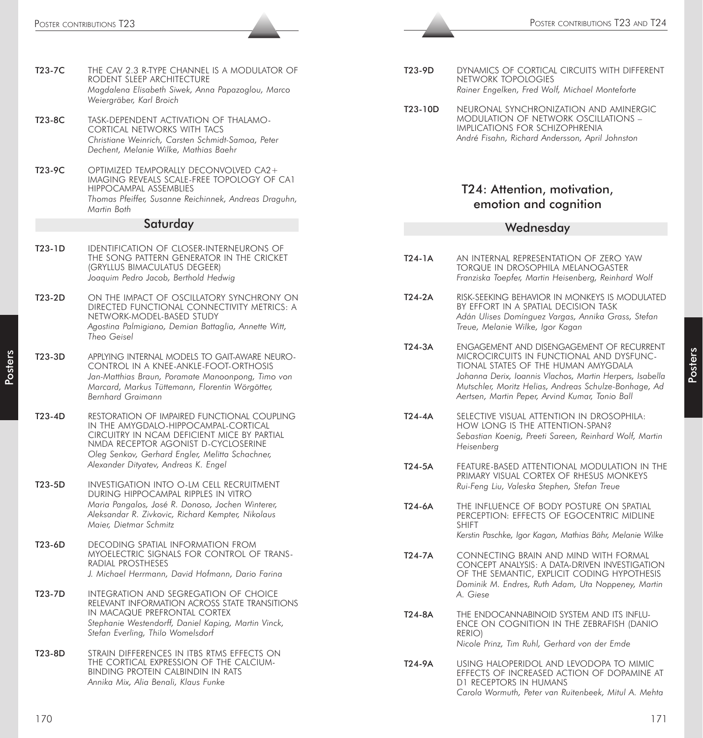**T23-7C** THE CAV 2.3 R-TYPE CHANNEL IS A MODULATOR OF RODENT SLEEP ARCHITECTURE
*Magdalena Elisabeth Siwek, Anna Papazoglou, Marco Weiergräber, Karl Broich*

**T23-8C** TASK-DEPENDENT ACTIVATION OF THALAMO-CORTICAL NETWORKS WITH TACS
*Christiane Weinrich, Carsten Schmidt-Samoa, Peter Dechent, Melanie Wilke, Mathias Baehr*

**T23-9C** OPTIMIZED TEMPORALLY DECONVOLVED CA2+ IMAGING REVEALS SCALE-FREE TOPOLOGY OF CA1 HIPPOCAMPAL ASSEMBLIES
*Thomas Pfeiffer, Susanne Reichinnek, Andreas Draguhn, Martin Both*

### Saturday

**T23-1D** IDENTIFICATION OF CLOSER-INTERNEURONS OF THE SONG PATTERN GENERATOR IN THE CRICKET (GRYLLUS BIMACULATUS DEGEER)
*Joaquim Pedro Jacob, Berthold Hedwig*

**T23-2D** ON THE IMPACT OF OSCILLATORY SYNCHRONY ON DIRECTED FUNCTIONAL CONNECTIVITY METRICS: A NETWORK-MODEL-BASED STUDY
*Agostina Palmigiano, Demian Battaglia, Annette Witt, Theo Geisel*

**T23-3D** APPLYING INTERNAL MODELS TO GAIT-AWARE NEURO-CONTROL IN A KNEE-ANKLE-FOOT-ORTHOSIS
*Jan-Matthias Braun, Poramate Manoonpong, Timo von Marcard, Markus Tüttemann, Florentin Wörgötter, Bernhard Graimann*

**T23-4D** RESTORATION OF IMPAIRED FUNCTIONAL COUPLING IN THE AMYGDALO-HIPPOCAMPAL-CORTICAL CIRCUITRY IN NCAM DEFICIENT MICE BY PARTIAL NMDA RECEPTOR AGONIST D-CYCLOSERINE
*Oleg Senkov, Gerhard Engler, Melitta Schachner, Alexander Dityatev, Andreas K. Engel*

**T23-5D** INVESTIGATION INTO O-LM CELL RECRUITMENT DURING HIPPOCAMPAL RIPPLES IN VITRO
*Maria Pangalos, José R. Donoso, Jochen Winterer, Aleksandar R. Zivkovic, Richard Kempter, Nikolaus Maier, Dietmar Schmitz*

**T23-6D** DECODING SPATIAL INFORMATION FROM MYOELECTRIC SIGNALS FOR CONTROL OF TRANS-RADIAL PROSTHESES
*J. Michael Herrmann, David Hofmann, Dario Farina*

**T23-7D** INTEGRATION AND SEGREGATION OF CHOICE RELEVANT INFORMATION ACROSS STATE TRANSITIONS IN MACAQUE PREFRONTAL CORTEX
*Stephanie Westendorff, Daniel Kaping, Martin Vinck, Stefan Everling, Thilo Womelsdorf*

**T23-8D** STRAIN DIFFERENCES IN ITBS RTMS EFFECTS ON THE CORTICAL EXPRESSION OF THE CALCIUM-BINDING PROTEIN CALBINDIN IN RATS
*Annika Mix, Alia Benali, Klaus Funke*

**T23-9D** DYNAMICS OF CORTICAL CIRCUITS WITH DIFFERENT NETWORK TOPOLOGIES
*Rainer Engelken, Fred Wolf, Michael Monteforte*

**T23-10D** NEURONAL SYNCHRONIZATION AND AMINERGIC MODULATION OF NETWORK OSCILLATIONS – IMPLICATIONS FOR SCHIZOPHRENIA
*André Fisahn, Richard Andersson, April Johnston*

## T24: Attention, motivation, emotion and cognition

### Wednesday

**T24-1A** AN INTERNAL REPRESENTATION OF ZERO YAW TORQUE IN DROSOPHILA MELANOGASTER
*Franziska Toepfer, Martin Heisenberg, Reinhard Wolf*

**T24-2A** RISK-SEEKING BEHAVIOR IN MONKEYS IS MODULATED BY EFFORT IN A SPATIAL DECISION TASK
*Adán Ulises Domínguez Vargas, Annika Grass, Stefan Treue, Melanie Wilke, Igor Kagan*

**T24-3A** ENGAGEMENT AND DISENGAGEMENT OF RECURRENT MICROCIRCUITS IN FUNCTIONAL AND DYSFUNCTIONAL STATES OF THE HUMAN AMYGDALA
*Johanna Derix, Ioannis Vlachos, Martin Herpers, Isabella Mutschler, Moritz Helias, Andreas Schulze-Bonhage, Ad Aertsen, Martin Peper, Arvind Kumar, Tonio Ball*

**T24-4A** SELECTIVE VISUAL ATTENTION IN DROSOPHILA: HOW LONG IS THE ATTENTION-SPAN?
*Sebastian Koenig, Preeti Sareen, Reinhard Wolf, Martin Heisenberg*

**T24-5A** FEATURE-BASED ATTENTIONAL MODULATION IN THE PRIMARY VISUAL CORTEX OF RHESUS MONKEYS
*Rui-Feng Liu, Valeska Stephen, Stefan Treue*

**T24-6A** THE INFLUENCE OF BODY POSTURE ON SPATIAL PERCEPTION: EFFECTS OF EGOCENTRIC MIDLINE SHIFT
*Kerstin Paschke, Igor Kagan, Mathias Bähr, Melanie Wilke*

**T24-7A** CONNECTING BRAIN AND MIND WITH FORMAL CONCEPT ANALYSIS: A DATA-DRIVEN INVESTIGATION OF THE SEMANTIC, EXPLICIT CODING HYPOTHESIS
*Dominik M. Endres, Ruth Adam, Uta Noppeney, Martin A. Giese*

**T24-8A** THE ENDOCANNABINOID SYSTEM AND ITS INFLUENCE ON COGNITION IN THE ZEBRAFISH (DANIO RERIO)
*Nicole Prinz, Tim Ruhl, Gerhard von der Emde*

**T24-9A** USING HALOPERIDOL AND LEVODOPA TO MIMIC EFFECTS OF INCREASED ACTION OF DOPAMINE AT D1 RECEPTORS IN HUMANS
*Carola Wormuth, Peter van Ruitenbeek, Mitul A. Mehta*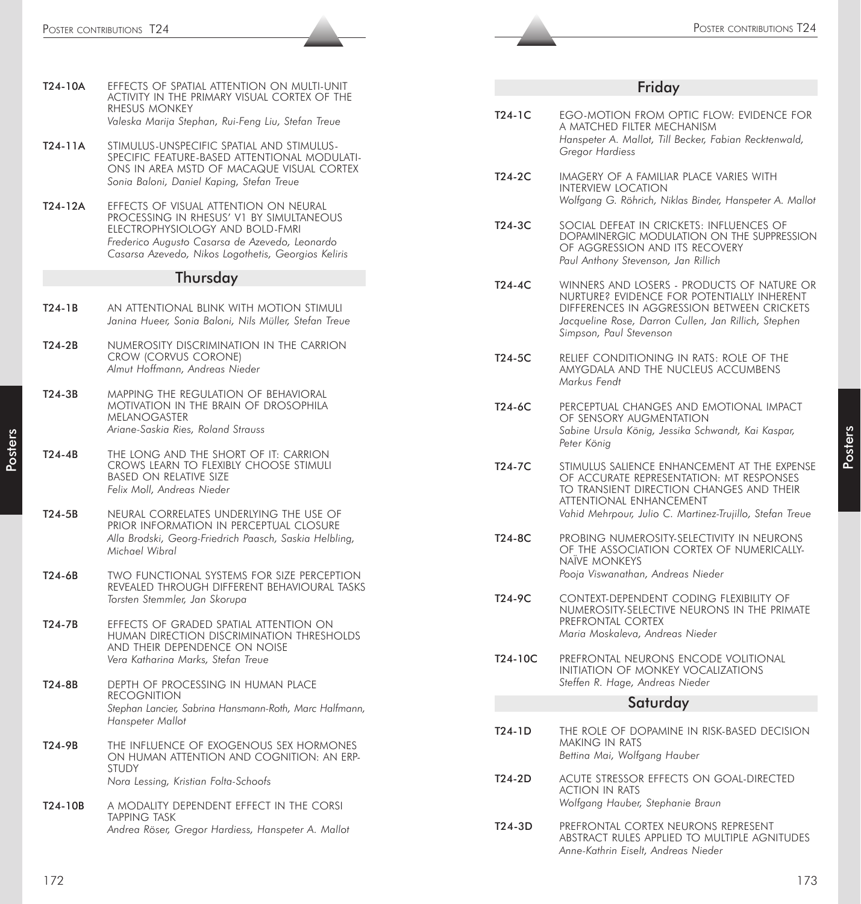**T24-10A** EFFECTS OF SPATIAL ATTENTION ON MULTI-UNIT ACTIVITY IN THE PRIMARY VISUAL CORTEX OF THE RHESUS MONKEY
*Valeska Marija Stephan, Rui-Feng Liu, Stefan Treue*

**T24-11A** STIMULUS-UNSPECIFIC SPATIAL AND STIMULUS-SPECIFIC FEATURE-BASED ATTENTIONAL MODULATIONS IN AREA MSTD OF MACAQUE VISUAL CORTEX
*Sonia Baloni, Daniel Kaping, Stefan Treue*

**T24-12A** EFFECTS OF VISUAL ATTENTION ON NEURAL PROCESSING IN RHESUS' V1 BY SIMULTANEOUS ELECTROPHYSIOLOGY AND BOLD-FMRI
*Frederico Augusto Casarsa de Azevedo, Leonardo Casarsa Azevedo, Nikos Logothetis, Georgios Keliris*

## Thursday

**T24-1B** AN ATTENTIONAL BLINK WITH MOTION STIMULI
*Janina Hueer, Sonia Baloni, Nils Müller, Stefan Treue*

**T24-2B** NUMEROSITY DISCRIMINATION IN THE CARRION CROW (CORVUS CORONE)
*Almut Hoffmann, Andreas Nieder*

**T24-3B** MAPPING THE REGULATION OF BEHAVIORAL MOTIVATION IN THE BRAIN OF DROSOPHILA MELANOGASTER
*Ariane-Saskia Ries, Roland Strauss*

**T24-4B** THE LONG AND THE SHORT OF IT: CARRION CROWS LEARN TO FLEXIBLY CHOOSE STIMULI BASED ON RELATIVE SIZE
*Felix Moll, Andreas Nieder*

**T24-5B** NEURAL CORRELATES UNDERLYING THE USE OF PRIOR INFORMATION IN PERCEPTUAL CLOSURE
*Alla Brodski, Georg-Friedrich Paasch, Saskia Helbling, Michael Wibral*

**T24-6B** TWO FUNCTIONAL SYSTEMS FOR SIZE PERCEPTION REVEALED THROUGH DIFFERENT BEHAVIOURAL TASKS
*Torsten Stemmler, Jan Skorupa*

**T24-7B** EFFECTS OF GRADED SPATIAL ATTENTION ON HUMAN DIRECTION DISCRIMINATION THRESHOLDS AND THEIR DEPENDENCE ON NOISE
*Vera Katharina Marks, Stefan Treue*

**T24-8B** DEPTH OF PROCESSING IN HUMAN PLACE RECOGNITION
*Stephan Lancier, Sabrina Hansmann-Roth, Marc Halfmann, Hanspeter Mallot*

**T24-9B** THE INFLUENCE OF EXOGENOUS SEX HORMONES ON HUMAN ATTENTION AND COGNITION: AN ERP-STUDY
*Nora Lessing, Kristian Folta-Schoofs*

**T24-10B** A MODALITY DEPENDENT EFFECT IN THE CORSI TAPPING TASK
*Andrea Röser, Gregor Hardiess, Hanspeter A. Mallot*

## Friday

**T24-1C** EGO-MOTION FROM OPTIC FLOW: EVIDENCE FOR A MATCHED FILTER MECHANISM
*Hanspeter A. Mallot, Till Becker, Fabian Recktenwald, Gregor Hardiess*

**T24-2C** IMAGERY OF A FAMILIAR PLACE VARIES WITH INTERVIEW LOCATION
*Wolfgang G. Röhrich, Niklas Binder, Hanspeter A. Mallot*

**T24-3C** SOCIAL DEFEAT IN CRICKETS: INFLUENCES OF DOPAMINERGIC MODULATION ON THE SUPPRESSION OF AGGRESSION AND ITS RECOVERY
*Paul Anthony Stevenson, Jan Rillich*

**T24-4C** WINNERS AND LOSERS - PRODUCTS OF NATURE OR NURTURE? EVIDENCE FOR POTENTIALLY INHERENT DIFFERENCES IN AGGRESSION BETWEEN CRICKETS
*Jacqueline Rose, Darron Cullen, Jan Rillich, Stephen Simpson, Paul Stevenson*

**T24-5C** RELIEF CONDITIONING IN RATS: ROLE OF THE AMYGDALA AND THE NUCLEUS ACCUMBENS
*Markus Fendt*

**T24-6C** PERCEPTUAL CHANGES AND EMOTIONAL IMPACT OF SENSORY AUGMENTATION
*Sabine Ursula König, Jessika Schwandt, Kai Kaspar, Peter König*

**T24-7C** STIMULUS SALIENCE ENHANCEMENT AT THE EXPENSE OF ACCURATE REPRESENTATION: MT RESPONSES TO TRANSIENT DIRECTION CHANGES AND THEIR ATTENTIONAL ENHANCEMENT
*Vahid Mehrpour, Julio C. Martinez-Trujillo, Stefan Treue*

**T24-8C** PROBING NUMEROSITY-SELECTIVITY IN NEURONS OF THE ASSOCIATION CORTEX OF NUMERICALLY-NAÏVE MONKEYS
*Pooja Viswanathan, Andreas Nieder*

**T24-9C** CONTEXT-DEPENDENT CODING FLEXIBILITY OF NUMEROSITY-SELECTIVE NEURONS IN THE PRIMATE PREFRONTAL CORTEX
*Maria Moskaleva, Andreas Nieder*

**T24-10C** PREFRONTAL NEURONS ENCODE VOLITIONAL INITIATION OF MONKEY VOCALIZATIONS
*Steffen R. Hage, Andreas Nieder*

## Saturday

**T24-1D** THE ROLE OF DOPAMINE IN RISK-BASED DECISION MAKING IN RATS
*Bettina Mai, Wolfgang Hauber*

**T24-2D** ACUTE STRESSOR EFFECTS ON GOAL-DIRECTED ACTION IN RATS
*Wolfgang Hauber, Stephanie Braun*

**T24-3D** PREFRONTAL CORTEX NEURONS REPRESENT ABSTRACT RULES APPLIED TO MULTIPLE AGNITUDES
*Anne-Kathrin Eiselt, Andreas Nieder*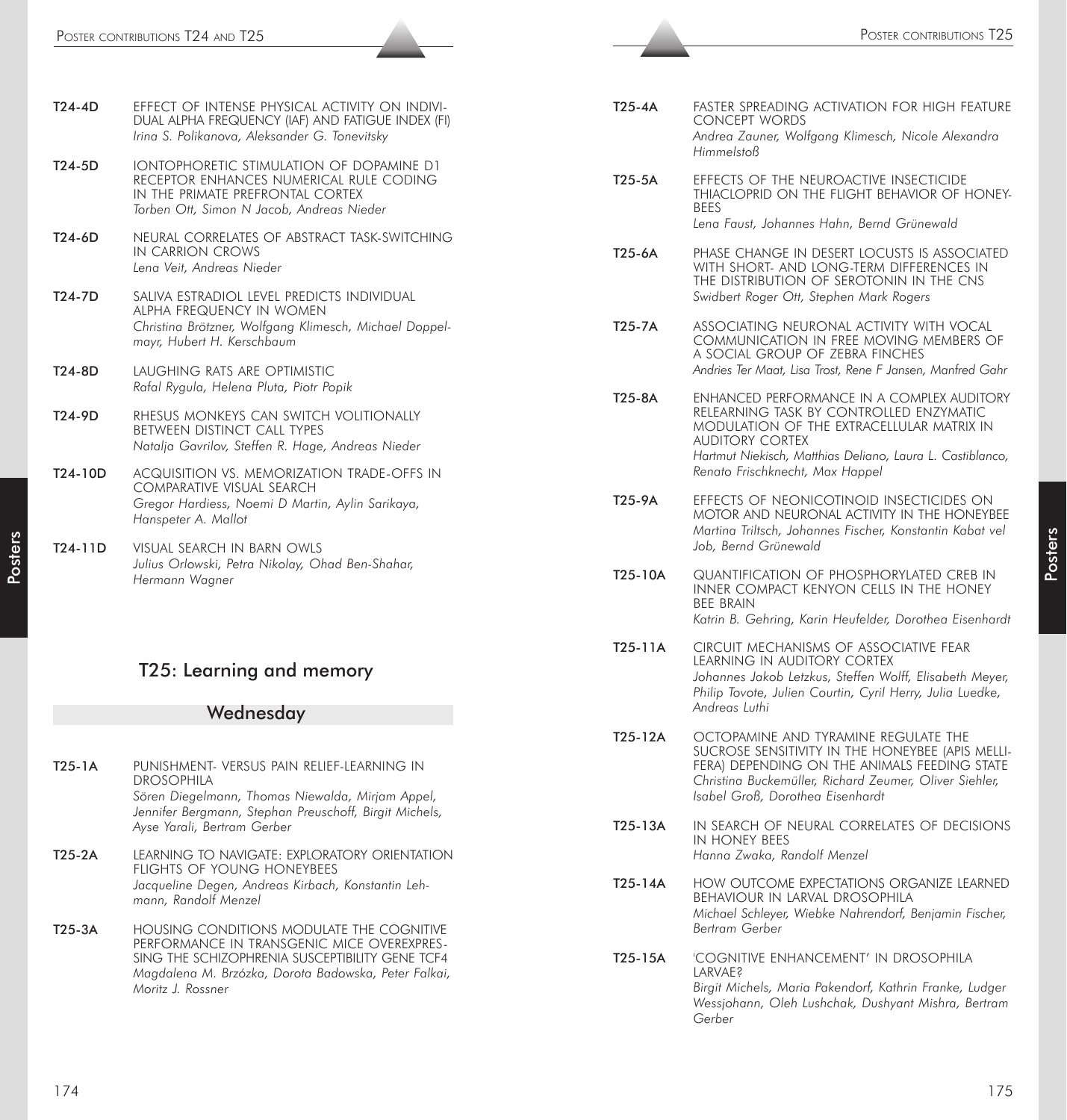**T24-4D** EFFECT OF INTENSE PHYSICAL ACTIVITY ON INDIVIDUAL ALPHA FREQUENCY (IAF) AND FATIGUE INDEX (FI)
*Irina S. Polikanova, Aleksander G. Tonevitsky*

**T24-5D** IONTOPHORETIC STIMULATION OF DOPAMINE D1 RECEPTOR ENHANCES NUMERICAL RULE CODING IN THE PRIMATE PREFRONTAL CORTEX
*Torben Ott, Simon N Jacob, Andreas Nieder*

**T24-6D** NEURAL CORRELATES OF ABSTRACT TASK-SWITCHING IN CARRION CROWS
*Lena Veit, Andreas Nieder*

**T24-7D** SALIVA ESTRADIOL LEVEL PREDICTS INDIVIDUAL ALPHA FREQUENCY IN WOMEN
*Christina Brötzner, Wolfgang Klimesch, Michael Doppelmayr, Hubert H. Kerschbaum*

**T24-8D** LAUGHING RATS ARE OPTIMISTIC
*Rafal Rygula, Helena Pluta, Piotr Popik*

**T24-9D** RHESUS MONKEYS CAN SWITCH VOLITIONALLY BETWEEN DISTINCT CALL TYPES
*Natalja Gavrilov, Steffen R. Hage, Andreas Nieder*

**T24-10D** ACQUISITION VS. MEMORIZATION TRADE-OFFS IN COMPARATIVE VISUAL SEARCH
*Gregor Hardiess, Noemi D Martin, Aylin Sarikaya, Hanspeter A. Mallot*

**T24-11D** VISUAL SEARCH IN BARN OWLS
*Julius Orlowski, Petra Nikolay, Ohad Ben-Shahar, Hermann Wagner*

## T25: Learning and memory

### Wednesday

**T25-1A** PUNISHMENT- VERSUS PAIN RELIEF-LEARNING IN DROSOPHILA
*Sören Diegelmann, Thomas Niewalda, Mirjam Appel, Jennifer Bergmann, Stephan Preuschoff, Birgit Michels, Ayse Yarali, Bertram Gerber*

**T25-2A** LEARNING TO NAVIGATE: EXPLORATORY ORIENTATION FLIGHTS OF YOUNG HONEYBEES
*Jacqueline Degen, Andreas Kirbach, Konstantin Lehmann, Randolf Menzel*

**T25-3A** HOUSING CONDITIONS MODULATE THE COGNITIVE PERFORMANCE IN TRANSGENIC MICE OVEREXPRESSING THE SCHIZOPHRENIA SUSCEPTIBILITY GENE TCF4
*Magdalena M. Brzózka, Dorota Badowska, Peter Falkai, Moritz J. Rossner*

**T25-4A** FASTER SPREADING ACTIVATION FOR HIGH FEATURE CONCEPT WORDS
*Andrea Zauner, Wolfgang Klimesch, Nicole Alexandra Himmelstoß*

**T25-5A** EFFECTS OF THE NEUROACTIVE INSECTICIDE THIACLOPRID ON THE FLIGHT BEHAVIOR OF HONEYBEES
*Lena Faust, Johannes Hahn, Bernd Grünewald*

**T25-6A** PHASE CHANGE IN DESERT LOCUSTS IS ASSOCIATED WITH SHORT- AND LONG-TERM DIFFERENCES IN THE DISTRIBUTION OF SEROTONIN IN THE CNS
*Swidbert Roger Ott, Stephen Mark Rogers*

**T25-7A** ASSOCIATING NEURONAL ACTIVITY WITH VOCAL COMMUNICATION IN FREE MOVING MEMBERS OF A SOCIAL GROUP OF ZEBRA FINCHES
*Andries Ter Maat, Lisa Trost, Rene F Jansen, Manfred Gahr*

**T25-8A** ENHANCED PERFORMANCE IN A COMPLEX AUDITORY RELEARNING TASK BY CONTROLLED ENZYMATIC MODULATION OF THE EXTRACELLULAR MATRIX IN AUDITORY CORTEX
*Hartmut Niekisch, Matthias Deliano, Laura L. Castiblanco, Renato Frischknecht, Max Happel*

**T25-9A** EFFECTS OF NEONICOTINOID INSECTICIDES ON MOTOR AND NEURONAL ACTIVITY IN THE HONEYBEE
*Martina Triltsch, Johannes Fischer, Konstantin Kabat vel Job, Bernd Grünewald*

**T25-10A** QUANTIFICATION OF PHOSPHORYLATED CREB IN INNER COMPACT KENYON CELLS IN THE HONEY BEE BRAIN
*Katrin B. Gehring, Karin Heufelder, Dorothea Eisenhardt*

**T25-11A** CIRCUIT MECHANISMS OF ASSOCIATIVE FEAR LEARNING IN AUDITORY CORTEX
*Johannes Jakob Letzkus, Steffen Wolff, Elisabeth Meyer, Philip Tovote, Julien Courtin, Cyril Herry, Julia Luedke, Andreas Luthi*

**T25-12A** OCTOPAMINE AND TYRAMINE REGULATE THE SUCROSE SENSITIVITY IN THE HONEYBEE (APIS MELLIFERA) DEPENDING ON THE ANIMALS FEEDING STATE
*Christina Buckemüller, Richard Zeumer, Oliver Siehler, Isabel Groß, Dorothea Eisenhardt*

**T25-13A** IN SEARCH OF NEURAL CORRELATES OF DECISIONS IN HONEY BEES
*Hanna Zwaka, Randolf Menzel*

**T25-14A** HOW OUTCOME EXPECTATIONS ORGANIZE LEARNED BEHAVIOUR IN LARVAL DROSOPHILA
*Michael Schleyer, Wiebke Nahrendorf, Benjamin Fischer, Bertram Gerber*

**T25-15A** 'COGNITIVE ENHANCEMENT' IN DROSOPHILA LARVAE?
*Birgit Michels, Maria Pakendorf, Kathrin Franke, Ludger Wessjohann, Oleh Lushchak, Dushyant Mishra, Bertram Gerber*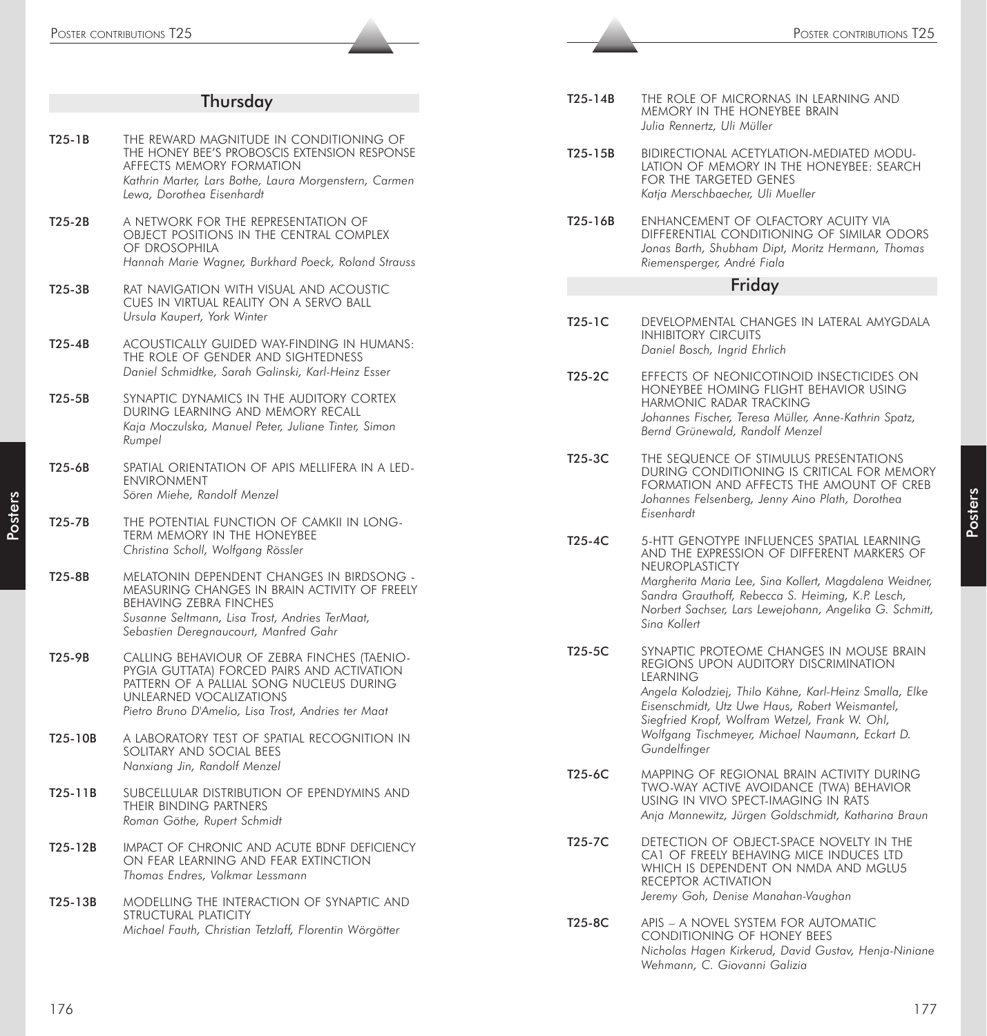## Thursday

**T25-1B** THE REWARD MAGNITUDE IN CONDITIONING OF THE HONEY BEE'S PROBOSCIS EXTENSION RESPONSE AFFECTS MEMORY FORMATION
*Kathrin Marter, Lars Bothe, Laura Morgenstern, Carmen Lewa, Dorothea Eisenhardt*

**T25-2B** A NETWORK FOR THE REPRESENTATION OF OBJECT POSITIONS IN THE CENTRAL COMPLEX OF DROSOPHILA
*Hannah Marie Wagner, Burkhard Poeck, Roland Strauss*

**T25-3B** RAT NAVIGATION WITH VISUAL AND ACOUSTIC CUES IN VIRTUAL REALITY ON A SERVO BALL
*Ursula Kaupert, York Winter*

**T25-4B** ACOUSTICALLY GUIDED WAY-FINDING IN HUMANS: THE ROLE OF GENDER AND SIGHTEDNESS
*Daniel Schmidtke, Sarah Galinski, Karl-Heinz Esser*

**T25-5B** SYNAPTIC DYNAMICS IN THE AUDITORY CORTEX DURING LEARNING AND MEMORY RECALL
*Kaja Moczulska, Manuel Peter, Juliane Tinter, Simon Rumpel*

**T25-6B** SPATIAL ORIENTATION OF APIS MELLIFERA IN A LED-ENVIRONMENT
*Sören Miehe, Randolf Menzel*

**T25-7B** THE POTENTIAL FUNCTION OF CAMKII IN LONG-TERM MEMORY IN THE HONEYBEE
*Christina Scholl, Wolfgang Rössler*

**T25-8B** MELATONIN DEPENDENT CHANGES IN BIRDSONG - MEASURING CHANGES IN BRAIN ACTIVITY OF FREELY BEHAVING ZEBRA FINCHES
*Susanne Seltmann, Lisa Trost, Andries TerMaat, Sebastien Deregnaucourt, Manfred Gahr*

**T25-9B** CALLING BEHAVIOUR OF ZEBRA FINCHES (TAENIOPYGIA GUTTATA) FORCED PAIRS AND ACTIVATION PATTERN OF A PALLIAL SONG NUCLEUS DURING UNLEARNED VOCALIZATIONS
*Pietro Bruno D'Amelio, Lisa Trost, Andries ter Maat*

**T25-10B** A LABORATORY TEST OF SPATIAL RECOGNITION IN SOLITARY AND SOCIAL BEES
*Nanxiang Jin, Randolf Menzel*

**T25-11B** SUBCELLULAR DISTRIBUTION OF EPENDYMINS AND THEIR BINDING PARTNERS
*Roman Göthe, Rupert Schmidt*

**T25-12B** IMPACT OF CHRONIC AND ACUTE BDNF DEFICIENCY ON FEAR LEARNING AND FEAR EXTINCTION
*Thomas Endres, Volkmar Lessmann*

**T25-13B** MODELLING THE INTERACTION OF SYNAPTIC AND STRUCTURAL PLATICITY
*Michael Fauth, Christian Tetzlaff, Florentin Wörgötter*

**T25-14B** THE ROLE OF MICRORNAS IN LEARNING AND MEMORY IN THE HONEYBEE BRAIN
*Julia Rennertz, Uli Müller*

**T25-15B** BIDIRECTIONAL ACETYLATION-MEDIATED MODULATION OF MEMORY IN THE HONEYBEE: SEARCH FOR THE TARGETED GENES
*Katja Merschbaecher, Uli Mueller*

**T25-16B** ENHANCEMENT OF OLFACTORY ACUITY VIA DIFFERENTIAL CONDITIONING OF SIMILAR ODORS
*Jonas Barth, Shubham Dipt, Moritz Hermann, Thomas Riemensperger, André Fiala*

## Friday

**T25-1C** DEVELOPMENTAL CHANGES IN LATERAL AMYGDALA INHIBITORY CIRCUITS
*Daniel Bosch, Ingrid Ehrlich*

**T25-2C** EFFECTS OF NEONICOTINOID INSECTICIDES ON HONEYBEE HOMING FLIGHT BEHAVIOR USING HARMONIC RADAR TRACKING
*Johannes Fischer, Teresa Müller, Anne-Kathrin Spatz, Bernd Grünewald, Randolf Menzel*

**T25-3C** THE SEQUENCE OF STIMULUS PRESENTATIONS DURING CONDITIONING IS CRITICAL FOR MEMORY FORMATION AND AFFECTS THE AMOUNT OF CREB
*Johannes Felsenberg, Jenny Aino Plath, Dorothea Eisenhardt*

**T25-4C** 5-HTT GENOTYPE INFLUENCES SPATIAL LEARNING AND THE EXPRESSION OF DIFFERENT MARKERS OF NEUROPLASTICTY
*Margherita Maria Lee, Sina Kollert, Magdalena Weidner, Sandra Grauthoff, Rebecca S. Heiming, K.P. Lesch, Norbert Sachser, Lars Lewejohann, Angelika G. Schmitt, Sina Kollert*

**T25-5C** SYNAPTIC PROTEOME CHANGES IN MOUSE BRAIN REGIONS UPON AUDITORY DISCRIMINATION LEARNING
*Angela Kolodziej, Thilo Kähne, Karl-Heinz Smalla, Elke Eisenschmidt, Utz Uwe Haus, Robert Weismantel, Siegfried Kropf, Wolfram Wetzel, Frank W. Ohl, Wolfgang Tischmeyer, Michael Naumann, Eckart D. Gundelfinger*

**T25-6C** MAPPING OF REGIONAL BRAIN ACTIVITY DURING TWO-WAY ACTIVE AVOIDANCE (TWA) BEHAVIOR USING IN VIVO SPECT-IMAGING IN RATS
*Anja Mannewitz, Jürgen Goldschmidt, Katharina Braun*

**T25-7C** DETECTION OF OBJECT-SPACE NOVELTY IN THE CA1 OF FREELY BEHAVING MICE INDUCES LTD WHICH IS DEPENDENT ON NMDA AND MGLU5 RECEPTOR ACTIVATION
*Jeremy Goh, Denise Manahan-Vaughan*

**T25-8C** APIS – A NOVEL SYSTEM FOR AUTOMATIC CONDITIONING OF HONEY BEES
*Nicholas Hagen Kirkerud, David Gustav, Henja-Niniane Wehmann, C. Giovanni Galizia*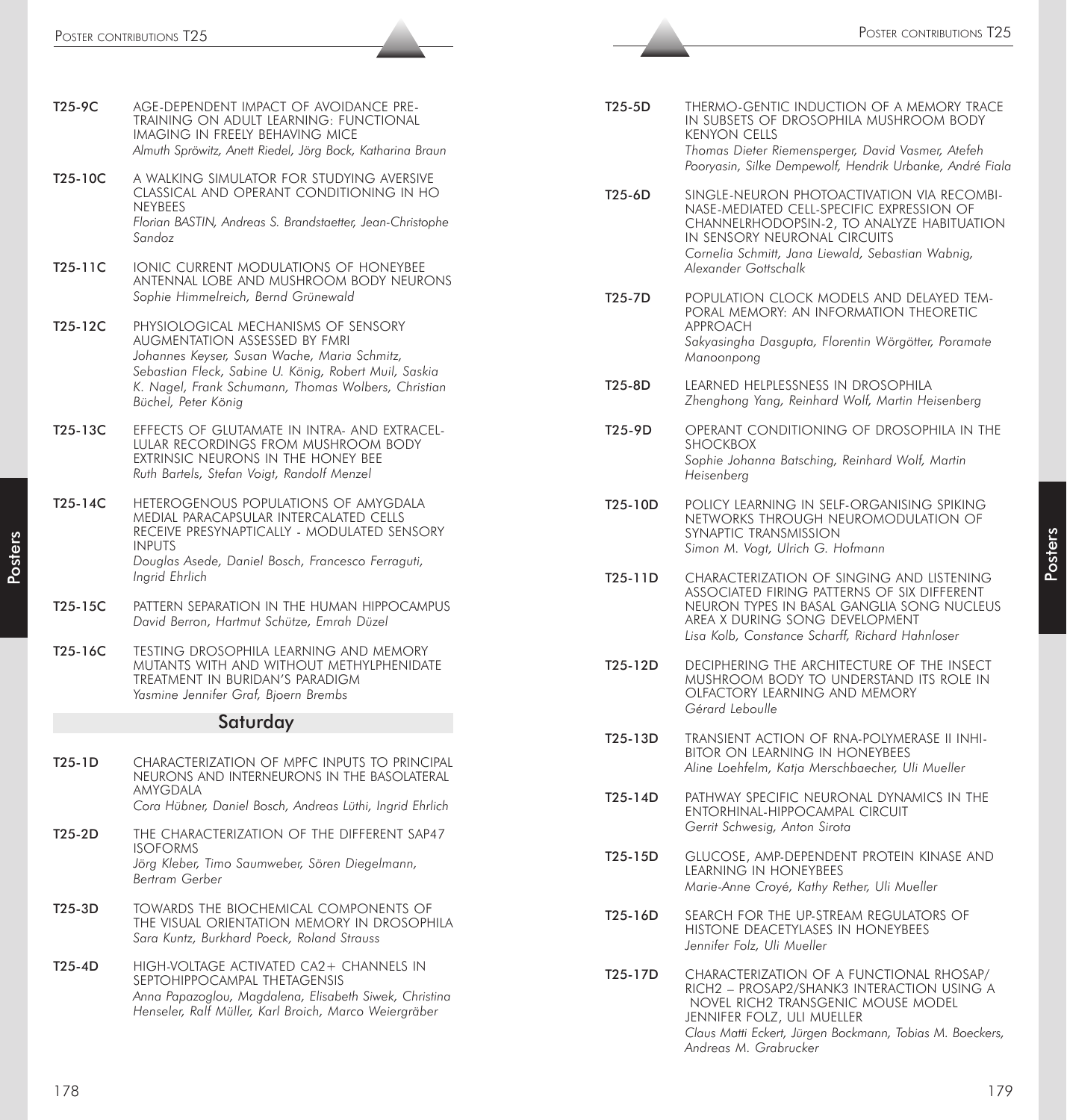**T25-9C** AGE-DEPENDENT IMPACT OF AVOIDANCE PRE-TRAINING ON ADULT LEARNING: FUNCTIONAL IMAGING IN FREELY BEHAVING MICE
*Almuth Spröwitz, Anett Riedel, Jörg Bock, Katharina Braun*

**T25-10C** A WALKING SIMULATOR FOR STUDYING AVERSIVE CLASSICAL AND OPERANT CONDITIONING IN HO NEYBEES
*Florian BASTIN, Andreas S. Brandstaetter, Jean-Christophe Sandoz*

**T25-11C** IONIC CURRENT MODULATIONS OF HONEYBEE ANTENNAL LOBE AND MUSHROOM BODY NEURONS
*Sophie Himmelreich, Bernd Grünewald*

**T25-12C** PHYSIOLOGICAL MECHANISMS OF SENSORY AUGMENTATION ASSESSED BY FMRI
*Johannes Keyser, Susan Wache, Maria Schmitz, Sebastian Fleck, Sabine U. König, Robert Muil, Saskia K. Nagel, Frank Schumann, Thomas Wolbers, Christian Büchel, Peter König*

**T25-13C** EFFECTS OF GLUTAMATE IN INTRA- AND EXTRACELLULAR RECORDINGS FROM MUSHROOM BODY EXTRINSIC NEURONS IN THE HONEY BEE
*Ruth Bartels, Stefan Voigt, Randolf Menzel*

**T25-14C** HETEROGENOUS POPULATIONS OF AMYGDALA MEDIAL PARACAPSULAR INTERCALATED CELLS RECEIVE PRESYNAPTICALLY - MODULATED SENSORY INPUTS
*Douglas Asede, Daniel Bosch, Francesco Ferraguti, Ingrid Ehrlich*

**T25-15C** PATTERN SEPARATION IN THE HUMAN HIPPOCAMPUS
*David Berron, Hartmut Schütze, Emrah Düzel*

**T25-16C** TESTING DROSOPHILA LEARNING AND MEMORY MUTANTS WITH AND WITHOUT METHYLPHENIDATE TREATMENT IN BURIDAN'S PARADIGM
*Yasmine Jennifer Graf, Bjoern Brembs*

## Saturday

**T25-1D** CHARACTERIZATION OF MPFC INPUTS TO PRINCIPAL NEURONS AND INTERNEURONS IN THE BASOLATERAL AMYGDALA
*Cora Hübner, Daniel Bosch, Andreas Lüthi, Ingrid Ehrlich*

**T25-2D** THE CHARACTERIZATION OF THE DIFFERENT SAP47 ISOFORMS
*Jörg Kleber, Timo Saumweber, Sören Diegelmann, Bertram Gerber*

**T25-3D** TOWARDS THE BIOCHEMICAL COMPONENTS OF THE VISUAL ORIENTATION MEMORY IN DROSOPHILA
*Sara Kuntz, Burkhard Poeck, Roland Strauss*

**T25-4D** HIGH-VOLTAGE ACTIVATED CA2+ CHANNELS IN SEPTOHIPPOCAMPAL THETAGENSIS
*Anna Papazoglou, Magdalena, Elisabeth Siwek, Christina Henseler, Ralf Müller, Karl Broich, Marco Weiergräber*

**T25-5D** THERMO-GENTIC INDUCTION OF A MEMORY TRACE IN SUBSETS OF DROSOPHILA MUSHROOM BODY KENYON CELLS
*Thomas Dieter Riemensperger, David Vasmer, Atefeh Pooryasin, Silke Dempewolf, Hendrik Urbanke, André Fiala*

**T25-6D** SINGLE-NEURON PHOTOACTIVATION VIA RECOMBINASE-MEDIATED CELL-SPECIFIC EXPRESSION OF CHANNELRHODOPSIN-2, TO ANALYZE HABITUATION IN SENSORY NEURONAL CIRCUITS
*Cornelia Schmitt, Jana Liewald, Sebastian Wabnig, Alexander Gottschalk*

**T25-7D** POPULATION CLOCK MODELS AND DELAYED TEMPORAL MEMORY: AN INFORMATION THEORETIC APPROACH
*Sakyasingha Dasgupta, Florentin Wörgötter, Poramate Manoonpong*

**T25-8D** LEARNED HELPLESSNESS IN DROSOPHILA
*Zhenghong Yang, Reinhard Wolf, Martin Heisenberg*

**T25-9D** OPERANT CONDITIONING OF DROSOPHILA IN THE SHOCKBOX
*Sophie Johanna Batsching, Reinhard Wolf, Martin Heisenberg*

**T25-10D** POLICY LEARNING IN SELF-ORGANISING SPIKING NETWORKS THROUGH NEUROMODULATION OF SYNAPTIC TRANSMISSION
*Simon M. Vogt, Ulrich G. Hofmann*

**T25-11D** CHARACTERIZATION OF SINGING AND LISTENING ASSOCIATED FIRING PATTERNS OF SIX DIFFERENT NEURON TYPES IN BASAL GANGLIA SONG NUCLEUS AREA X DURING SONG DEVELOPMENT
*Lisa Kolb, Constance Scharff, Richard Hahnloser*

**T25-12D** DECIPHERING THE ARCHITECTURE OF THE INSECT MUSHROOM BODY TO UNDERSTAND ITS ROLE IN OLFACTORY LEARNING AND MEMORY
*Gérard Leboulle*

**T25-13D** TRANSIENT ACTION OF RNA-POLYMERASE II INHIBITOR ON LEARNING IN HONEYBEES
*Aline Loehfelm, Katja Merschbaecher, Uli Mueller*

**T25-14D** PATHWAY SPECIFIC NEURONAL DYNAMICS IN THE ENTORHINAL-HIPPOCAMPAL CIRCUIT
*Gerrit Schwesig, Anton Sirota*

**T25-15D** GLUCOSE, AMP-DEPENDENT PROTEIN KINASE AND LEARNING IN HONEYBEES
*Marie-Anne Croyé, Kathy Rether, Uli Mueller*

**T25-16D** SEARCH FOR THE UP-STREAM REGULATORS OF HISTONE DEACETYLASES IN HONEYBEES
*Jennifer Folz, Uli Mueller*

**T25-17D** CHARACTERIZATION OF A FUNCTIONAL RHOSAP/RICH2 – PROSAP2/SHANK3 INTERACTION USING A NOVEL RICH2 TRANSGENIC MOUSE MODEL JENNIFER FOLZ, ULI MUELLER
*Claus Matti Eckert, Jürgen Bockmann, Tobias M. Boeckers, Andreas M. Grabrucker*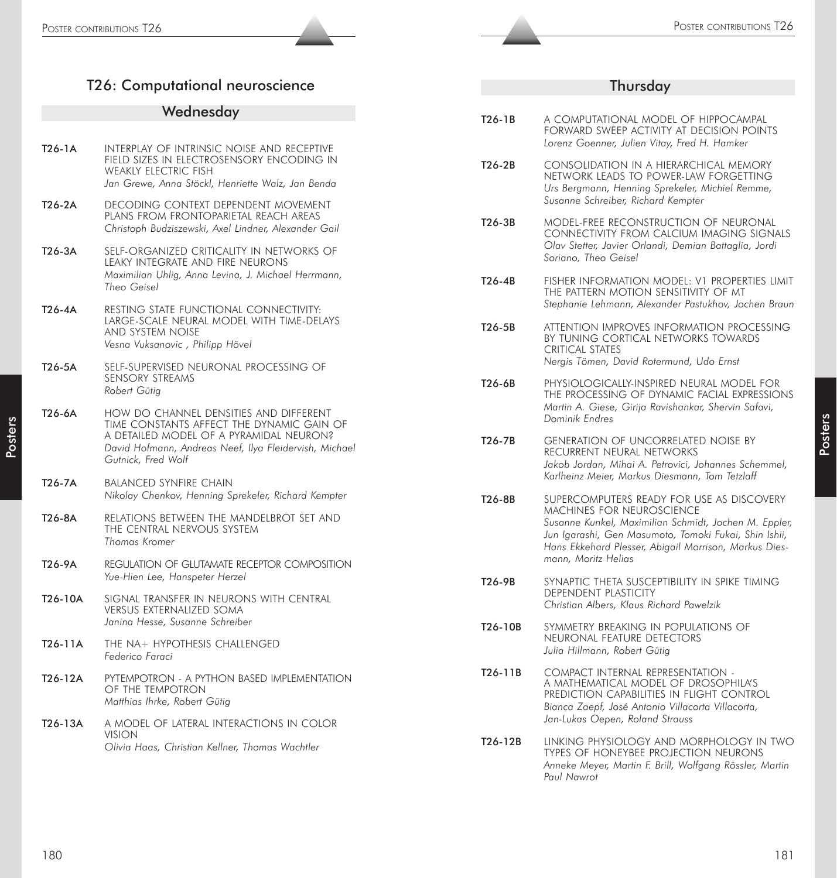# T26: Computational neuroscience

## Wednesday

**T26-1A** INTERPLAY OF INTRINSIC NOISE AND RECEPTIVE FIELD SIZES IN ELECTROSENSORY ENCODING IN WEAKLY ELECTRIC FISH
*Jan Grewe, Anna Stöckl, Henriette Walz, Jan Benda*

**T26-2A** DECODING CONTEXT DEPENDENT MOVEMENT PLANS FROM FRONTOPARIETAL REACH AREAS
*Christoph Budziszewski, Axel Lindner, Alexander Gail*

**T26-3A** SELF-ORGANIZED CRITICALITY IN NETWORKS OF LEAKY INTEGRATE AND FIRE NEURONS
*Maximilian Uhlig, Anna Levina, J. Michael Herrmann, Theo Geisel*

**T26-4A** RESTING STATE FUNCTIONAL CONNECTIVITY: LARGE-SCALE NEURAL MODEL WITH TIME-DELAYS AND SYSTEM NOISE
*Vesna Vuksanovic , Philipp Hövel*

**T26-5A** SELF-SUPERVISED NEURONAL PROCESSING OF SENSORY STREAMS
*Robert Gütig*

**T26-6A** HOW DO CHANNEL DENSITIES AND DIFFERENT TIME CONSTANTS AFFECT THE DYNAMIC GAIN OF A DETAILED MODEL OF A PYRAMIDAL NEURON?
*David Hofmann, Andreas Neef, Ilya Fleidervish, Michael Gutnick, Fred Wolf*

**T26-7A** BALANCED SYNFIRE CHAIN
*Nikolay Chenkov, Henning Sprekeler, Richard Kempter*

**T26-8A** RELATIONS BETWEEN THE MANDELBROT SET AND THE CENTRAL NERVOUS SYSTEM
*Thomas Kromer*

**T26-9A** REGULATION OF GLUTAMATE RECEPTOR COMPOSITION
*Yue-Hien Lee, Hanspeter Herzel*

**T26-10A** SIGNAL TRANSFER IN NEURONS WITH CENTRAL VERSUS EXTERNALIZED SOMA
*Janina Hesse, Susanne Schreiber*

**T26-11A** THE NA+ HYPOTHESIS CHALLENGED
*Federico Faraci*

**T26-12A** PYTEMPOTRON - A PYTHON BASED IMPLEMENTATION OF THE TEMPOTRON
*Matthias Ihrke, Robert Gütig*

**T26-13A** A MODEL OF LATERAL INTERACTIONS IN COLOR VISION
*Olivia Haas, Christian Kellner, Thomas Wachtler*

## Thursday

**T26-1B** A COMPUTATIONAL MODEL OF HIPPOCAMPAL FORWARD SWEEP ACTIVITY AT DECISION POINTS
*Lorenz Goenner, Julien Vitay, Fred H. Hamker*

**T26-2B** CONSOLIDATION IN A HIERARCHICAL MEMORY NETWORK LEADS TO POWER-LAW FORGETTING
*Urs Bergmann, Henning Sprekeler, Michiel Remme, Susanne Schreiber, Richard Kempter*

**T26-3B** MODEL-FREE RECONSTRUCTION OF NEURONAL CONNECTIVITY FROM CALCIUM IMAGING SIGNALS
*Olav Stetter, Javier Orlandi, Demian Battaglia, Jordi Soriano, Theo Geisel*

**T26-4B** FISHER INFORMATION MODEL: V1 PROPERTIES LIMIT THE PATTERN MOTION SENSITIVITY OF MT
*Stephanie Lehmann, Alexander Pastukhov, Jochen Braun*

**T26-5B** ATTENTION IMPROVES INFORMATION PROCESSING BY TUNING CORTICAL NETWORKS TOWARDS CRITICAL STATES
*Nergis Tömen, David Rotermund, Udo Ernst*

**T26-6B** PHYSIOLOGICALLY-INSPIRED NEURAL MODEL FOR THE PROCESSING OF DYNAMIC FACIAL EXPRESSIONS
*Martin A. Giese, Girija Ravishankar, Shervin Safavi, Dominik Endres*

**T26-7B** GENERATION OF UNCORRELATED NOISE BY RECURRENT NEURAL NETWORKS
*Jakob Jordan, Mihai A. Petrovici, Johannes Schemmel, Karlheinz Meier, Markus Diesmann, Tom Tetzlaff*

**T26-8B** SUPERCOMPUTERS READY FOR USE AS DISCOVERY MACHINES FOR NEUROSCIENCE
*Susanne Kunkel, Maximilian Schmidt, Jochen M. Eppler, Jun Igarashi, Gen Masumoto, Tomoki Fukai, Shin Ishii, Hans Ekkehard Plesser, Abigail Morrison, Markus Diesmann, Moritz Helias*

**T26-9B** SYNAPTIC THETA SUSCEPTIBILITY IN SPIKE TIMING DEPENDENT PLASTICITY
*Christian Albers, Klaus Richard Pawelzik*

**T26-10B** SYMMETRY BREAKING IN POPULATIONS OF NEURONAL FEATURE DETECTORS
*Julia Hillmann, Robert Gütig*

**T26-11B** COMPACT INTERNAL REPRESENTATION - A MATHEMATICAL MODEL OF DROSOPHILA'S PREDICTION CAPABILITIES IN FLIGHT CONTROL
*Bianca Zaepf, José Antonio Villacorta Villacorta, Jan-Lukas Oepen, Roland Strauss*

**T26-12B** LINKING PHYSIOLOGY AND MORPHOLOGY IN TWO TYPES OF HONEYBEE PROJECTION NEURONS
*Anneke Meyer, Martin F. Brill, Wolfgang Rössler, Martin Paul Nawrot*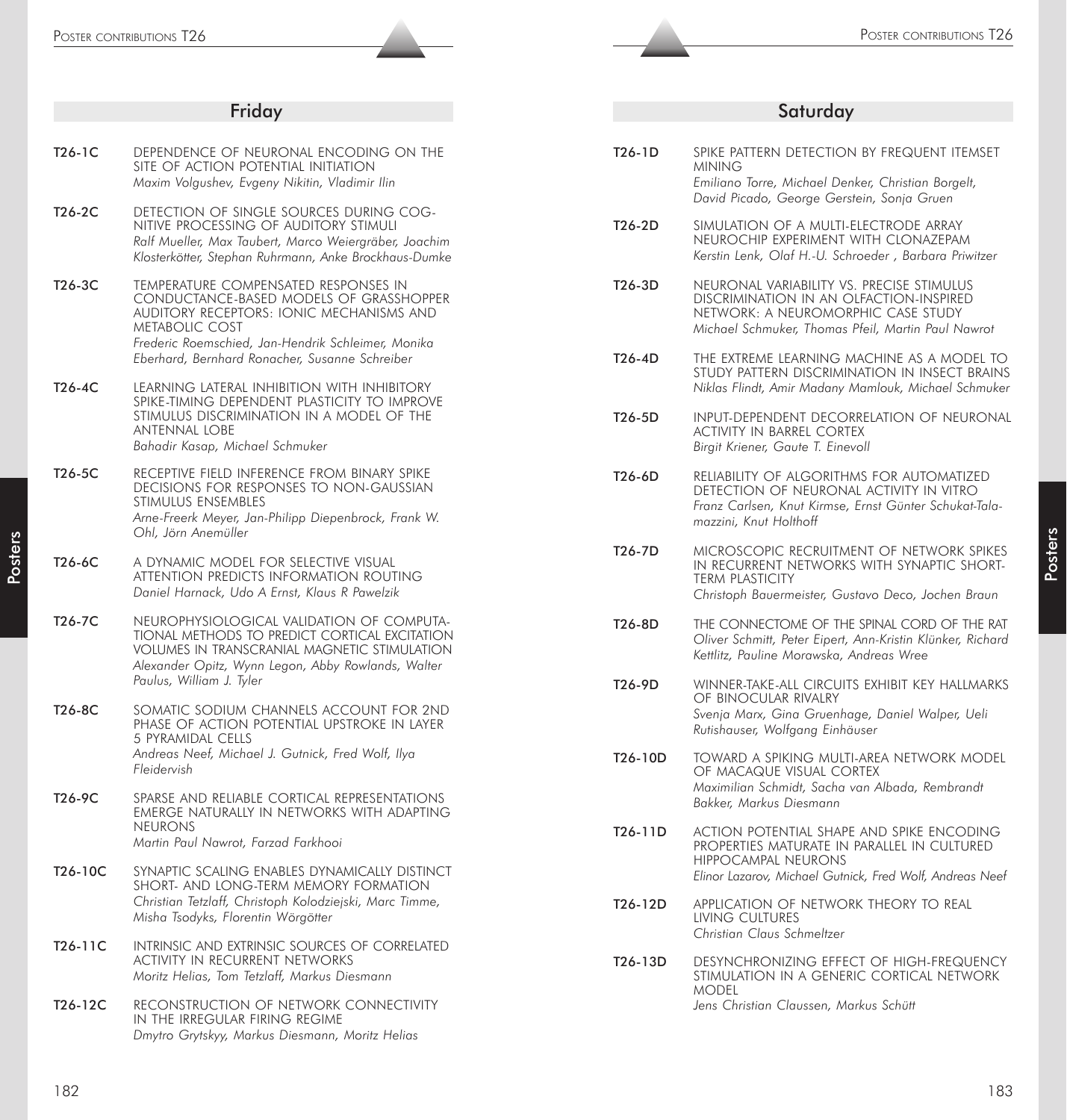## Friday

**T26-1C** DEPENDENCE OF NEURONAL ENCODING ON THE SITE OF ACTION POTENTIAL INITIATION
*Maxim Volgushev, Evgeny Nikitin, Vladimir Ilin*

**T26-2C** DETECTION OF SINGLE SOURCES DURING COGNITIVE PROCESSING OF AUDITORY STIMULI
*Ralf Mueller, Max Taubert, Marco Weiergräber, Joachim Klosterkötter, Stephan Ruhrmann, Anke Brockhaus-Dumke*

**T26-3C** TEMPERATURE COMPENSATED RESPONSES IN CONDUCTANCE-BASED MODELS OF GRASSHOPPER AUDITORY RECEPTORS: IONIC MECHANISMS AND METABOLIC COST
*Frederic Roemschied, Jan-Hendrik Schleimer, Monika Eberhard, Bernhard Ronacher, Susanne Schreiber*

**T26-4C** LEARNING LATERAL INHIBITION WITH INHIBITORY SPIKE-TIMING DEPENDENT PLASTICITY TO IMPROVE STIMULUS DISCRIMINATION IN A MODEL OF THE ANTENNAL LOBE
*Bahadir Kasap, Michael Schmuker*

**T26-5C** RECEPTIVE FIELD INFERENCE FROM BINARY SPIKE DECISIONS FOR RESPONSES TO NON-GAUSSIAN STIMULUS ENSEMBLES
*Arne-Freerk Meyer, Jan-Philipp Diepenbrock, Frank W. Ohl, Jörn Anemüller*

**T26-6C** A DYNAMIC MODEL FOR SELECTIVE VISUAL ATTENTION PREDICTS INFORMATION ROUTING
*Daniel Harnack, Udo A Ernst, Klaus R Pawelzik*

**T26-7C** NEUROPHYSIOLOGICAL VALIDATION OF COMPUTATIONAL METHODS TO PREDICT CORTICAL EXCITATION VOLUMES IN TRANSCRANIAL MAGNETIC STIMULATION
*Alexander Opitz, Wynn Legon, Abby Rowlands, Walter Paulus, William J. Tyler*

**T26-8C** SOMATIC SODIUM CHANNELS ACCOUNT FOR 2ND PHASE OF ACTION POTENTIAL UPSTROKE IN LAYER 5 PYRAMIDAL CELLS
*Andreas Neef, Michael J. Gutnick, Fred Wolf, Ilya Fleidervish*

**T26-9C** SPARSE AND RELIABLE CORTICAL REPRESENTATIONS EMERGE NATURALLY IN NETWORKS WITH ADAPTING NEURONS
*Martin Paul Nawrot, Farzad Farkhooi*

**T26-10C** SYNAPTIC SCALING ENABLES DYNAMICALLY DISTINCT SHORT- AND LONG-TERM MEMORY FORMATION
*Christian Tetzlaff, Christoph Kolodziejski, Marc Timme, Misha Tsodyks, Florentin Wörgötter*

**T26-11C** INTRINSIC AND EXTRINSIC SOURCES OF CORRELATED ACTIVITY IN RECURRENT NETWORKS
*Moritz Helias, Tom Tetzlaff, Markus Diesmann*

**T26-12C** RECONSTRUCTION OF NETWORK CONNECTIVITY IN THE IRREGULAR FIRING REGIME
*Dmytro Grytskyy, Markus Diesmann, Moritz Helias*

## Saturday

**T26-1D** SPIKE PATTERN DETECTION BY FREQUENT ITEMSET MINING
*Emiliano Torre, Michael Denker, Christian Borgelt, David Picado, George Gerstein, Sonja Gruen*

**T26-2D** SIMULATION OF A MULTI-ELECTRODE ARRAY NEUROCHIP EXPERIMENT WITH CLONAZEPAM
*Kerstin Lenk, Olaf H.-U. Schroeder , Barbara Priwitzer*

**T26-3D** NEURONAL VARIABILITY VS. PRECISE STIMULUS DISCRIMINATION IN AN OLFACTION-INSPIRED NETWORK: A NEUROMORPHIC CASE STUDY
*Michael Schmuker, Thomas Pfeil, Martin Paul Nawrot*

**T26-4D** THE EXTREME LEARNING MACHINE AS A MODEL TO STUDY PATTERN DISCRIMINATION IN INSECT BRAINS
*Niklas Flindt, Amir Madany Mamlouk, Michael Schmuker*

**T26-5D** INPUT-DEPENDENT DECORRELATION OF NEURONAL ACTIVITY IN BARREL CORTEX
*Birgit Kriener, Gaute T. Einevoll*

**T26-6D** RELIABILITY OF ALGORITHMS FOR AUTOMATIZED DETECTION OF NEURONAL ACTIVITY IN VITRO
*Franz Carlsen, Knut Kirmse, Ernst Günter Schukat-Talamazzini, Knut Holthoff*

**T26-7D** MICROSCOPIC RECRUITMENT OF NETWORK SPIKES IN RECURRENT NETWORKS WITH SYNAPTIC SHORT-TERM PLASTICITY
*Christoph Bauermeister, Gustavo Deco, Jochen Braun*

**T26-8D** THE CONNECTOME OF THE SPINAL CORD OF THE RAT
*Oliver Schmitt, Peter Eipert, Ann-Kristin Klünker, Richard Kettlitz, Pauline Morawska, Andreas Wree*

**T26-9D** WINNER-TAKE-ALL CIRCUITS EXHIBIT KEY HALLMARKS OF BINOCULAR RIVALRY
*Svenja Marx, Gina Gruenhage, Daniel Walper, Ueli Rutishauser, Wolfgang Einhäuser*

**T26-10D** TOWARD A SPIKING MULTI-AREA NETWORK MODEL OF MACAQUE VISUAL CORTEX
*Maximilian Schmidt, Sacha van Albada, Rembrandt Bakker, Markus Diesmann*

**T26-11D** ACTION POTENTIAL SHAPE AND SPIKE ENCODING PROPERTIES MATURATE IN PARALLEL IN CULTURED HIPPOCAMPAL NEURONS
*Elinor Lazarov, Michael Gutnick, Fred Wolf, Andreas Neef*

**T26-12D** APPLICATION OF NETWORK THEORY TO REAL LIVING CULTURES
*Christian Claus Schmeltzer*

**T26-13D** DESYNCHRONIZING EFFECT OF HIGH-FREQUENCY STIMULATION IN A GENERIC CORTICAL NETWORK MODEL
*Jens Christian Claussen, Markus Schütt*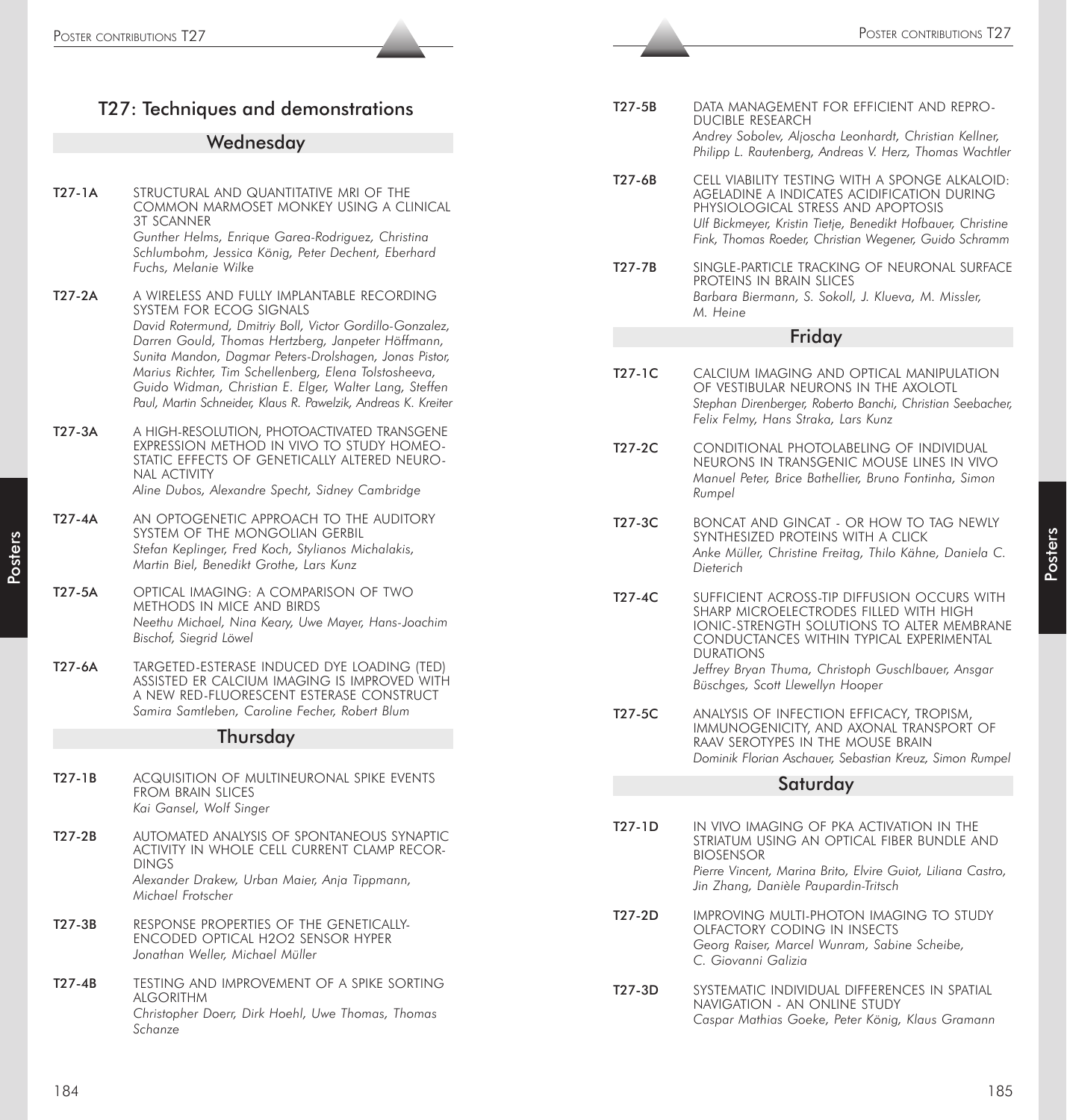## T27: Techniques and demonstrations

### Wednesday

**T27-1A** STRUCTURAL AND QUANTITATIVE MRI OF THE COMMON MARMOSET MONKEY USING A CLINICAL 3T SCANNER
*Gunther Helms, Enrique Garea-Rodriguez, Christina Schlumbohm, Jessica König, Peter Dechent, Eberhard Fuchs, Melanie Wilke*

**T27-2A** A WIRELESS AND FULLY IMPLANTABLE RECORDING SYSTEM FOR ECOG SIGNALS
*David Rotermund, Dmitriy Boll, Victor Gordillo-Gonzalez, Darren Gould, Thomas Hertzberg, Janpeter Höffmann, Sunita Mandon, Dagmar Peters-Drolshagen, Jonas Pistor, Marius Richter, Tim Schellenberg, Elena Tolstosheeva, Guido Widman, Christian E. Elger, Walter Lang, Steffen Paul, Martin Schneider, Klaus R. Pawelzik, Andreas K. Kreiter*

**T27-3A** A HIGH-RESOLUTION, PHOTOACTIVATED TRANSGENE EXPRESSION METHOD IN VIVO TO STUDY HOMEOSTATIC EFFECTS OF GENETICALLY ALTERED NEURONAL ACTIVITY
*Aline Dubos, Alexandre Specht, Sidney Cambridge*

**T27-4A** AN OPTOGENETIC APPROACH TO THE AUDITORY SYSTEM OF THE MONGOLIAN GERBIL
*Stefan Keplinger, Fred Koch, Stylianos Michalakis, Martin Biel, Benedikt Grothe, Lars Kunz*

**T27-5A** OPTICAL IMAGING: A COMPARISON OF TWO METHODS IN MICE AND BIRDS
*Neethu Michael, Nina Keary, Uwe Mayer, Hans-Joachim Bischof, Siegrid Löwel*

**T27-6A** TARGETED-ESTERASE INDUCED DYE LOADING (TED) ASSISTED ER CALCIUM IMAGING IS IMPROVED WITH A NEW RED-FLUORESCENT ESTERASE CONSTRUCT
*Samira Samtleben, Caroline Fecher, Robert Blum*

### Thursday

**T27-1B** ACQUISITION OF MULTINEURONAL SPIKE EVENTS FROM BRAIN SLICES
*Kai Gansel, Wolf Singer*

**T27-2B** AUTOMATED ANALYSIS OF SPONTANEOUS SYNAPTIC ACTIVITY IN WHOLE CELL CURRENT CLAMP RECORDINGS
*Alexander Drakew, Urban Maier, Anja Tippmann, Michael Frotscher*

**T27-3B** RESPONSE PROPERTIES OF THE GENETICALLY-ENCODED OPTICAL H2O2 SENSOR HYPER
*Jonathan Weller, Michael Müller*

**T27-4B** TESTING AND IMPROVEMENT OF A SPIKE SORTING ALGORITHM
*Christopher Doerr, Dirk Hoehl, Uwe Thomas, Thomas Schanze*

**T27-5B** DATA MANAGEMENT FOR EFFICIENT AND REPRODUCIBLE RESEARCH
*Andrey Sobolev, Aljoscha Leonhardt, Christian Kellner, Philipp L. Rautenberg, Andreas V. Herz, Thomas Wachtler*

**T27-6B** CELL VIABILITY TESTING WITH A SPONGE ALKALOID: AGELADINE A INDICATES ACIDIFICATION DURING PHYSIOLOGICAL STRESS AND APOPTOSIS
*Ulf Bickmeyer, Kristin Tietje, Benedikt Hofbauer, Christine Fink, Thomas Roeder, Christian Wegener, Guido Schramm*

**T27-7B** SINGLE-PARTICLE TRACKING OF NEURONAL SURFACE PROTEINS IN BRAIN SLICES
*Barbara Biermann, S. Sokoll, J. Klueva, M. Missler, M. Heine*

### Friday

**T27-1C** CALCIUM IMAGING AND OPTICAL MANIPULATION OF VESTIBULAR NEURONS IN THE AXOLOTL
*Stephan Direnberger, Roberto Banchi, Christian Seebacher, Felix Felmy, Hans Straka, Lars Kunz*

**T27-2C** CONDITIONAL PHOTOLABELING OF INDIVIDUAL NEURONS IN TRANSGENIC MOUSE LINES IN VIVO
*Manuel Peter, Brice Bathellier, Bruno Fontinha, Simon Rumpel*

**T27-3C** BONCAT AND GINCAT - OR HOW TO TAG NEWLY SYNTHESIZED PROTEINS WITH A CLICK
*Anke Müller, Christine Freitag, Thilo Kähne, Daniela C. Dieterich*

**T27-4C** SUFFICIENT ACROSS-TIP DIFFUSION OCCURS WITH SHARP MICROELECTRODES FILLED WITH HIGH IONIC-STRENGTH SOLUTIONS TO ALTER MEMBRANE CONDUCTANCES WITHIN TYPICAL EXPERIMENTAL DURATIONS
*Jeffrey Bryan Thuma, Christoph Guschlbauer, Ansgar Büschges, Scott Llewellyn Hooper*

**T27-5C** ANALYSIS OF INFECTION EFFICACY, TROPISM, IMMUNOGENICITY, AND AXONAL TRANSPORT OF RAAV SEROTYPES IN THE MOUSE BRAIN
*Dominik Florian Aschauer, Sebastian Kreuz, Simon Rumpel*

### Saturday

**T27-1D** IN VIVO IMAGING OF PKA ACTIVATION IN THE STRIATUM USING AN OPTICAL FIBER BUNDLE AND BIOSENSOR
*Pierre Vincent, Marina Brito, Elvire Guiot, Liliana Castro, Jin Zhang, Danièle Paupardin-Tritsch*

**T27-2D** IMPROVING MULTI-PHOTON IMAGING TO STUDY OLFACTORY CODING IN INSECTS
*Georg Raiser, Marcel Wunram, Sabine Scheibe, C. Giovanni Galizia*

**T27-3D** SYSTEMATIC INDIVIDUAL DIFFERENCES IN SPATIAL NAVIGATION - AN ONLINE STUDY
*Caspar Mathias Goeke, Peter König, Klaus Gramann*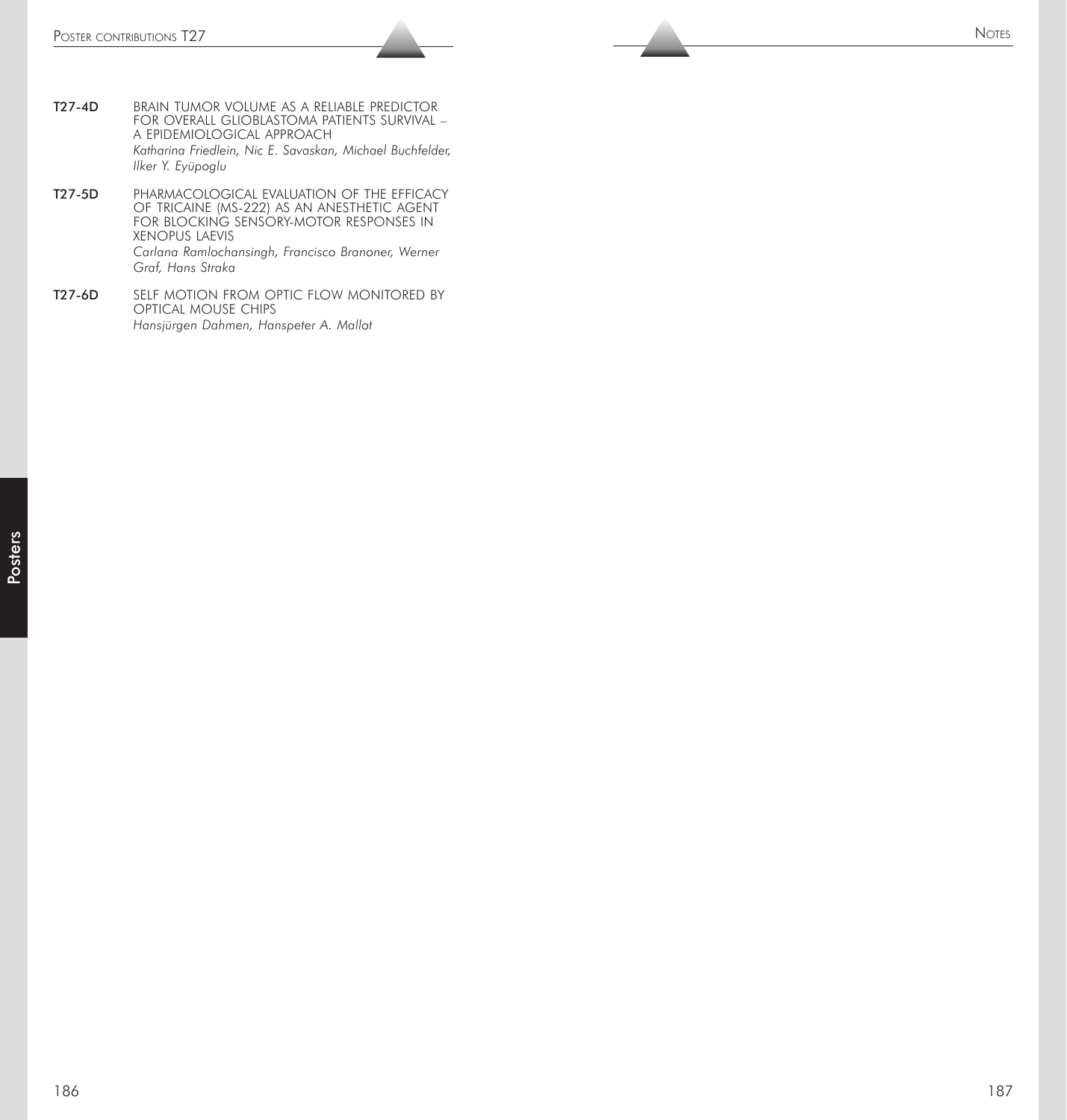**T27-4D** BRAIN TUMOR VOLUME AS A RELIABLE PREDICTOR FOR OVERALL GLIOBLASTOMA PATIENTS SURVIVAL – A EPIDEMIOLOGICAL APPROACH
*Katharina Friedlein, Nic E. Savaskan, Michael Buchfelder, Ilker Y. Eyüpoglu*

**T27-5D** PHARMACOLOGICAL EVALUATION OF THE EFFICACY OF TRICAINE (MS-222) AS AN ANESTHETIC AGENT FOR BLOCKING SENSORY-MOTOR RESPONSES IN XENOPUS LAEVIS
*Carlana Ramlochansingh, Francisco Branoner, Werner Graf, Hans Straka*

**T27-6D** SELF MOTION FROM OPTIC FLOW MONITORED BY OPTICAL MOUSE CHIPS
*Hansjürgen Dahmen, Hanspeter A. Mallot*

Notes